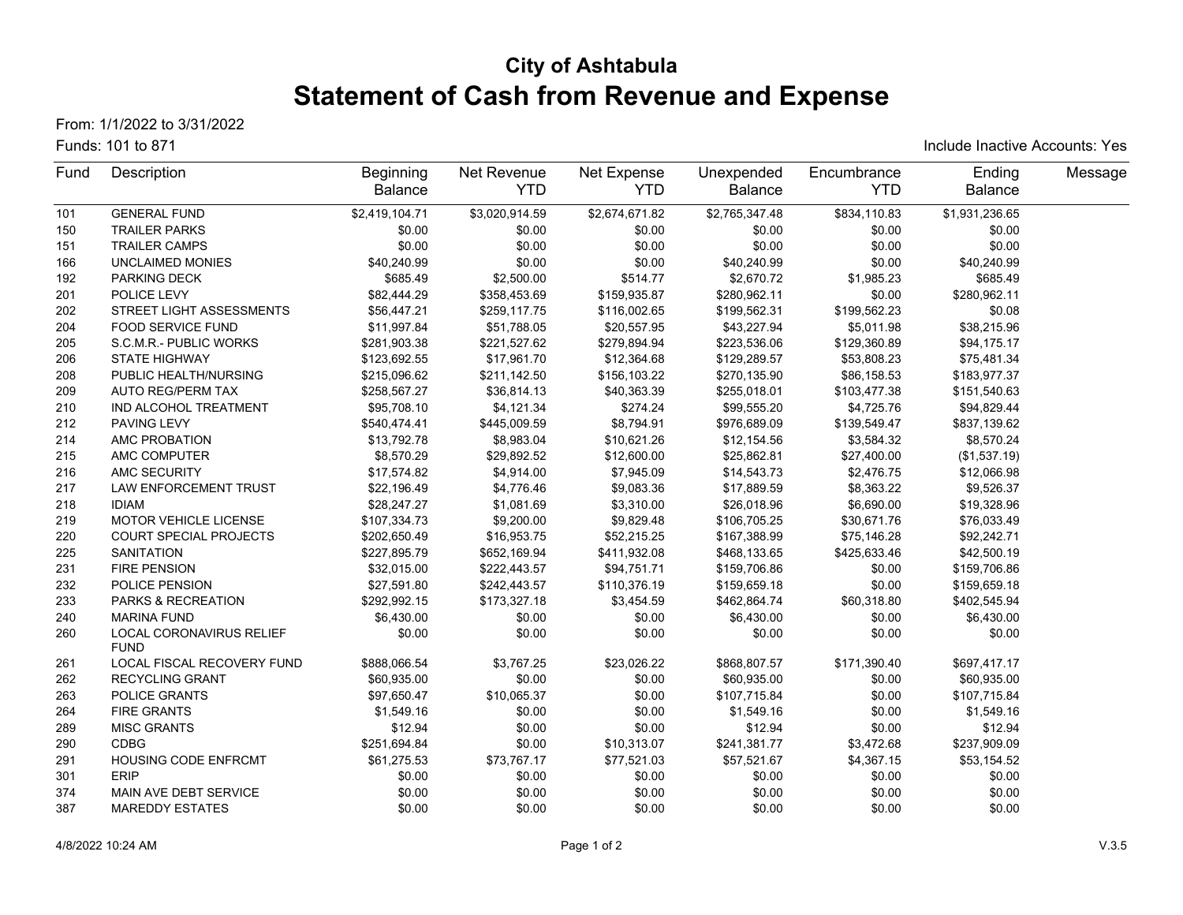# City of Ashtabula

# Statement of Cash from Revenue and Expense

From: 1/1/2022 to 3/31/2022

Funds: 101 to 871

Include Inactive Accounts: Yes

| Fund | Description | Beginning Balance | Net Revenue YTD | Net Expense YTD | Unexpended Balance | Encumbrance YTD | Ending Balance | Message |
|---|---|---|---|---|---|---|---|---|
| 101 | GENERAL FUND | $2,419,104.71 | $3,020,914.59 | $2,674,671.82 | $2,765,347.48 | $834,110.83 | $1,931,236.65 | |
| 150 | TRAILER PARKS | $0.00 | $0.00 | $0.00 | $0.00 | $0.00 | $0.00 | |
| 151 | TRAILER CAMPS | $0.00 | $0.00 | $0.00 | $0.00 | $0.00 | $0.00 | |
| 166 | UNCLAIMED MONIES | $40,240.99 | $0.00 | $0.00 | $40,240.99 | $0.00 | $40,240.99 | |
| 192 | PARKING DECK | $685.49 | $2,500.00 | $514.77 | $2,670.72 | $1,985.23 | $685.49 | |
| 201 | POLICE LEVY | $82,444.29 | $358,453.69 | $159,935.87 | $280,962.11 | $0.00 | $280,962.11 | |
| 202 | STREET LIGHT ASSESSMENTS | $56,447.21 | $259,117.75 | $116,002.65 | $199,562.31 | $199,562.23 | $0.08 | |
| 204 | FOOD SERVICE FUND | $11,997.84 | $51,788.05 | $20,557.95 | $43,227.94 | $5,011.98 | $38,215.96 | |
| 205 | S.C.M.R.- PUBLIC WORKS | $281,903.38 | $221,527.62 | $279,894.94 | $223,536.06 | $129,360.89 | $94,175.17 | |
| 206 | STATE HIGHWAY | $123,692.55 | $17,961.70 | $12,364.68 | $129,289.57 | $53,808.23 | $75,481.34 | |
| 208 | PUBLIC HEALTH/NURSING | $215,096.62 | $211,142.50 | $156,103.22 | $270,135.90 | $86,158.53 | $183,977.37 | |
| 209 | AUTO REG/PERM TAX | $258,567.27 | $36,814.13 | $40,363.39 | $255,018.01 | $103,477.38 | $151,540.63 | |
| 210 | IND ALCOHOL TREATMENT | $95,708.10 | $4,121.34 | $274.24 | $99,555.20 | $4,725.76 | $94,829.44 | |
| 212 | PAVING LEVY | $540,474.41 | $445,009.59 | $8,794.91 | $976,689.09 | $139,549.47 | $837,139.62 | |
| 214 | AMC PROBATION | $13,792.78 | $8,983.04 | $10,621.26 | $12,154.56 | $3,584.32 | $8,570.24 | |
| 215 | AMC COMPUTER | $8,570.29 | $29,892.52 | $12,600.00 | $25,862.81 | $27,400.00 | ($1,537.19) | |
| 216 | AMC SECURITY | $17,574.82 | $4,914.00 | $7,945.09 | $14,543.73 | $2,476.75 | $12,066.98 | |
| 217 | LAW ENFORCEMENT TRUST | $22,196.49 | $4,776.46 | $9,083.36 | $17,889.59 | $8,363.22 | $9,526.37 | |
| 218 | IDIAM | $28,247.27 | $1,081.69 | $3,310.00 | $26,018.96 | $6,690.00 | $19,328.96 | |
| 219 | MOTOR VEHICLE LICENSE | $107,334.73 | $9,200.00 | $9,829.48 | $106,705.25 | $30,671.76 | $76,033.49 | |
| 220 | COURT SPECIAL PROJECTS | $202,650.49 | $16,953.75 | $52,215.25 | $167,388.99 | $75,146.28 | $92,242.71 | |
| 225 | SANITATION | $227,895.79 | $652,169.94 | $411,932.08 | $468,133.65 | $425,633.46 | $42,500.19 | |
| 231 | FIRE PENSION | $32,015.00 | $222,443.57 | $94,751.71 | $159,706.86 | $0.00 | $159,706.86 | |
| 232 | POLICE PENSION | $27,591.80 | $242,443.57 | $110,376.19 | $159,659.18 | $0.00 | $159,659.18 | |
| 233 | PARKS & RECREATION | $292,992.15 | $173,327.18 | $3,454.59 | $462,864.74 | $60,318.80 | $402,545.94 | |
| 240 | MARINA FUND | $6,430.00 | $0.00 | $0.00 | $6,430.00 | $0.00 | $6,430.00 | |
| 260 | LOCAL CORONAVIRUS RELIEF FUND | $0.00 | $0.00 | $0.00 | $0.00 | $0.00 | $0.00 | |
| 261 | LOCAL FISCAL RECOVERY FUND | $888,066.54 | $3,767.25 | $23,026.22 | $868,807.57 | $171,390.40 | $697,417.17 | |
| 262 | RECYCLING GRANT | $60,935.00 | $0.00 | $0.00 | $60,935.00 | $0.00 | $60,935.00 | |
| 263 | POLICE GRANTS | $97,650.47 | $10,065.37 | $0.00 | $107,715.84 | $0.00 | $107,715.84 | |
| 264 | FIRE GRANTS | $1,549.16 | $0.00 | $0.00 | $1,549.16 | $0.00 | $1,549.16 | |
| 289 | MISC GRANTS | $12.94 | $0.00 | $0.00 | $12.94 | $0.00 | $12.94 | |
| 290 | CDBG | $251,694.84 | $0.00 | $10,313.07 | $241,381.77 | $3,472.68 | $237,909.09 | |
| 291 | HOUSING CODE ENFRCMT | $61,275.53 | $73,767.17 | $77,521.03 | $57,521.67 | $4,367.15 | $53,154.52 | |
| 301 | ERIP | $0.00 | $0.00 | $0.00 | $0.00 | $0.00 | $0.00 | |
| 374 | MAIN AVE DEBT SERVICE | $0.00 | $0.00 | $0.00 | $0.00 | $0.00 | $0.00 | |
| 387 | MAREDDY ESTATES | $0.00 | $0.00 | $0.00 | $0.00 | $0.00 | $0.00 | |

4/8/2022 10:24 AM V.3.5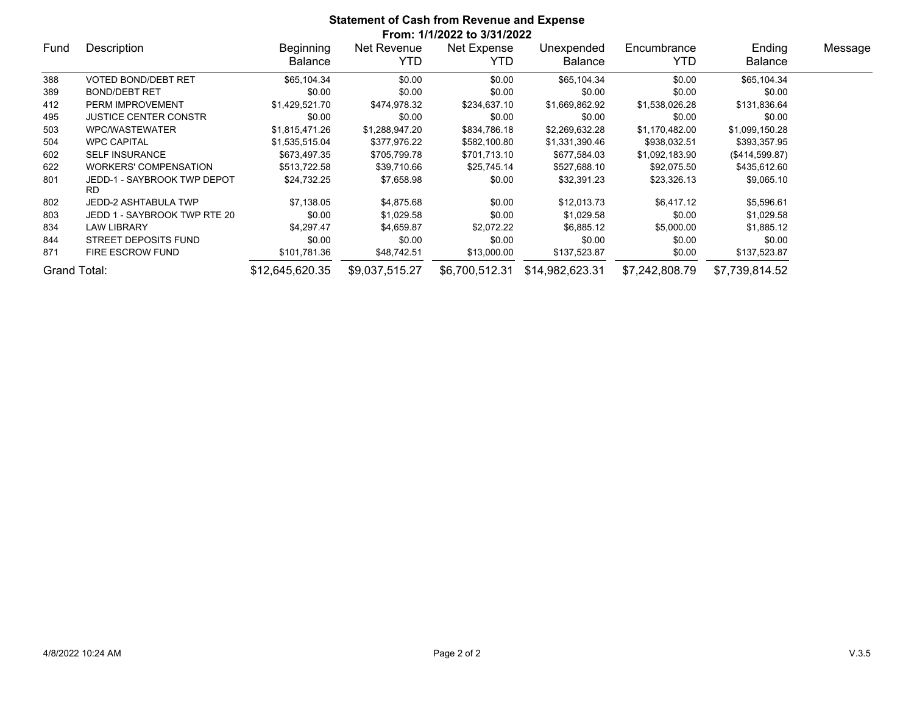**Statement of Cash from Revenue and Expense**

**From: 1/1/2022 to 3/31/2022**

| Fund | Description | Beginning Balance | Net Revenue YTD | Net Expense YTD | Unexpended Balance | Encumbrance YTD | Ending Balance | Message |
|---|---|---|---|---|---|---|---|---|
| 388 | VOTED BOND/DEBT RET | $65,104.34 | $0.00 | $0.00 | $65,104.34 | $0.00 | $65,104.34 | |
| 389 | BOND/DEBT RET | $0.00 | $0.00 | $0.00 | $0.00 | $0.00 | $0.00 | |
| 412 | PERM IMPROVEMENT | $1,429,521.70 | $474,978.32 | $234,637.10 | $1,669,862.92 | $1,538,026.28 | $131,836.64 | |
| 495 | JUSTICE CENTER CONSTR | $0.00 | $0.00 | $0.00 | $0.00 | $0.00 | $0.00 | |
| 503 | WPC/WASTEWATER | $1,815,471.26 | $1,288,947.20 | $834,786.18 | $2,269,632.28 | $1,170,482.00 | $1,099,150.28 | |
| 504 | WPC CAPITAL | $1,535,515.04 | $377,976.22 | $582,100.80 | $1,331,390.46 | $938,032.51 | $393,357.95 | |
| 602 | SELF INSURANCE | $673,497.35 | $705,799.78 | $701,713.10 | $677,584.03 | $1,092,183.90 | ($414,599.87) | |
| 622 | WORKERS' COMPENSATION | $513,722.58 | $39,710.66 | $25,745.14 | $527,688.10 | $92,075.50 | $435,612.60 | |
| 801 | JEDD-1 - SAYBROOK TWP DEPOT RD | $24,732.25 | $7,658.98 | $0.00 | $32,391.23 | $23,326.13 | $9,065.10 | |
| 802 | JEDD-2 ASHTABULA TWP | $7,138.05 | $4,875.68 | $0.00 | $12,013.73 | $6,417.12 | $5,596.61 | |
| 803 | JEDD 1 - SAYBROOK TWP RTE 20 | $0.00 | $1,029.58 | $0.00 | $1,029.58 | $0.00 | $1,029.58 | |
| 834 | LAW LIBRARY | $4,297.47 | $4,659.87 | $2,072.22 | $6,885.12 | $5,000.00 | $1,885.12 | |
| 844 | STREET DEPOSITS FUND | $0.00 | $0.00 | $0.00 | $0.00 | $0.00 | $0.00 | |
| 871 | FIRE ESCROW FUND | $101,781.36 | $48,742.51 | $13,000.00 | $137,523.87 | $0.00 | $137,523.87 | |
| Grand Total: | | $12,645,620.35 | $9,037,515.27 | $6,700,512.31 | $14,982,623.31 | $7,242,808.79 | $7,739,814.52 | |

4/8/2022 10:24 AM V.3.5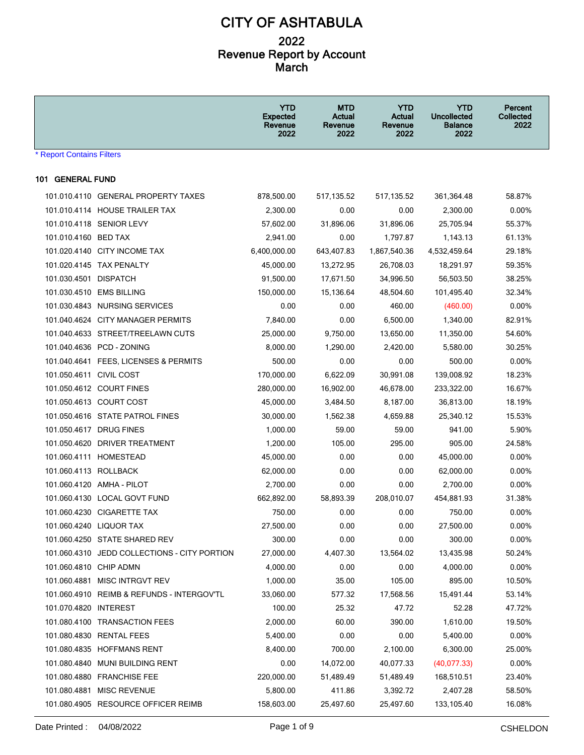# CITY OF ASHTABULA

## 2022
## Revenue Report by Account
## March

| | | YTD Expected Revenue 2022 | MTD Actual Revenue 2022 | YTD Actual Revenue 2022 | YTD Uncollected Balance 2022 | Percent Collected 2022 |
|---|---|---|---|---|---|---|

* Report Contains Filters

### 101 GENERAL FUND

| Account | Description | YTD Expected Revenue 2022 | MTD Actual Revenue 2022 | YTD Actual Revenue 2022 | YTD Uncollected Balance 2022 | Percent Collected 2022 |
|---|---|---|---|---|---|---|
| 101.010.4110 | GENERAL PROPERTY TAXES | 878,500.00 | 517,135.52 | 517,135.52 | 361,364.48 | 58.87% |
| 101.010.4114 | HOUSE TRAILER TAX | 2,300.00 | 0.00 | 0.00 | 2,300.00 | 0.00% |
| 101.010.4118 | SENIOR LEVY | 57,602.00 | 31,896.06 | 31,896.06 | 25,705.94 | 55.37% |
| 101.010.4160 | BED TAX | 2,941.00 | 0.00 | 1,797.87 | 1,143.13 | 61.13% |
| 101.020.4140 | CITY INCOME TAX | 6,400,000.00 | 643,407.83 | 1,867,540.36 | 4,532,459.64 | 29.18% |
| 101.020.4145 | TAX PENALTY | 45,000.00 | 13,272.95 | 26,708.03 | 18,291.97 | 59.35% |
| 101.030.4501 | DISPATCH | 91,500.00 | 17,671.50 | 34,996.50 | 56,503.50 | 38.25% |
| 101.030.4510 | EMS BILLING | 150,000.00 | 15,136.64 | 48,504.60 | 101,495.40 | 32.34% |
| 101.030.4843 | NURSING SERVICES | 0.00 | 0.00 | 460.00 | (460.00) | 0.00% |
| 101.040.4624 | CITY MANAGER PERMITS | 7,840.00 | 0.00 | 6,500.00 | 1,340.00 | 82.91% |
| 101.040.4633 | STREET/TREELAWN CUTS | 25,000.00 | 9,750.00 | 13,650.00 | 11,350.00 | 54.60% |
| 101.040.4636 | PCD - ZONING | 8,000.00 | 1,290.00 | 2,420.00 | 5,580.00 | 30.25% |
| 101.040.4641 | FEES, LICENSES & PERMITS | 500.00 | 0.00 | 0.00 | 500.00 | 0.00% |
| 101.050.4611 | CIVIL COST | 170,000.00 | 6,622.09 | 30,991.08 | 139,008.92 | 18.23% |
| 101.050.4612 | COURT FINES | 280,000.00 | 16,902.00 | 46,678.00 | 233,322.00 | 16.67% |
| 101.050.4613 | COURT COST | 45,000.00 | 3,484.50 | 8,187.00 | 36,813.00 | 18.19% |
| 101.050.4616 | STATE PATROL FINES | 30,000.00 | 1,562.38 | 4,659.88 | 25,340.12 | 15.53% |
| 101.050.4617 | DRUG FINES | 1,000.00 | 59.00 | 59.00 | 941.00 | 5.90% |
| 101.050.4620 | DRIVER TREATMENT | 1,200.00 | 105.00 | 295.00 | 905.00 | 24.58% |
| 101.060.4111 | HOMESTEAD | 45,000.00 | 0.00 | 0.00 | 45,000.00 | 0.00% |
| 101.060.4113 | ROLLBACK | 62,000.00 | 0.00 | 0.00 | 62,000.00 | 0.00% |
| 101.060.4120 | AMHA - PILOT | 2,700.00 | 0.00 | 0.00 | 2,700.00 | 0.00% |
| 101.060.4130 | LOCAL GOVT FUND | 662,892.00 | 58,893.39 | 208,010.07 | 454,881.93 | 31.38% |
| 101.060.4230 | CIGARETTE TAX | 750.00 | 0.00 | 0.00 | 750.00 | 0.00% |
| 101.060.4240 | LIQUOR TAX | 27,500.00 | 0.00 | 0.00 | 27,500.00 | 0.00% |
| 101.060.4250 | STATE SHARED REV | 300.00 | 0.00 | 0.00 | 300.00 | 0.00% |
| 101.060.4310 | JEDD COLLECTIONS - CITY PORTION | 27,000.00 | 4,407.30 | 13,564.02 | 13,435.98 | 50.24% |
| 101.060.4810 | CHIP ADMN | 4,000.00 | 0.00 | 0.00 | 4,000.00 | 0.00% |
| 101.060.4881 | MISC INTRGVT REV | 1,000.00 | 35.00 | 105.00 | 895.00 | 10.50% |
| 101.060.4910 | REIMB & REFUNDS - INTERGOV'TL | 33,060.00 | 577.32 | 17,568.56 | 15,491.44 | 53.14% |
| 101.070.4820 | INTEREST | 100.00 | 25.32 | 47.72 | 52.28 | 47.72% |
| 101.080.4100 | TRANSACTION FEES | 2,000.00 | 60.00 | 390.00 | 1,610.00 | 19.50% |
| 101.080.4830 | RENTAL FEES | 5,400.00 | 0.00 | 0.00 | 5,400.00 | 0.00% |
| 101.080.4835 | HOFFMANS RENT | 8,400.00 | 700.00 | 2,100.00 | 6,300.00 | 25.00% |
| 101.080.4840 | MUNI BUILDING RENT | 0.00 | 14,072.00 | 40,077.33 | (40,077.33) | 0.00% |
| 101.080.4880 | FRANCHISE FEE | 220,000.00 | 51,489.49 | 51,489.49 | 168,510.51 | 23.40% |
| 101.080.4881 | MISC REVENUE | 5,800.00 | 411.86 | 3,392.72 | 2,407.28 | 58.50% |
| 101.080.4905 | RESOURCE OFFICER REIMB | 158,603.00 | 25,497.60 | 25,497.60 | 133,105.40 | 16.08% |

Date Printed : 04/08/2022 CSHELDON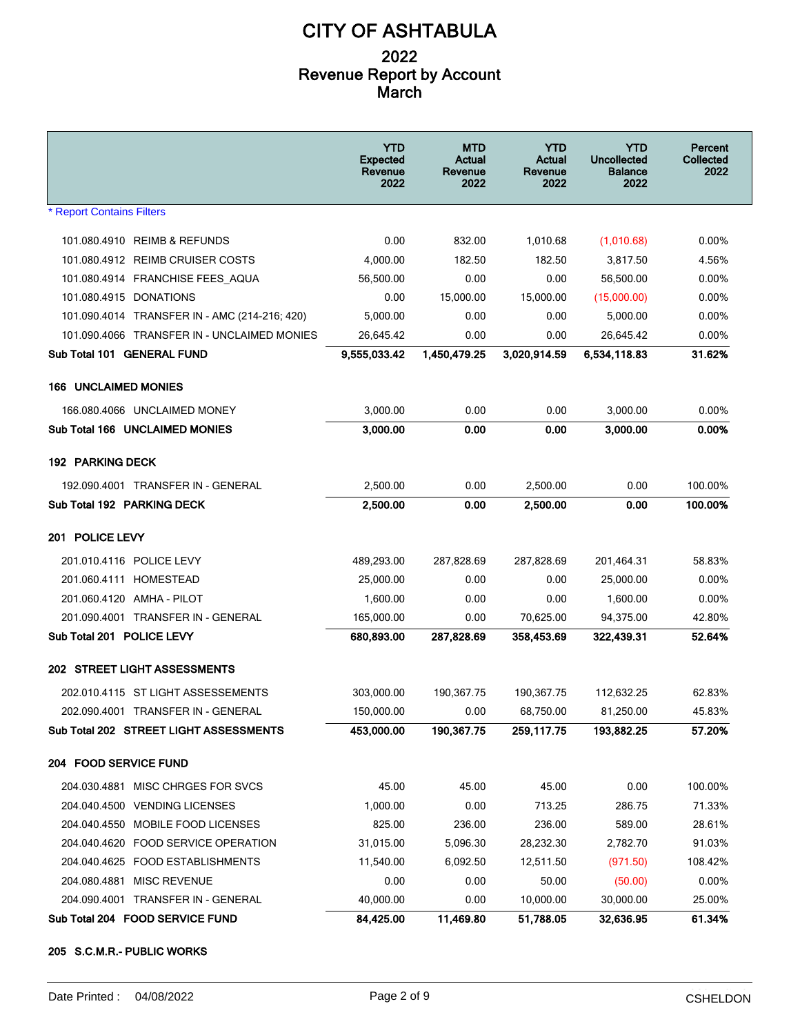# CITY OF ASHTABULA

## 2022
## Revenue Report by Account
## March

| | YTD Expected Revenue 2022 | MTD Actual Revenue 2022 | YTD Actual Revenue 2022 | YTD Uncollected Balance 2022 | Percent Collected 2022 |
|---|---|---|---|---|---|
| * Report Contains Filters | | | | | |
| 101.080.4910 REIMB & REFUNDS | 0.00 | 832.00 | 1,010.68 | (1,010.68) | 0.00% |
| 101.080.4912 REIMB CRUISER COSTS | 4,000.00 | 182.50 | 182.50 | 3,817.50 | 4.56% |
| 101.080.4914 FRANCHISE FEES_AQUA | 56,500.00 | 0.00 | 0.00 | 56,500.00 | 0.00% |
| 101.080.4915 DONATIONS | 0.00 | 15,000.00 | 15,000.00 | (15,000.00) | 0.00% |
| 101.090.4014 TRANSFER IN - AMC (214-216; 420) | 5,000.00 | 0.00 | 0.00 | 5,000.00 | 0.00% |
| 101.090.4066 TRANSFER IN - UNCLAIMED MONIES | 26,645.42 | 0.00 | 0.00 | 26,645.42 | 0.00% |
| **Sub Total 101 GENERAL FUND** | **9,555,033.42** | **1,450,479.25** | **3,020,914.59** | **6,534,118.83** | **31.62%** |
| **166 UNCLAIMED MONIES** | | | | | |
| 166.080.4066 UNCLAIMED MONEY | 3,000.00 | 0.00 | 0.00 | 3,000.00 | 0.00% |
| **Sub Total 166 UNCLAIMED MONIES** | **3,000.00** | **0.00** | **0.00** | **3,000.00** | **0.00%** |
| **192 PARKING DECK** | | | | | |
| 192.090.4001 TRANSFER IN - GENERAL | 2,500.00 | 0.00 | 2,500.00 | 0.00 | 100.00% |
| **Sub Total 192 PARKING DECK** | **2,500.00** | **0.00** | **2,500.00** | **0.00** | **100.00%** |
| **201 POLICE LEVY** | | | | | |
| 201.010.4116 POLICE LEVY | 489,293.00 | 287,828.69 | 287,828.69 | 201,464.31 | 58.83% |
| 201.060.4111 HOMESTEAD | 25,000.00 | 0.00 | 0.00 | 25,000.00 | 0.00% |
| 201.060.4120 AMHA - PILOT | 1,600.00 | 0.00 | 0.00 | 1,600.00 | 0.00% |
| 201.090.4001 TRANSFER IN - GENERAL | 165,000.00 | 0.00 | 70,625.00 | 94,375.00 | 42.80% |
| **Sub Total 201 POLICE LEVY** | **680,893.00** | **287,828.69** | **358,453.69** | **322,439.31** | **52.64%** |
| **202 STREET LIGHT ASSESSMENTS** | | | | | |
| 202.010.4115 ST LIGHT ASSESSEMENTS | 303,000.00 | 190,367.75 | 190,367.75 | 112,632.25 | 62.83% |
| 202.090.4001 TRANSFER IN - GENERAL | 150,000.00 | 0.00 | 68,750.00 | 81,250.00 | 45.83% |
| **Sub Total 202 STREET LIGHT ASSESSMENTS** | **453,000.00** | **190,367.75** | **259,117.75** | **193,882.25** | **57.20%** |
| **204 FOOD SERVICE FUND** | | | | | |
| 204.030.4881 MISC CHRGES FOR SVCS | 45.00 | 45.00 | 45.00 | 0.00 | 100.00% |
| 204.040.4500 VENDING LICENSES | 1,000.00 | 0.00 | 713.25 | 286.75 | 71.33% |
| 204.040.4550 MOBILE FOOD LICENSES | 825.00 | 236.00 | 236.00 | 589.00 | 28.61% |
| 204.040.4620 FOOD SERVICE OPERATION | 31,015.00 | 5,096.30 | 28,232.30 | 2,782.70 | 91.03% |
| 204.040.4625 FOOD ESTABLISHMENTS | 11,540.00 | 6,092.50 | 12,511.50 | (971.50) | 108.42% |
| 204.080.4881 MISC REVENUE | 0.00 | 0.00 | 50.00 | (50.00) | 0.00% |
| 204.090.4001 TRANSFER IN - GENERAL | 40,000.00 | 0.00 | 10,000.00 | 30,000.00 | 25.00% |
| **Sub Total 204 FOOD SERVICE FUND** | **84,425.00** | **11,469.80** | **51,788.05** | **32,636.95** | **61.34%** |
| **205 S.C.M.R.- PUBLIC WORKS** | | | | | |

Date Printed : 04/08/2022 CSHELDON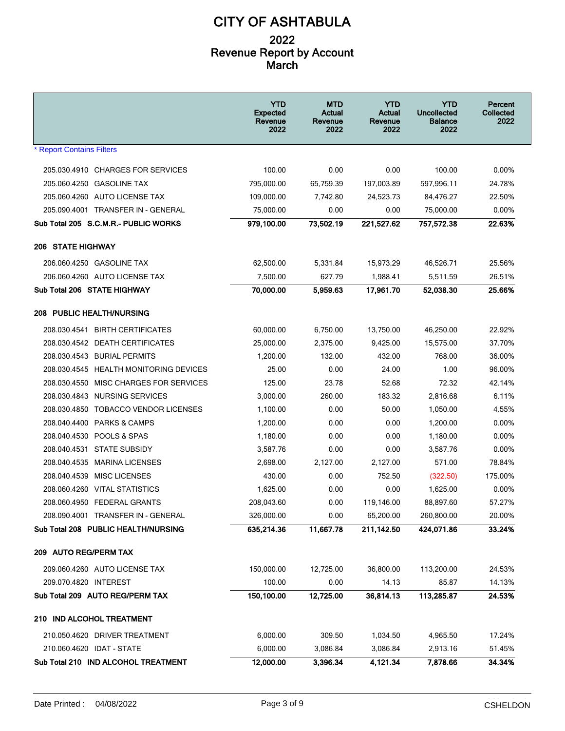# CITY OF ASHTABULA

## 2022
## Revenue Report by Account
## March

| | YTD Expected Revenue 2022 | MTD Actual Revenue 2022 | YTD Actual Revenue 2022 | YTD Uncollected Balance 2022 | Percent Collected 2022 |
|---|---|---|---|---|---|
| * Report Contains Filters | | | | | |
| 205.030.4910 CHARGES FOR SERVICES | 100.00 | 0.00 | 0.00 | 100.00 | 0.00% |
| 205.060.4250 GASOLINE TAX | 795,000.00 | 65,759.39 | 197,003.89 | 597,996.11 | 24.78% |
| 205.060.4260 AUTO LICENSE TAX | 109,000.00 | 7,742.80 | 24,523.73 | 84,476.27 | 22.50% |
| 205.090.4001 TRANSFER IN - GENERAL | 75,000.00 | 0.00 | 0.00 | 75,000.00 | 0.00% |
| **Sub Total 205 S.C.M.R.- PUBLIC WORKS** | **979,100.00** | **73,502.19** | **221,527.62** | **757,572.38** | **22.63%** |
| **206 STATE HIGHWAY** | | | | | |
| 206.060.4250 GASOLINE TAX | 62,500.00 | 5,331.84 | 15,973.29 | 46,526.71 | 25.56% |
| 206.060.4260 AUTO LICENSE TAX | 7,500.00 | 627.79 | 1,988.41 | 5,511.59 | 26.51% |
| **Sub Total 206 STATE HIGHWAY** | **70,000.00** | **5,959.63** | **17,961.70** | **52,038.30** | **25.66%** |
| **208 PUBLIC HEALTH/NURSING** | | | | | |
| 208.030.4541 BIRTH CERTIFICATES | 60,000.00 | 6,750.00 | 13,750.00 | 46,250.00 | 22.92% |
| 208.030.4542 DEATH CERTIFICATES | 25,000.00 | 2,375.00 | 9,425.00 | 15,575.00 | 37.70% |
| 208.030.4543 BURIAL PERMITS | 1,200.00 | 132.00 | 432.00 | 768.00 | 36.00% |
| 208.030.4545 HEALTH MONITORING DEVICES | 25.00 | 0.00 | 24.00 | 1.00 | 96.00% |
| 208.030.4550 MISC CHARGES FOR SERVICES | 125.00 | 23.78 | 52.68 | 72.32 | 42.14% |
| 208.030.4843 NURSING SERVICES | 3,000.00 | 260.00 | 183.32 | 2,816.68 | 6.11% |
| 208.030.4850 TOBACCO VENDOR LICENSES | 1,100.00 | 0.00 | 50.00 | 1,050.00 | 4.55% |
| 208.040.4400 PARKS & CAMPS | 1,200.00 | 0.00 | 0.00 | 1,200.00 | 0.00% |
| 208.040.4530 POOLS & SPAS | 1,180.00 | 0.00 | 0.00 | 1,180.00 | 0.00% |
| 208.040.4531 STATE SUBSIDY | 3,587.76 | 0.00 | 0.00 | 3,587.76 | 0.00% |
| 208.040.4535 MARINA LICENSES | 2,698.00 | 2,127.00 | 2,127.00 | 571.00 | 78.84% |
| 208.040.4539 MISC LICENSES | 430.00 | 0.00 | 752.50 | (322.50) | 175.00% |
| 208.060.4260 VITAL STATISTICS | 1,625.00 | 0.00 | 0.00 | 1,625.00 | 0.00% |
| 208.060.4950 FEDERAL GRANTS | 208,043.60 | 0.00 | 119,146.00 | 88,897.60 | 57.27% |
| 208.090.4001 TRANSFER IN - GENERAL | 326,000.00 | 0.00 | 65,200.00 | 260,800.00 | 20.00% |
| **Sub Total 208 PUBLIC HEALTH/NURSING** | **635,214.36** | **11,667.78** | **211,142.50** | **424,071.86** | **33.24%** |
| **209 AUTO REG/PERM TAX** | | | | | |
| 209.060.4260 AUTO LICENSE TAX | 150,000.00 | 12,725.00 | 36,800.00 | 113,200.00 | 24.53% |
| 209.070.4820 INTEREST | 100.00 | 0.00 | 14.13 | 85.87 | 14.13% |
| **Sub Total 209 AUTO REG/PERM TAX** | **150,100.00** | **12,725.00** | **36,814.13** | **113,285.87** | **24.53%** |
| **210 IND ALCOHOL TREATMENT** | | | | | |
| 210.050.4620 DRIVER TREATMENT | 6,000.00 | 309.50 | 1,034.50 | 4,965.50 | 17.24% |
| 210.060.4620 IDAT - STATE | 6,000.00 | 3,086.84 | 3,086.84 | 2,913.16 | 51.45% |
| **Sub Total 210 IND ALCOHOL TREATMENT** | **12,000.00** | **3,396.34** | **4,121.34** | **7,878.66** | **34.34%** |

Date Printed : 04/08/2022 CSHELDON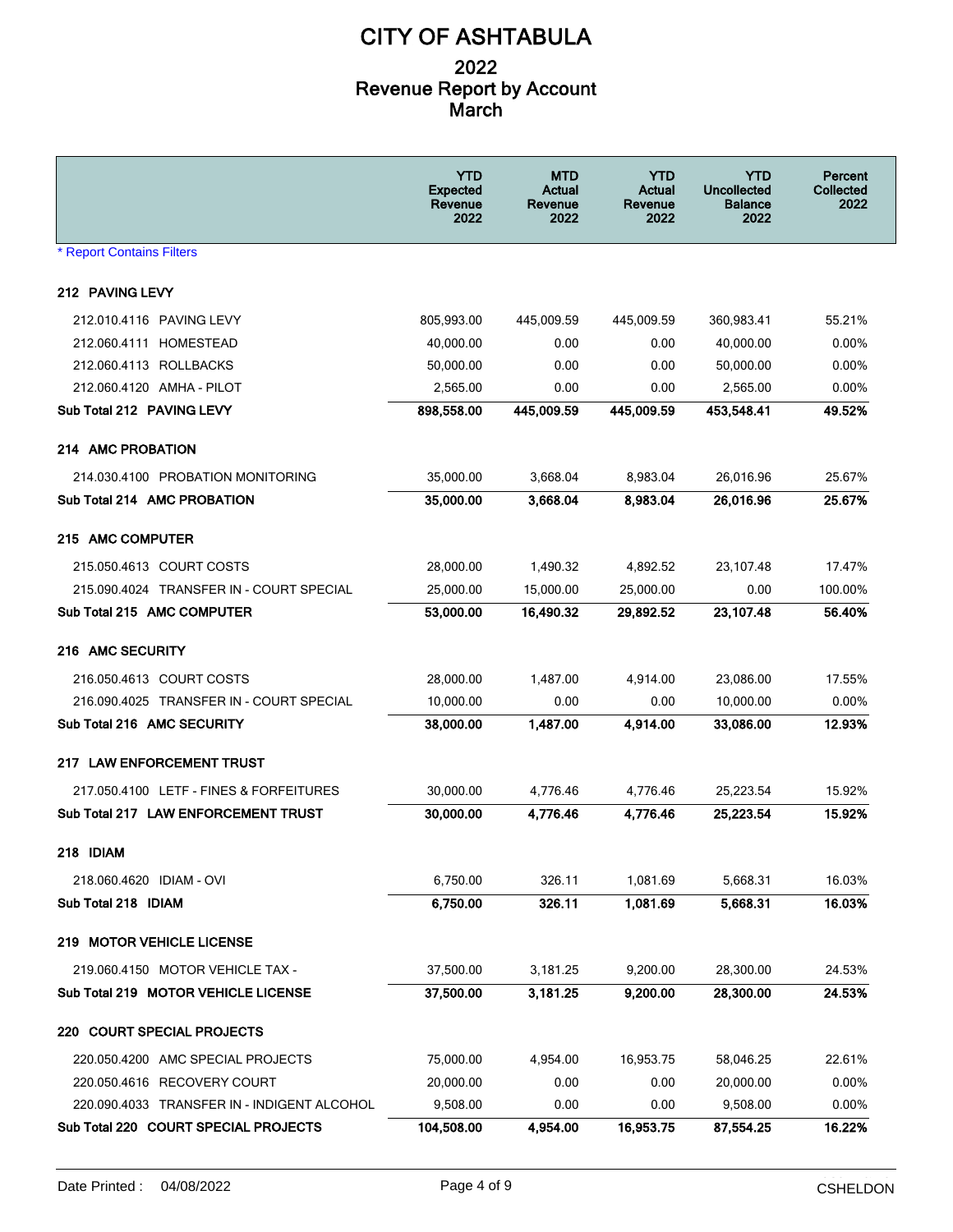# CITY OF ASHTABULA

## 2022
## Revenue Report by Account
## March

| | YTD Expected Revenue 2022 | MTD Actual Revenue 2022 | YTD Actual Revenue 2022 | YTD Uncollected Balance 2022 | Percent Collected 2022 |
|---|---|---|---|---|---|
| * Report Contains Filters | | | | | |
| **212 PAVING LEVY** | | | | | |
| 212.010.4116 PAVING LEVY | 805,993.00 | 445,009.59 | 445,009.59 | 360,983.41 | 55.21% |
| 212.060.4111 HOMESTEAD | 40,000.00 | 0.00 | 0.00 | 40,000.00 | 0.00% |
| 212.060.4113 ROLLBACKS | 50,000.00 | 0.00 | 0.00 | 50,000.00 | 0.00% |
| 212.060.4120 AMHA - PILOT | 2,565.00 | 0.00 | 0.00 | 2,565.00 | 0.00% |
| **Sub Total 212 PAVING LEVY** | **898,558.00** | **445,009.59** | **445,009.59** | **453,548.41** | **49.52%** |
| **214 AMC PROBATION** | | | | | |
| 214.030.4100 PROBATION MONITORING | 35,000.00 | 3,668.04 | 8,983.04 | 26,016.96 | 25.67% |
| **Sub Total 214 AMC PROBATION** | **35,000.00** | **3,668.04** | **8,983.04** | **26,016.96** | **25.67%** |
| **215 AMC COMPUTER** | | | | | |
| 215.050.4613 COURT COSTS | 28,000.00 | 1,490.32 | 4,892.52 | 23,107.48 | 17.47% |
| 215.090.4024 TRANSFER IN - COURT SPECIAL | 25,000.00 | 15,000.00 | 25,000.00 | 0.00 | 100.00% |
| **Sub Total 215 AMC COMPUTER** | **53,000.00** | **16,490.32** | **29,892.52** | **23,107.48** | **56.40%** |
| **216 AMC SECURITY** | | | | | |
| 216.050.4613 COURT COSTS | 28,000.00 | 1,487.00 | 4,914.00 | 23,086.00 | 17.55% |
| 216.090.4025 TRANSFER IN - COURT SPECIAL | 10,000.00 | 0.00 | 0.00 | 10,000.00 | 0.00% |
| **Sub Total 216 AMC SECURITY** | **38,000.00** | **1,487.00** | **4,914.00** | **33,086.00** | **12.93%** |
| **217 LAW ENFORCEMENT TRUST** | | | | | |
| 217.050.4100 LETF - FINES & FORFEITURES | 30,000.00 | 4,776.46 | 4,776.46 | 25,223.54 | 15.92% |
| **Sub Total 217 LAW ENFORCEMENT TRUST** | **30,000.00** | **4,776.46** | **4,776.46** | **25,223.54** | **15.92%** |
| **218 IDIAM** | | | | | |
| 218.060.4620 IDIAM - OVI | 6,750.00 | 326.11 | 1,081.69 | 5,668.31 | 16.03% |
| **Sub Total 218 IDIAM** | **6,750.00** | **326.11** | **1,081.69** | **5,668.31** | **16.03%** |
| **219 MOTOR VEHICLE LICENSE** | | | | | |
| 219.060.4150 MOTOR VEHICLE TAX - | 37,500.00 | 3,181.25 | 9,200.00 | 28,300.00 | 24.53% |
| **Sub Total 219 MOTOR VEHICLE LICENSE** | **37,500.00** | **3,181.25** | **9,200.00** | **28,300.00** | **24.53%** |
| **220 COURT SPECIAL PROJECTS** | | | | | |
| 220.050.4200 AMC SPECIAL PROJECTS | 75,000.00 | 4,954.00 | 16,953.75 | 58,046.25 | 22.61% |
| 220.050.4616 RECOVERY COURT | 20,000.00 | 0.00 | 0.00 | 20,000.00 | 0.00% |
| 220.090.4033 TRANSFER IN - INDIGENT ALCOHOL | 9,508.00 | 0.00 | 0.00 | 9,508.00 | 0.00% |
| **Sub Total 220 COURT SPECIAL PROJECTS** | **104,508.00** | **4,954.00** | **16,953.75** | **87,554.25** | **16.22%** |

Date Printed : 04/08/2022 CSHELDON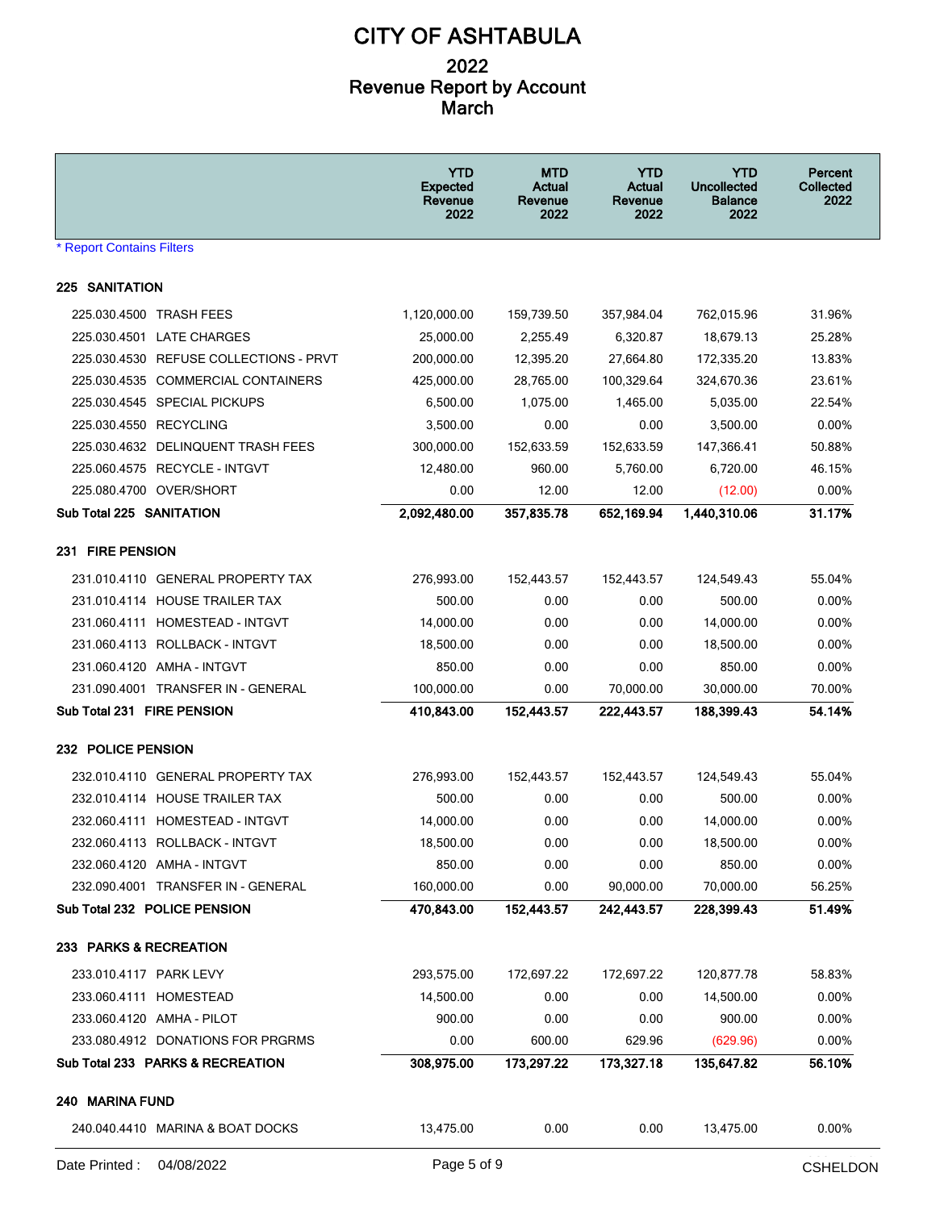# CITY OF ASHTABULA

## 2022
## Revenue Report by Account
## March

| | YTD Expected Revenue 2022 | MTD Actual Revenue 2022 | YTD Actual Revenue 2022 | YTD Uncollected Balance 2022 | Percent Collected 2022 |
|---|---|---|---|---|---|
| * Report Contains Filters | | | | | |
| **225 SANITATION** | | | | | |
| 225.030.4500 TRASH FEES | 1,120,000.00 | 159,739.50 | 357,984.04 | 762,015.96 | 31.96% |
| 225.030.4501 LATE CHARGES | 25,000.00 | 2,255.49 | 6,320.87 | 18,679.13 | 25.28% |
| 225.030.4530 REFUSE COLLECTIONS - PRVT | 200,000.00 | 12,395.20 | 27,664.80 | 172,335.20 | 13.83% |
| 225.030.4535 COMMERCIAL CONTAINERS | 425,000.00 | 28,765.00 | 100,329.64 | 324,670.36 | 23.61% |
| 225.030.4545 SPECIAL PICKUPS | 6,500.00 | 1,075.00 | 1,465.00 | 5,035.00 | 22.54% |
| 225.030.4550 RECYCLING | 3,500.00 | 0.00 | 0.00 | 3,500.00 | 0.00% |
| 225.030.4632 DELINQUENT TRASH FEES | 300,000.00 | 152,633.59 | 152,633.59 | 147,366.41 | 50.88% |
| 225.060.4575 RECYCLE - INTGVT | 12,480.00 | 960.00 | 5,760.00 | 6,720.00 | 46.15% |
| 225.080.4700 OVER/SHORT | 0.00 | 12.00 | 12.00 | (12.00) | 0.00% |
| **Sub Total 225 SANITATION** | **2,092,480.00** | **357,835.78** | **652,169.94** | **1,440,310.06** | **31.17%** |
| **231 FIRE PENSION** | | | | | |
| 231.010.4110 GENERAL PROPERTY TAX | 276,993.00 | 152,443.57 | 152,443.57 | 124,549.43 | 55.04% |
| 231.010.4114 HOUSE TRAILER TAX | 500.00 | 0.00 | 0.00 | 500.00 | 0.00% |
| 231.060.4111 HOMESTEAD - INTGVT | 14,000.00 | 0.00 | 0.00 | 14,000.00 | 0.00% |
| 231.060.4113 ROLLBACK - INTGVT | 18,500.00 | 0.00 | 0.00 | 18,500.00 | 0.00% |
| 231.060.4120 AMHA - INTGVT | 850.00 | 0.00 | 0.00 | 850.00 | 0.00% |
| 231.090.4001 TRANSFER IN - GENERAL | 100,000.00 | 0.00 | 70,000.00 | 30,000.00 | 70.00% |
| **Sub Total 231 FIRE PENSION** | **410,843.00** | **152,443.57** | **222,443.57** | **188,399.43** | **54.14%** |
| **232 POLICE PENSION** | | | | | |
| 232.010.4110 GENERAL PROPERTY TAX | 276,993.00 | 152,443.57 | 152,443.57 | 124,549.43 | 55.04% |
| 232.010.4114 HOUSE TRAILER TAX | 500.00 | 0.00 | 0.00 | 500.00 | 0.00% |
| 232.060.4111 HOMESTEAD - INTGVT | 14,000.00 | 0.00 | 0.00 | 14,000.00 | 0.00% |
| 232.060.4113 ROLLBACK - INTGVT | 18,500.00 | 0.00 | 0.00 | 18,500.00 | 0.00% |
| 232.060.4120 AMHA - INTGVT | 850.00 | 0.00 | 0.00 | 850.00 | 0.00% |
| 232.090.4001 TRANSFER IN - GENERAL | 160,000.00 | 0.00 | 90,000.00 | 70,000.00 | 56.25% |
| **Sub Total 232 POLICE PENSION** | **470,843.00** | **152,443.57** | **242,443.57** | **228,399.43** | **51.49%** |
| **233 PARKS & RECREATION** | | | | | |
| 233.010.4117 PARK LEVY | 293,575.00 | 172,697.22 | 172,697.22 | 120,877.78 | 58.83% |
| 233.060.4111 HOMESTEAD | 14,500.00 | 0.00 | 0.00 | 14,500.00 | 0.00% |
| 233.060.4120 AMHA - PILOT | 900.00 | 0.00 | 0.00 | 900.00 | 0.00% |
| 233.080.4912 DONATIONS FOR PRGRMS | 0.00 | 600.00 | 629.96 | (629.96) | 0.00% |
| **Sub Total 233 PARKS & RECREATION** | **308,975.00** | **173,297.22** | **173,327.18** | **135,647.82** | **56.10%** |
| **240 MARINA FUND** | | | | | |
| 240.040.4410 MARINA & BOAT DOCKS | 13,475.00 | 0.00 | 0.00 | 13,475.00 | 0.00% |

Date Printed : 04/08/2022 CSHELDON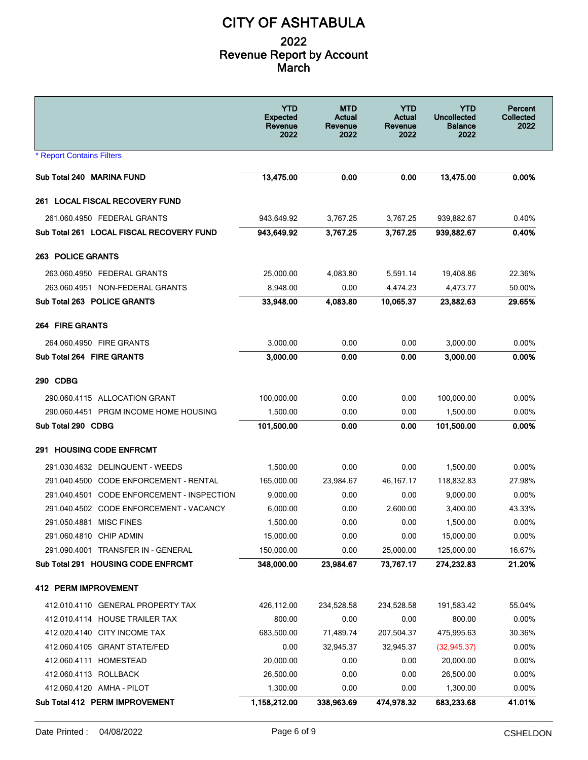# CITY OF ASHTABULA

## 2022
## Revenue Report by Account
## March

| | YTD Expected Revenue 2022 | MTD Actual Revenue 2022 | YTD Actual Revenue 2022 | YTD Uncollected Balance 2022 | Percent Collected 2022 |
|---|---|---|---|---|---|
| * Report Contains Filters | | | | | |
| **Sub Total 240 MARINA FUND** | **13,475.00** | **0.00** | **0.00** | **13,475.00** | **0.00%** |
| **261 LOCAL FISCAL RECOVERY FUND** | | | | | |
| 261.060.4950 FEDERAL GRANTS | 943,649.92 | 3,767.25 | 3,767.25 | 939,882.67 | 0.40% |
| **Sub Total 261 LOCAL FISCAL RECOVERY FUND** | **943,649.92** | **3,767.25** | **3,767.25** | **939,882.67** | **0.40%** |
| **263 POLICE GRANTS** | | | | | |
| 263.060.4950 FEDERAL GRANTS | 25,000.00 | 4,083.80 | 5,591.14 | 19,408.86 | 22.36% |
| 263.060.4951 NON-FEDERAL GRANTS | 8,948.00 | 0.00 | 4,474.23 | 4,473.77 | 50.00% |
| **Sub Total 263 POLICE GRANTS** | **33,948.00** | **4,083.80** | **10,065.37** | **23,882.63** | **29.65%** |
| **264 FIRE GRANTS** | | | | | |
| 264.060.4950 FIRE GRANTS | 3,000.00 | 0.00 | 0.00 | 3,000.00 | 0.00% |
| **Sub Total 264 FIRE GRANTS** | **3,000.00** | **0.00** | **0.00** | **3,000.00** | **0.00%** |
| **290 CDBG** | | | | | |
| 290.060.4115 ALLOCATION GRANT | 100,000.00 | 0.00 | 0.00 | 100,000.00 | 0.00% |
| 290.060.4451 PRGM INCOME HOME HOUSING | 1,500.00 | 0.00 | 0.00 | 1,500.00 | 0.00% |
| **Sub Total 290 CDBG** | **101,500.00** | **0.00** | **0.00** | **101,500.00** | **0.00%** |
| **291 HOUSING CODE ENFRCMT** | | | | | |
| 291.030.4632 DELINQUENT - WEEDS | 1,500.00 | 0.00 | 0.00 | 1,500.00 | 0.00% |
| 291.040.4500 CODE ENFORCEMENT - RENTAL | 165,000.00 | 23,984.67 | 46,167.17 | 118,832.83 | 27.98% |
| 291.040.4501 CODE ENFORCEMENT - INSPECTION | 9,000.00 | 0.00 | 0.00 | 9,000.00 | 0.00% |
| 291.040.4502 CODE ENFORCEMENT - VACANCY | 6,000.00 | 0.00 | 2,600.00 | 3,400.00 | 43.33% |
| 291.050.4881 MISC FINES | 1,500.00 | 0.00 | 0.00 | 1,500.00 | 0.00% |
| 291.060.4810 CHIP ADMIN | 15,000.00 | 0.00 | 0.00 | 15,000.00 | 0.00% |
| 291.090.4001 TRANSFER IN - GENERAL | 150,000.00 | 0.00 | 25,000.00 | 125,000.00 | 16.67% |
| **Sub Total 291 HOUSING CODE ENFRCMT** | **348,000.00** | **23,984.67** | **73,767.17** | **274,232.83** | **21.20%** |
| **412 PERM IMPROVEMENT** | | | | | |
| 412.010.4110 GENERAL PROPERTY TAX | 426,112.00 | 234,528.58 | 234,528.58 | 191,583.42 | 55.04% |
| 412.010.4114 HOUSE TRAILER TAX | 800.00 | 0.00 | 0.00 | 800.00 | 0.00% |
| 412.020.4140 CITY INCOME TAX | 683,500.00 | 71,489.74 | 207,504.37 | 475,995.63 | 30.36% |
| 412.060.4105 GRANT STATE/FED | 0.00 | 32,945.37 | 32,945.37 | (32,945.37) | 0.00% |
| 412.060.4111 HOMESTEAD | 20,000.00 | 0.00 | 0.00 | 20,000.00 | 0.00% |
| 412.060.4113 ROLLBACK | 26,500.00 | 0.00 | 0.00 | 26,500.00 | 0.00% |
| 412.060.4120 AMHA - PILOT | 1,300.00 | 0.00 | 0.00 | 1,300.00 | 0.00% |
| **Sub Total 412 PERM IMPROVEMENT** | **1,158,212.00** | **338,963.69** | **474,978.32** | **683,233.68** | **41.01%** |

Date Printed : 04/08/2022 CSHELDON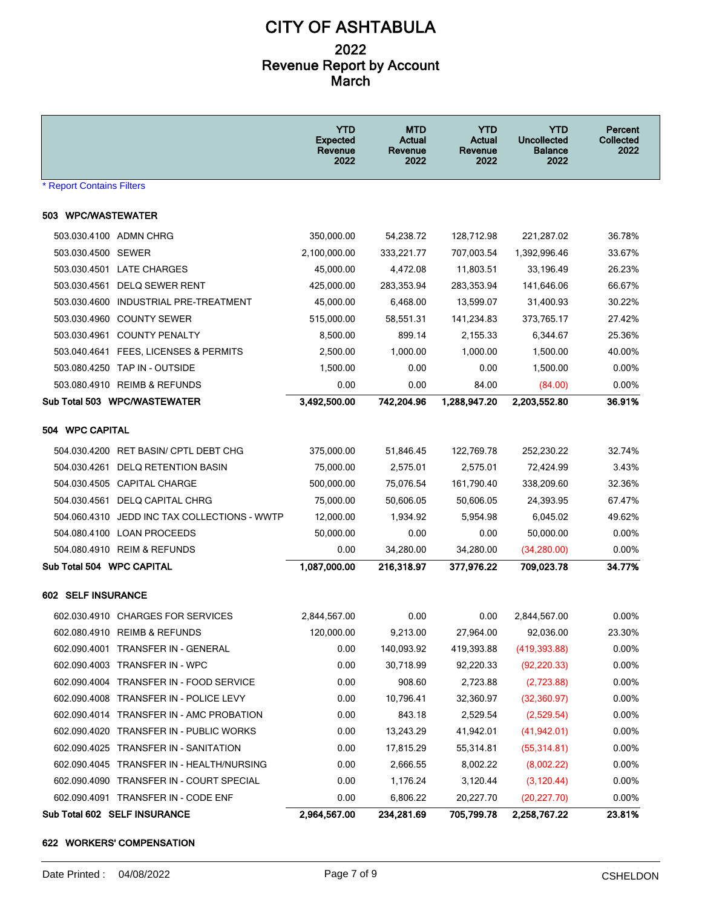# CITY OF ASHTABULA

## 2022
## Revenue Report by Account
## March

| | YTD Expected Revenue 2022 | MTD Actual Revenue 2022 | YTD Actual Revenue 2022 | YTD Uncollected Balance 2022 | Percent Collected 2022 |
|---|---|---|---|---|---|
| * Report Contains Filters | | | | | |
| **503 WPC/WASTEWATER** | | | | | |
| 503.030.4100 ADMN CHRG | 350,000.00 | 54,238.72 | 128,712.98 | 221,287.02 | 36.78% |
| 503.030.4500 SEWER | 2,100,000.00 | 333,221.77 | 707,003.54 | 1,392,996.46 | 33.67% |
| 503.030.4501 LATE CHARGES | 45,000.00 | 4,472.08 | 11,803.51 | 33,196.49 | 26.23% |
| 503.030.4561 DELQ SEWER RENT | 425,000.00 | 283,353.94 | 283,353.94 | 141,646.06 | 66.67% |
| 503.030.4600 INDUSTRIAL PRE-TREATMENT | 45,000.00 | 6,468.00 | 13,599.07 | 31,400.93 | 30.22% |
| 503.030.4960 COUNTY SEWER | 515,000.00 | 58,551.31 | 141,234.83 | 373,765.17 | 27.42% |
| 503.030.4961 COUNTY PENALTY | 8,500.00 | 899.14 | 2,155.33 | 6,344.67 | 25.36% |
| 503.040.4641 FEES, LICENSES & PERMITS | 2,500.00 | 1,000.00 | 1,000.00 | 1,500.00 | 40.00% |
| 503.080.4250 TAP IN - OUTSIDE | 1,500.00 | 0.00 | 0.00 | 1,500.00 | 0.00% |
| 503.080.4910 REIMB & REFUNDS | 0.00 | 0.00 | 84.00 | (84.00) | 0.00% |
| **Sub Total 503 WPC/WASTEWATER** | **3,492,500.00** | **742,204.96** | **1,288,947.20** | **2,203,552.80** | **36.91%** |
| **504 WPC CAPITAL** | | | | | |
| 504.030.4200 RET BASIN/ CPTL DEBT CHG | 375,000.00 | 51,846.45 | 122,769.78 | 252,230.22 | 32.74% |
| 504.030.4261 DELQ RETENTION BASIN | 75,000.00 | 2,575.01 | 2,575.01 | 72,424.99 | 3.43% |
| 504.030.4505 CAPITAL CHARGE | 500,000.00 | 75,076.54 | 161,790.40 | 338,209.60 | 32.36% |
| 504.030.4561 DELQ CAPITAL CHRG | 75,000.00 | 50,606.05 | 50,606.05 | 24,393.95 | 67.47% |
| 504.060.4310 JEDD INC TAX COLLECTIONS - WWTP | 12,000.00 | 1,934.92 | 5,954.98 | 6,045.02 | 49.62% |
| 504.080.4100 LOAN PROCEEDS | 50,000.00 | 0.00 | 0.00 | 50,000.00 | 0.00% |
| 504.080.4910 REIM & REFUNDS | 0.00 | 34,280.00 | 34,280.00 | (34,280.00) | 0.00% |
| **Sub Total 504 WPC CAPITAL** | **1,087,000.00** | **216,318.97** | **377,976.22** | **709,023.78** | **34.77%** |
| **602 SELF INSURANCE** | | | | | |
| 602.030.4910 CHARGES FOR SERVICES | 2,844,567.00 | 0.00 | 0.00 | 2,844,567.00 | 0.00% |
| 602.080.4910 REIMB & REFUNDS | 120,000.00 | 9,213.00 | 27,964.00 | 92,036.00 | 23.30% |
| 602.090.4001 TRANSFER IN - GENERAL | 0.00 | 140,093.92 | 419,393.88 | (419,393.88) | 0.00% |
| 602.090.4003 TRANSFER IN - WPC | 0.00 | 30,718.99 | 92,220.33 | (92,220.33) | 0.00% |
| 602.090.4004 TRANSFER IN - FOOD SERVICE | 0.00 | 908.60 | 2,723.88 | (2,723.88) | 0.00% |
| 602.090.4008 TRANSFER IN - POLICE LEVY | 0.00 | 10,796.41 | 32,360.97 | (32,360.97) | 0.00% |
| 602.090.4014 TRANSFER IN - AMC PROBATION | 0.00 | 843.18 | 2,529.54 | (2,529.54) | 0.00% |
| 602.090.4020 TRANSFER IN - PUBLIC WORKS | 0.00 | 13,243.29 | 41,942.01 | (41,942.01) | 0.00% |
| 602.090.4025 TRANSFER IN - SANITATION | 0.00 | 17,815.29 | 55,314.81 | (55,314.81) | 0.00% |
| 602.090.4045 TRANSFER IN - HEALTH/NURSING | 0.00 | 2,666.55 | 8,002.22 | (8,002.22) | 0.00% |
| 602.090.4090 TRANSFER IN - COURT SPECIAL | 0.00 | 1,176.24 | 3,120.44 | (3,120.44) | 0.00% |
| 602.090.4091 TRANSFER IN - CODE ENF | 0.00 | 6,806.22 | 20,227.70 | (20,227.70) | 0.00% |
| **Sub Total 602 SELF INSURANCE** | **2,964,567.00** | **234,281.69** | **705,799.78** | **2,258,767.22** | **23.81%** |
| **622 WORKERS' COMPENSATION** | | | | | |

Date Printed : 04/08/2022 CSHELDON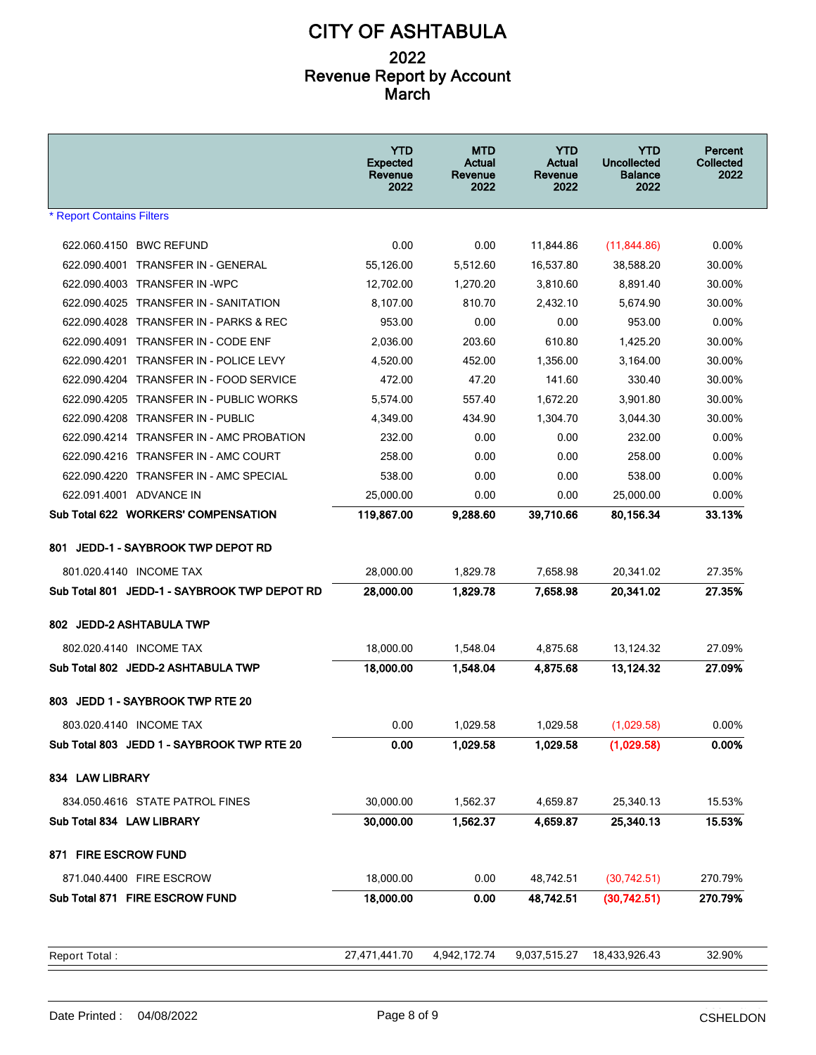# CITY OF ASHTABULA

## 2022
## Revenue Report by Account
## March

| | YTD Expected Revenue 2022 | MTD Actual Revenue 2022 | YTD Actual Revenue 2022 | YTD Uncollected Balance 2022 | Percent Collected 2022 |
|---|---|---|---|---|---|
| * Report Contains Filters | | | | | |
| 622.060.4150 BWC REFUND | 0.00 | 0.00 | 11,844.86 | (11,844.86) | 0.00% |
| 622.090.4001 TRANSFER IN - GENERAL | 55,126.00 | 5,512.60 | 16,537.80 | 38,588.20 | 30.00% |
| 622.090.4003 TRANSFER IN -WPC | 12,702.00 | 1,270.20 | 3,810.60 | 8,891.40 | 30.00% |
| 622.090.4025 TRANSFER IN - SANITATION | 8,107.00 | 810.70 | 2,432.10 | 5,674.90 | 30.00% |
| 622.090.4028 TRANSFER IN - PARKS & REC | 953.00 | 0.00 | 0.00 | 953.00 | 0.00% |
| 622.090.4091 TRANSFER IN - CODE ENF | 2,036.00 | 203.60 | 610.80 | 1,425.20 | 30.00% |
| 622.090.4201 TRANSFER IN - POLICE LEVY | 4,520.00 | 452.00 | 1,356.00 | 3,164.00 | 30.00% |
| 622.090.4204 TRANSFER IN - FOOD SERVICE | 472.00 | 47.20 | 141.60 | 330.40 | 30.00% |
| 622.090.4205 TRANSFER IN - PUBLIC WORKS | 5,574.00 | 557.40 | 1,672.20 | 3,901.80 | 30.00% |
| 622.090.4208 TRANSFER IN - PUBLIC | 4,349.00 | 434.90 | 1,304.70 | 3,044.30 | 30.00% |
| 622.090.4214 TRANSFER IN - AMC PROBATION | 232.00 | 0.00 | 0.00 | 232.00 | 0.00% |
| 622.090.4216 TRANSFER IN - AMC COURT | 258.00 | 0.00 | 0.00 | 258.00 | 0.00% |
| 622.090.4220 TRANSFER IN - AMC SPECIAL | 538.00 | 0.00 | 0.00 | 538.00 | 0.00% |
| 622.091.4001 ADVANCE IN | 25,000.00 | 0.00 | 0.00 | 25,000.00 | 0.00% |
| **Sub Total 622 WORKERS' COMPENSATION** | **119,867.00** | **9,288.60** | **39,710.66** | **80,156.34** | **33.13%** |
| **801 JEDD-1 - SAYBROOK TWP DEPOT RD** | | | | | |
| 801.020.4140 INCOME TAX | 28,000.00 | 1,829.78 | 7,658.98 | 20,341.02 | 27.35% |
| **Sub Total 801 JEDD-1 - SAYBROOK TWP DEPOT RD** | **28,000.00** | **1,829.78** | **7,658.98** | **20,341.02** | **27.35%** |
| **802 JEDD-2 ASHTABULA TWP** | | | | | |
| 802.020.4140 INCOME TAX | 18,000.00 | 1,548.04 | 4,875.68 | 13,124.32 | 27.09% |
| **Sub Total 802 JEDD-2 ASHTABULA TWP** | **18,000.00** | **1,548.04** | **4,875.68** | **13,124.32** | **27.09%** |
| **803 JEDD 1 - SAYBROOK TWP RTE 20** | | | | | |
| 803.020.4140 INCOME TAX | 0.00 | 1,029.58 | 1,029.58 | (1,029.58) | 0.00% |
| **Sub Total 803 JEDD 1 - SAYBROOK TWP RTE 20** | **0.00** | **1,029.58** | **1,029.58** | **(1,029.58)** | **0.00%** |
| **834 LAW LIBRARY** | | | | | |
| 834.050.4616 STATE PATROL FINES | 30,000.00 | 1,562.37 | 4,659.87 | 25,340.13 | 15.53% |
| **Sub Total 834 LAW LIBRARY** | **30,000.00** | **1,562.37** | **4,659.87** | **25,340.13** | **15.53%** |
| **871 FIRE ESCROW FUND** | | | | | |
| 871.040.4400 FIRE ESCROW | 18,000.00 | 0.00 | 48,742.51 | (30,742.51) | 270.79% |
| **Sub Total 871 FIRE ESCROW FUND** | **18,000.00** | **0.00** | **48,742.51** | **(30,742.51)** | **270.79%** |
| Report Total : | 27,471,441.70 | 4,942,172.74 | 9,037,515.27 | 18,433,926.43 | 32.90% |

Date Printed : 04/08/2022 CSHELDON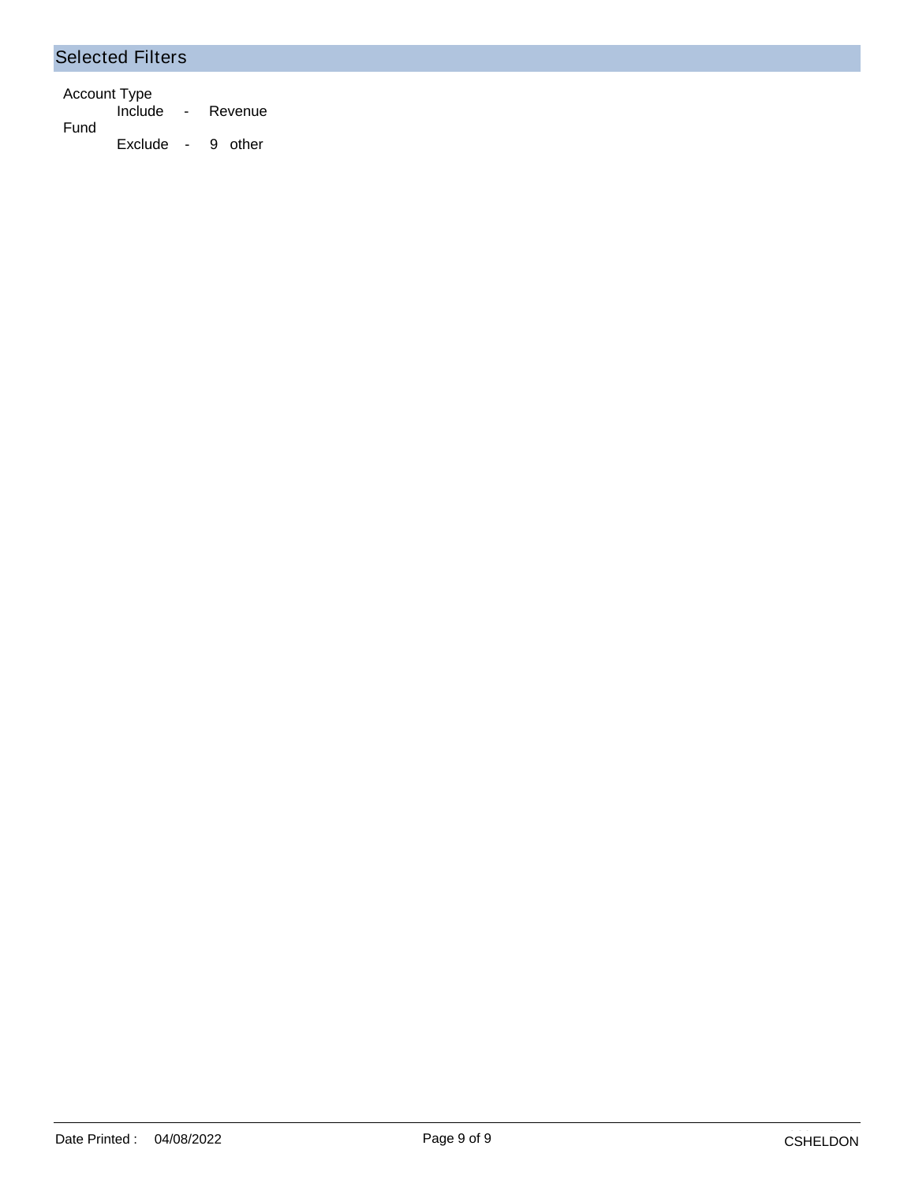## Selected Filters

Account Type
- Include - Revenue

Fund
- Exclude - 9 other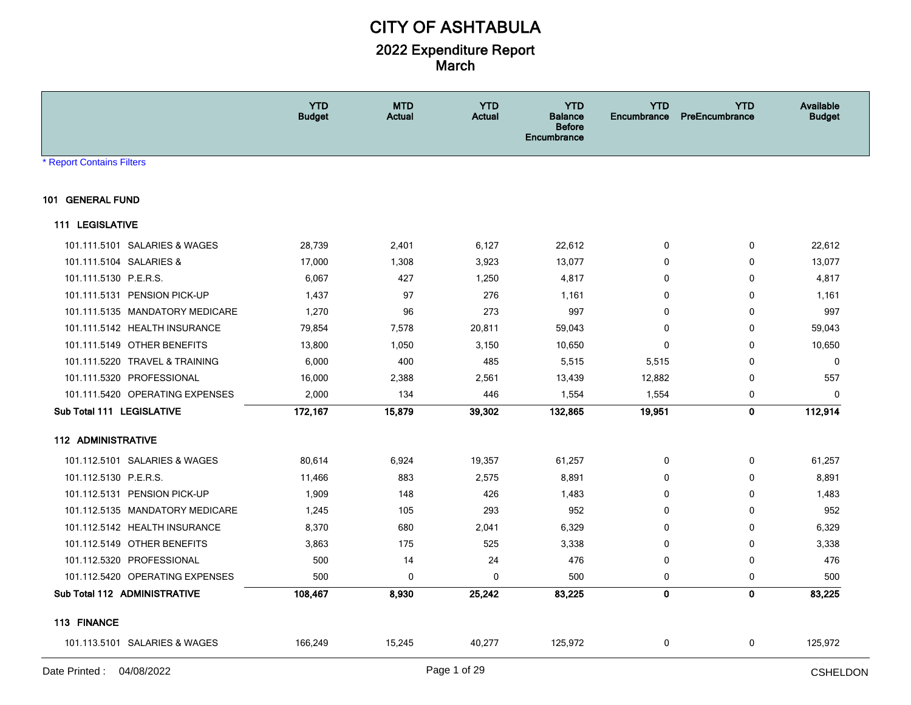# CITY OF ASHTABULA

## 2022 Expenditure Report
## March

* Report Contains Filters

| | YTD Budget | MTD Actual | YTD Actual | YTD Balance Before Encumbrance | YTD Encumbrance | YTD PreEncumbrance | Available Budget |
|---|---|---|---|---|---|---|---|
| **101 GENERAL FUND** | | | | | | | |
| **111 LEGISLATIVE** | | | | | | | |
| 101.111.5101 SALARIES & WAGES | 28,739 | 2,401 | 6,127 | 22,612 | 0 | 0 | 22,612 |
| 101.111.5104 SALARIES & | 17,000 | 1,308 | 3,923 | 13,077 | 0 | 0 | 13,077 |
| 101.111.5130 P.E.R.S. | 6,067 | 427 | 1,250 | 4,817 | 0 | 0 | 4,817 |
| 101.111.5131 PENSION PICK-UP | 1,437 | 97 | 276 | 1,161 | 0 | 0 | 1,161 |
| 101.111.5135 MANDATORY MEDICARE | 1,270 | 96 | 273 | 997 | 0 | 0 | 997 |
| 101.111.5142 HEALTH INSURANCE | 79,854 | 7,578 | 20,811 | 59,043 | 0 | 0 | 59,043 |
| 101.111.5149 OTHER BENEFITS | 13,800 | 1,050 | 3,150 | 10,650 | 0 | 0 | 10,650 |
| 101.111.5220 TRAVEL & TRAINING | 6,000 | 400 | 485 | 5,515 | 5,515 | 0 | 0 |
| 101.111.5320 PROFESSIONAL | 16,000 | 2,388 | 2,561 | 13,439 | 12,882 | 0 | 557 |
| 101.111.5420 OPERATING EXPENSES | 2,000 | 134 | 446 | 1,554 | 1,554 | 0 | 0 |
| **Sub Total 111 LEGISLATIVE** | **172,167** | **15,879** | **39,302** | **132,865** | **19,951** | **0** | **112,914** |
| **112 ADMINISTRATIVE** | | | | | | | |
| 101.112.5101 SALARIES & WAGES | 80,614 | 6,924 | 19,357 | 61,257 | 0 | 0 | 61,257 |
| 101.112.5130 P.E.R.S. | 11,466 | 883 | 2,575 | 8,891 | 0 | 0 | 8,891 |
| 101.112.5131 PENSION PICK-UP | 1,909 | 148 | 426 | 1,483 | 0 | 0 | 1,483 |
| 101.112.5135 MANDATORY MEDICARE | 1,245 | 105 | 293 | 952 | 0 | 0 | 952 |
| 101.112.5142 HEALTH INSURANCE | 8,370 | 680 | 2,041 | 6,329 | 0 | 0 | 6,329 |
| 101.112.5149 OTHER BENEFITS | 3,863 | 175 | 525 | 3,338 | 0 | 0 | 3,338 |
| 101.112.5320 PROFESSIONAL | 500 | 14 | 24 | 476 | 0 | 0 | 476 |
| 101.112.5420 OPERATING EXPENSES | 500 | 0 | 0 | 500 | 0 | 0 | 500 |
| **Sub Total 112 ADMINISTRATIVE** | **108,467** | **8,930** | **25,242** | **83,225** | **0** | **0** | **83,225** |
| **113 FINANCE** | | | | | | | |
| 101.113.5101 SALARIES & WAGES | 166,249 | 15,245 | 40,277 | 125,972 | 0 | 0 | 125,972 |

Date Printed : 04/08/2022

CSHELDON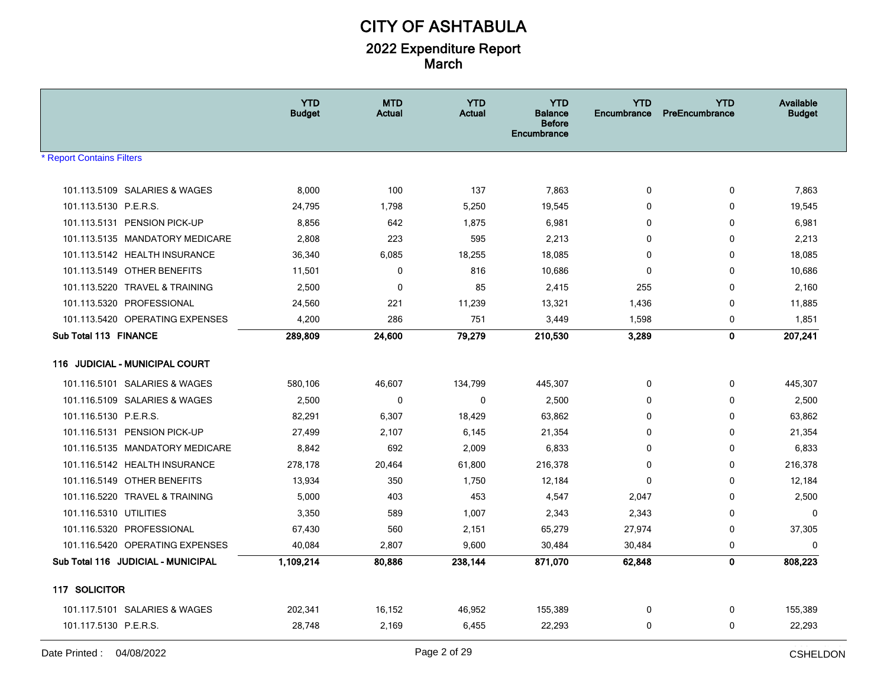# CITY OF ASHTABULA

## 2022 Expenditure Report
## March

| | YTD Budget | MTD Actual | YTD Actual | YTD Balance Before Encumbrance | YTD Encumbrance | YTD PreEncumbrance | Available Budget |
|---|---|---|---|---|---|---|---|
| * Report Contains Filters | | | | | | | |
| 101.113.5109 SALARIES & WAGES | 8,000 | 100 | 137 | 7,863 | 0 | 0 | 7,863 |
| 101.113.5130 P.E.R.S. | 24,795 | 1,798 | 5,250 | 19,545 | 0 | 0 | 19,545 |
| 101.113.5131 PENSION PICK-UP | 8,856 | 642 | 1,875 | 6,981 | 0 | 0 | 6,981 |
| 101.113.5135 MANDATORY MEDICARE | 2,808 | 223 | 595 | 2,213 | 0 | 0 | 2,213 |
| 101.113.5142 HEALTH INSURANCE | 36,340 | 6,085 | 18,255 | 18,085 | 0 | 0 | 18,085 |
| 101.113.5149 OTHER BENEFITS | 11,501 | 0 | 816 | 10,686 | 0 | 0 | 10,686 |
| 101.113.5220 TRAVEL & TRAINING | 2,500 | 0 | 85 | 2,415 | 255 | 0 | 2,160 |
| 101.113.5320 PROFESSIONAL | 24,560 | 221 | 11,239 | 13,321 | 1,436 | 0 | 11,885 |
| 101.113.5420 OPERATING EXPENSES | 4,200 | 286 | 751 | 3,449 | 1,598 | 0 | 1,851 |
| **Sub Total 113 FINANCE** | **289,809** | **24,600** | **79,279** | **210,530** | **3,289** | **0** | **207,241** |
| **116 JUDICIAL - MUNICIPAL COURT** | | | | | | | |
| 101.116.5101 SALARIES & WAGES | 580,106 | 46,607 | 134,799 | 445,307 | 0 | 0 | 445,307 |
| 101.116.5109 SALARIES & WAGES | 2,500 | 0 | 0 | 2,500 | 0 | 0 | 2,500 |
| 101.116.5130 P.E.R.S. | 82,291 | 6,307 | 18,429 | 63,862 | 0 | 0 | 63,862 |
| 101.116.5131 PENSION PICK-UP | 27,499 | 2,107 | 6,145 | 21,354 | 0 | 0 | 21,354 |
| 101.116.5135 MANDATORY MEDICARE | 8,842 | 692 | 2,009 | 6,833 | 0 | 0 | 6,833 |
| 101.116.5142 HEALTH INSURANCE | 278,178 | 20,464 | 61,800 | 216,378 | 0 | 0 | 216,378 |
| 101.116.5149 OTHER BENEFITS | 13,934 | 350 | 1,750 | 12,184 | 0 | 0 | 12,184 |
| 101.116.5220 TRAVEL & TRAINING | 5,000 | 403 | 453 | 4,547 | 2,047 | 0 | 2,500 |
| 101.116.5310 UTILITIES | 3,350 | 589 | 1,007 | 2,343 | 2,343 | 0 | 0 |
| 101.116.5320 PROFESSIONAL | 67,430 | 560 | 2,151 | 65,279 | 27,974 | 0 | 37,305 |
| 101.116.5420 OPERATING EXPENSES | 40,084 | 2,807 | 9,600 | 30,484 | 30,484 | 0 | 0 |
| **Sub Total 116 JUDICIAL - MUNICIPAL** | **1,109,214** | **80,886** | **238,144** | **871,070** | **62,848** | **0** | **808,223** |
| **117 SOLICITOR** | | | | | | | |
| 101.117.5101 SALARIES & WAGES | 202,341 | 16,152 | 46,952 | 155,389 | 0 | 0 | 155,389 |
| 101.117.5130 P.E.R.S. | 28,748 | 2,169 | 6,455 | 22,293 | 0 | 0 | 22,293 |

Date Printed : 04/08/2022 CSHELDON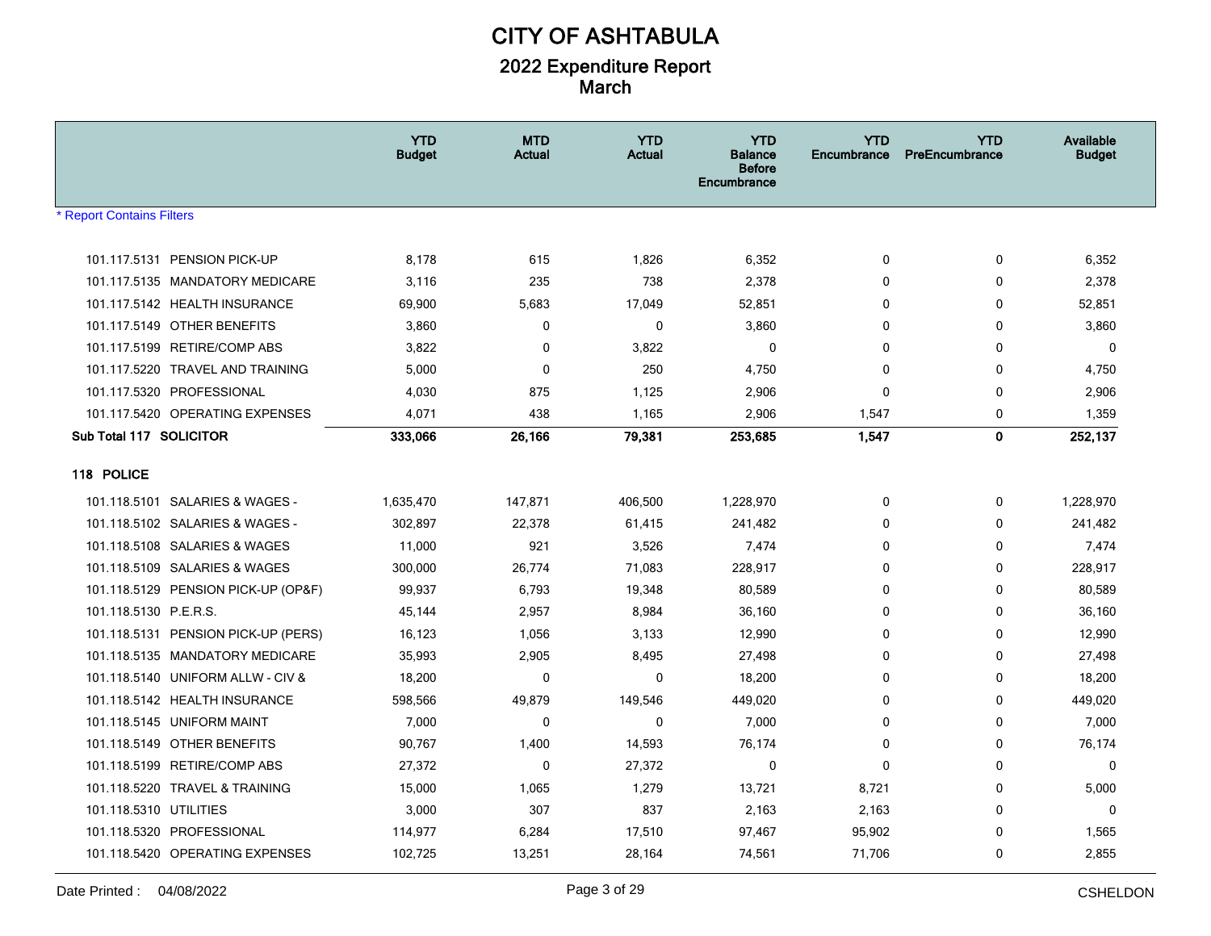# CITY OF ASHTABULA

## 2022 Expenditure Report
## March

| | YTD Budget | MTD Actual | YTD Actual | YTD Balance Before Encumbrance | YTD Encumbrance | YTD PreEncumbrance | Available Budget |
|---|---|---|---|---|---|---|---|
| * Report Contains Filters | | | | | | | |
| 101.117.5131 PENSION PICK-UP | 8,178 | 615 | 1,826 | 6,352 | 0 | 0 | 6,352 |
| 101.117.5135 MANDATORY MEDICARE | 3,116 | 235 | 738 | 2,378 | 0 | 0 | 2,378 |
| 101.117.5142 HEALTH INSURANCE | 69,900 | 5,683 | 17,049 | 52,851 | 0 | 0 | 52,851 |
| 101.117.5149 OTHER BENEFITS | 3,860 | 0 | 0 | 3,860 | 0 | 0 | 3,860 |
| 101.117.5199 RETIRE/COMP ABS | 3,822 | 0 | 3,822 | 0 | 0 | 0 | 0 |
| 101.117.5220 TRAVEL AND TRAINING | 5,000 | 0 | 250 | 4,750 | 0 | 0 | 4,750 |
| 101.117.5320 PROFESSIONAL | 4,030 | 875 | 1,125 | 2,906 | 0 | 0 | 2,906 |
| 101.117.5420 OPERATING EXPENSES | 4,071 | 438 | 1,165 | 2,906 | 1,547 | 0 | 1,359 |
| **Sub Total 117 SOLICITOR** | **333,066** | **26,166** | **79,381** | **253,685** | **1,547** | **0** | **252,137** |
| **118 POLICE** | | | | | | | |
| 101.118.5101 SALARIES & WAGES - | 1,635,470 | 147,871 | 406,500 | 1,228,970 | 0 | 0 | 1,228,970 |
| 101.118.5102 SALARIES & WAGES - | 302,897 | 22,378 | 61,415 | 241,482 | 0 | 0 | 241,482 |
| 101.118.5108 SALARIES & WAGES | 11,000 | 921 | 3,526 | 7,474 | 0 | 0 | 7,474 |
| 101.118.5109 SALARIES & WAGES | 300,000 | 26,774 | 71,083 | 228,917 | 0 | 0 | 228,917 |
| 101.118.5129 PENSION PICK-UP (OP&F) | 99,937 | 6,793 | 19,348 | 80,589 | 0 | 0 | 80,589 |
| 101.118.5130 P.E.R.S. | 45,144 | 2,957 | 8,984 | 36,160 | 0 | 0 | 36,160 |
| 101.118.5131 PENSION PICK-UP (PERS) | 16,123 | 1,056 | 3,133 | 12,990 | 0 | 0 | 12,990 |
| 101.118.5135 MANDATORY MEDICARE | 35,993 | 2,905 | 8,495 | 27,498 | 0 | 0 | 27,498 |
| 101.118.5140 UNIFORM ALLW - CIV & | 18,200 | 0 | 0 | 18,200 | 0 | 0 | 18,200 |
| 101.118.5142 HEALTH INSURANCE | 598,566 | 49,879 | 149,546 | 449,020 | 0 | 0 | 449,020 |
| 101.118.5145 UNIFORM MAINT | 7,000 | 0 | 0 | 7,000 | 0 | 0 | 7,000 |
| 101.118.5149 OTHER BENEFITS | 90,767 | 1,400 | 14,593 | 76,174 | 0 | 0 | 76,174 |
| 101.118.5199 RETIRE/COMP ABS | 27,372 | 0 | 27,372 | 0 | 0 | 0 | 0 |
| 101.118.5220 TRAVEL & TRAINING | 15,000 | 1,065 | 1,279 | 13,721 | 8,721 | 0 | 5,000 |
| 101.118.5310 UTILITIES | 3,000 | 307 | 837 | 2,163 | 2,163 | 0 | 0 |
| 101.118.5320 PROFESSIONAL | 114,977 | 6,284 | 17,510 | 97,467 | 95,902 | 0 | 1,565 |
| 101.118.5420 OPERATING EXPENSES | 102,725 | 13,251 | 28,164 | 74,561 | 71,706 | 0 | 2,855 |

Date Printed : 04/08/2022 CSHELDON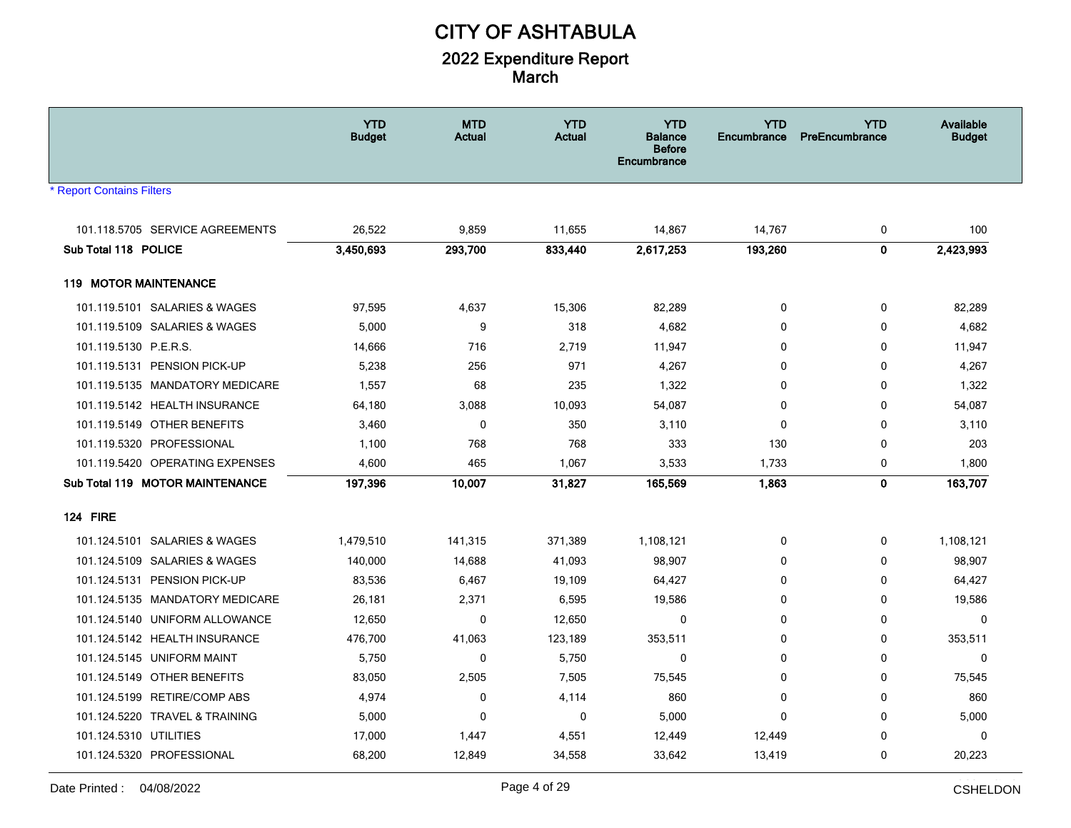# CITY OF ASHTABULA

## 2022 Expenditure Report
## March

| | YTD Budget | MTD Actual | YTD Actual | YTD Balance Before Encumbrance | YTD Encumbrance | YTD PreEncumbrance | Available Budget |
|---|---|---|---|---|---|---|---|
| * Report Contains Filters | | | | | | | |
| 101.118.5705 SERVICE AGREEMENTS | 26,522 | 9,859 | 11,655 | 14,867 | 14,767 | 0 | 100 |
| **Sub Total 118 POLICE** | **3,450,693** | **293,700** | **833,440** | **2,617,253** | **193,260** | **0** | **2,423,993** |
| **119 MOTOR MAINTENANCE** | | | | | | | |
| 101.119.5101 SALARIES & WAGES | 97,595 | 4,637 | 15,306 | 82,289 | 0 | 0 | 82,289 |
| 101.119.5109 SALARIES & WAGES | 5,000 | 9 | 318 | 4,682 | 0 | 0 | 4,682 |
| 101.119.5130 P.E.R.S. | 14,666 | 716 | 2,719 | 11,947 | 0 | 0 | 11,947 |
| 101.119.5131 PENSION PICK-UP | 5,238 | 256 | 971 | 4,267 | 0 | 0 | 4,267 |
| 101.119.5135 MANDATORY MEDICARE | 1,557 | 68 | 235 | 1,322 | 0 | 0 | 1,322 |
| 101.119.5142 HEALTH INSURANCE | 64,180 | 3,088 | 10,093 | 54,087 | 0 | 0 | 54,087 |
| 101.119.5149 OTHER BENEFITS | 3,460 | 0 | 350 | 3,110 | 0 | 0 | 3,110 |
| 101.119.5320 PROFESSIONAL | 1,100 | 768 | 768 | 333 | 130 | 0 | 203 |
| 101.119.5420 OPERATING EXPENSES | 4,600 | 465 | 1,067 | 3,533 | 1,733 | 0 | 1,800 |
| **Sub Total 119 MOTOR MAINTENANCE** | **197,396** | **10,007** | **31,827** | **165,569** | **1,863** | **0** | **163,707** |
| **124 FIRE** | | | | | | | |
| 101.124.5101 SALARIES & WAGES | 1,479,510 | 141,315 | 371,389 | 1,108,121 | 0 | 0 | 1,108,121 |
| 101.124.5109 SALARIES & WAGES | 140,000 | 14,688 | 41,093 | 98,907 | 0 | 0 | 98,907 |
| 101.124.5131 PENSION PICK-UP | 83,536 | 6,467 | 19,109 | 64,427 | 0 | 0 | 64,427 |
| 101.124.5135 MANDATORY MEDICARE | 26,181 | 2,371 | 6,595 | 19,586 | 0 | 0 | 19,586 |
| 101.124.5140 UNIFORM ALLOWANCE | 12,650 | 0 | 12,650 | 0 | 0 | 0 | 0 |
| 101.124.5142 HEALTH INSURANCE | 476,700 | 41,063 | 123,189 | 353,511 | 0 | 0 | 353,511 |
| 101.124.5145 UNIFORM MAINT | 5,750 | 0 | 5,750 | 0 | 0 | 0 | 0 |
| 101.124.5149 OTHER BENEFITS | 83,050 | 2,505 | 7,505 | 75,545 | 0 | 0 | 75,545 |
| 101.124.5199 RETIRE/COMP ABS | 4,974 | 0 | 4,114 | 860 | 0 | 0 | 860 |
| 101.124.5220 TRAVEL & TRAINING | 5,000 | 0 | 0 | 5,000 | 0 | 0 | 5,000 |
| 101.124.5310 UTILITIES | 17,000 | 1,447 | 4,551 | 12,449 | 12,449 | 0 | 0 |
| 101.124.5320 PROFESSIONAL | 68,200 | 12,849 | 34,558 | 33,642 | 13,419 | 0 | 20,223 |

Date Printed : 04/08/2022 CSHELDON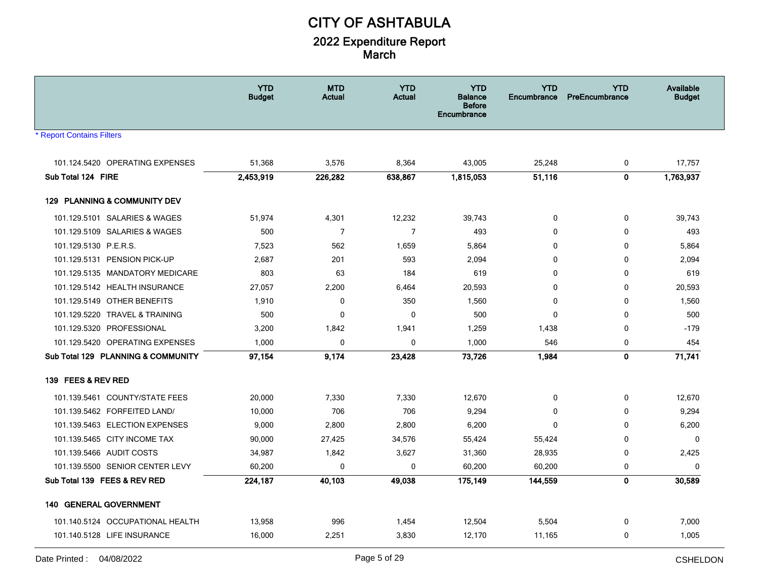# CITY OF ASHTABULA

## 2022 Expenditure Report
## March

* Report Contains Filters

| | YTD Budget | MTD Actual | YTD Actual | YTD Balance Before Encumbrance | YTD Encumbrance | YTD PreEncumbrance | Available Budget |
|---|---|---|---|---|---|---|---|
| 101.124.5420 OPERATING EXPENSES | 51,368 | 3,576 | 8,364 | 43,005 | 25,248 | 0 | 17,757 |
| **Sub Total 124 FIRE** | **2,453,919** | **226,282** | **638,867** | **1,815,053** | **51,116** | **0** | **1,763,937** |
| **129 PLANNING & COMMUNITY DEV** | | | | | | | |
| 101.129.5101 SALARIES & WAGES | 51,974 | 4,301 | 12,232 | 39,743 | 0 | 0 | 39,743 |
| 101.129.5109 SALARIES & WAGES | 500 | 7 | 7 | 493 | 0 | 0 | 493 |
| 101.129.5130 P.E.R.S. | 7,523 | 562 | 1,659 | 5,864 | 0 | 0 | 5,864 |
| 101.129.5131 PENSION PICK-UP | 2,687 | 201 | 593 | 2,094 | 0 | 0 | 2,094 |
| 101.129.5135 MANDATORY MEDICARE | 803 | 63 | 184 | 619 | 0 | 0 | 619 |
| 101.129.5142 HEALTH INSURANCE | 27,057 | 2,200 | 6,464 | 20,593 | 0 | 0 | 20,593 |
| 101.129.5149 OTHER BENEFITS | 1,910 | 0 | 350 | 1,560 | 0 | 0 | 1,560 |
| 101.129.5220 TRAVEL & TRAINING | 500 | 0 | 0 | 500 | 0 | 0 | 500 |
| 101.129.5320 PROFESSIONAL | 3,200 | 1,842 | 1,941 | 1,259 | 1,438 | 0 | -179 |
| 101.129.5420 OPERATING EXPENSES | 1,000 | 0 | 0 | 1,000 | 546 | 0 | 454 |
| **Sub Total 129 PLANNING & COMMUNITY** | **97,154** | **9,174** | **23,428** | **73,726** | **1,984** | **0** | **71,741** |
| **139 FEES & REV RED** | | | | | | | |
| 101.139.5461 COUNTY/STATE FEES | 20,000 | 7,330 | 7,330 | 12,670 | 0 | 0 | 12,670 |
| 101.139.5462 FORFEITED LAND/ | 10,000 | 706 | 706 | 9,294 | 0 | 0 | 9,294 |
| 101.139.5463 ELECTION EXPENSES | 9,000 | 2,800 | 2,800 | 6,200 | 0 | 0 | 6,200 |
| 101.139.5465 CITY INCOME TAX | 90,000 | 27,425 | 34,576 | 55,424 | 55,424 | 0 | 0 |
| 101.139.5466 AUDIT COSTS | 34,987 | 1,842 | 3,627 | 31,360 | 28,935 | 0 | 2,425 |
| 101.139.5500 SENIOR CENTER LEVY | 60,200 | 0 | 0 | 60,200 | 60,200 | 0 | 0 |
| **Sub Total 139 FEES & REV RED** | **224,187** | **40,103** | **49,038** | **175,149** | **144,559** | **0** | **30,589** |
| **140 GENERAL GOVERNMENT** | | | | | | | |
| 101.140.5124 OCCUPATIONAL HEALTH | 13,958 | 996 | 1,454 | 12,504 | 5,504 | 0 | 7,000 |
| 101.140.5128 LIFE INSURANCE | 16,000 | 2,251 | 3,830 | 12,170 | 11,165 | 0 | 1,005 |

Date Printed : 04/08/2022 CSHELDON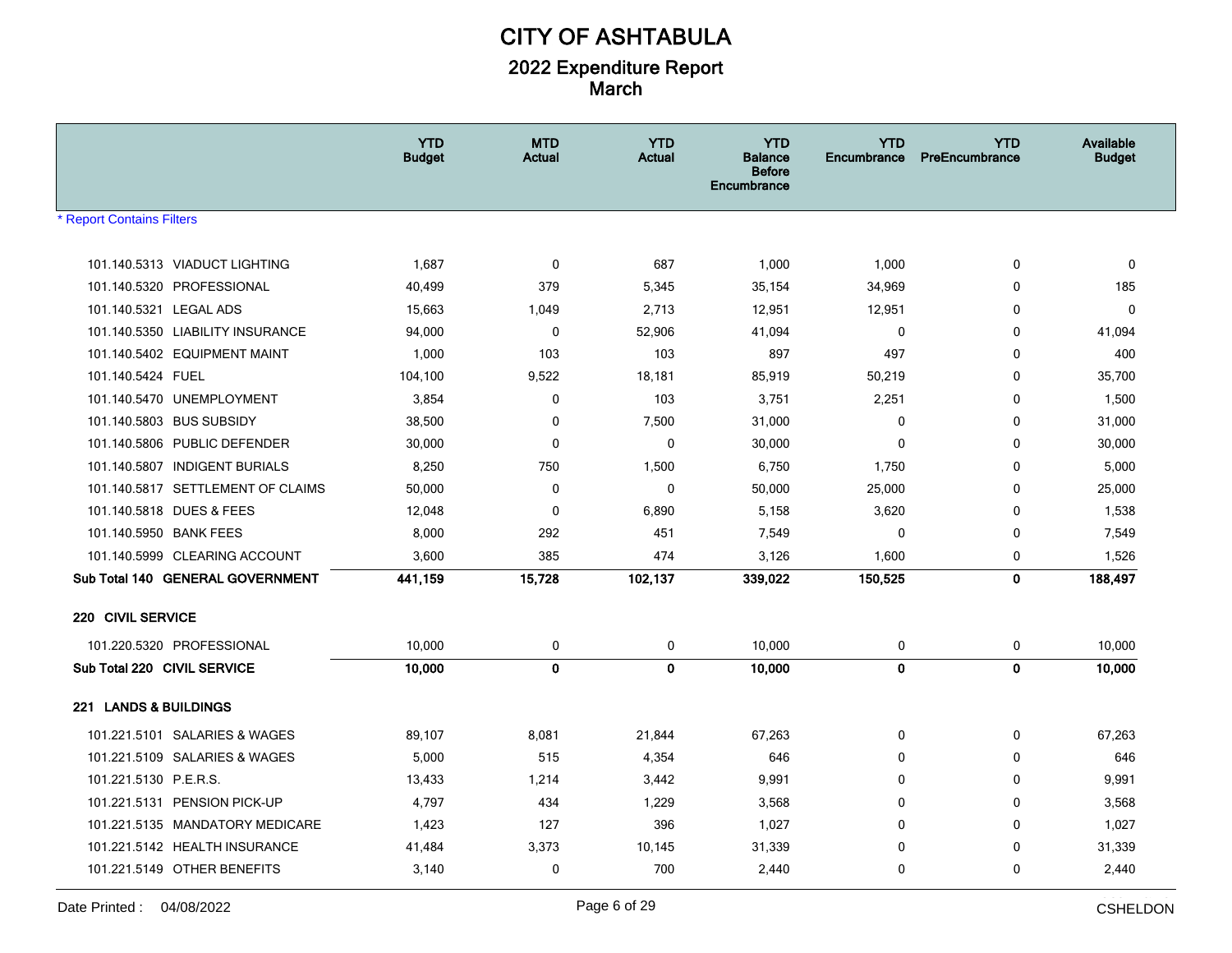# CITY OF ASHTABULA

## 2022 Expenditure Report
## March

|  | YTD Budget | MTD Actual | YTD Actual | YTD Balance Before Encumbrance | YTD Encumbrance | YTD PreEncumbrance | Available Budget |
|---|---|---|---|---|---|---|---|
| 101.140.5313 VIADUCT LIGHTING | 1,687 | 0 | 687 | 1,000 | 1,000 | 0 | 0 |
| 101.140.5320 PROFESSIONAL | 40,499 | 379 | 5,345 | 35,154 | 34,969 | 0 | 185 |
| 101.140.5321 LEGAL ADS | 15,663 | 1,049 | 2,713 | 12,951 | 12,951 | 0 | 0 |
| 101.140.5350 LIABILITY INSURANCE | 94,000 | 0 | 52,906 | 41,094 | 0 | 0 | 41,094 |
| 101.140.5402 EQUIPMENT MAINT | 1,000 | 103 | 103 | 897 | 497 | 0 | 400 |
| 101.140.5424 FUEL | 104,100 | 9,522 | 18,181 | 85,919 | 50,219 | 0 | 35,700 |
| 101.140.5470 UNEMPLOYMENT | 3,854 | 0 | 103 | 3,751 | 2,251 | 0 | 1,500 |
| 101.140.5803 BUS SUBSIDY | 38,500 | 0 | 7,500 | 31,000 | 0 | 0 | 31,000 |
| 101.140.5806 PUBLIC DEFENDER | 30,000 | 0 | 0 | 30,000 | 0 | 0 | 30,000 |
| 101.140.5807 INDIGENT BURIALS | 8,250 | 750 | 1,500 | 6,750 | 1,750 | 0 | 5,000 |
| 101.140.5817 SETTLEMENT OF CLAIMS | 50,000 | 0 | 0 | 50,000 | 25,000 | 0 | 25,000 |
| 101.140.5818 DUES & FEES | 12,048 | 0 | 6,890 | 5,158 | 3,620 | 0 | 1,538 |
| 101.140.5950 BANK FEES | 8,000 | 292 | 451 | 7,549 | 0 | 0 | 7,549 |
| 101.140.5999 CLEARING ACCOUNT | 3,600 | 385 | 474 | 3,126 | 1,600 | 0 | 1,526 |
| **Sub Total 140 GENERAL GOVERNMENT** | **441,159** | **15,728** | **102,137** | **339,022** | **150,525** | **0** | **188,497** |
| **220 CIVIL SERVICE** | | | | | | | |
| 101.220.5320 PROFESSIONAL | 10,000 | 0 | 0 | 10,000 | 0 | 0 | 10,000 |
| **Sub Total 220 CIVIL SERVICE** | **10,000** | **0** | **0** | **10,000** | **0** | **0** | **10,000** |
| **221 LANDS & BUILDINGS** | | | | | | | |
| 101.221.5101 SALARIES & WAGES | 89,107 | 8,081 | 21,844 | 67,263 | 0 | 0 | 67,263 |
| 101.221.5109 SALARIES & WAGES | 5,000 | 515 | 4,354 | 646 | 0 | 0 | 646 |
| 101.221.5130 P.E.R.S. | 13,433 | 1,214 | 3,442 | 9,991 | 0 | 0 | 9,991 |
| 101.221.5131 PENSION PICK-UP | 4,797 | 434 | 1,229 | 3,568 | 0 | 0 | 3,568 |
| 101.221.5135 MANDATORY MEDICARE | 1,423 | 127 | 396 | 1,027 | 0 | 0 | 1,027 |
| 101.221.5142 HEALTH INSURANCE | 41,484 | 3,373 | 10,145 | 31,339 | 0 | 0 | 31,339 |
| 101.221.5149 OTHER BENEFITS | 3,140 | 0 | 700 | 2,440 | 0 | 0 | 2,440 |

* Report Contains Filters

Date Printed : 04/08/2022

CSHELDON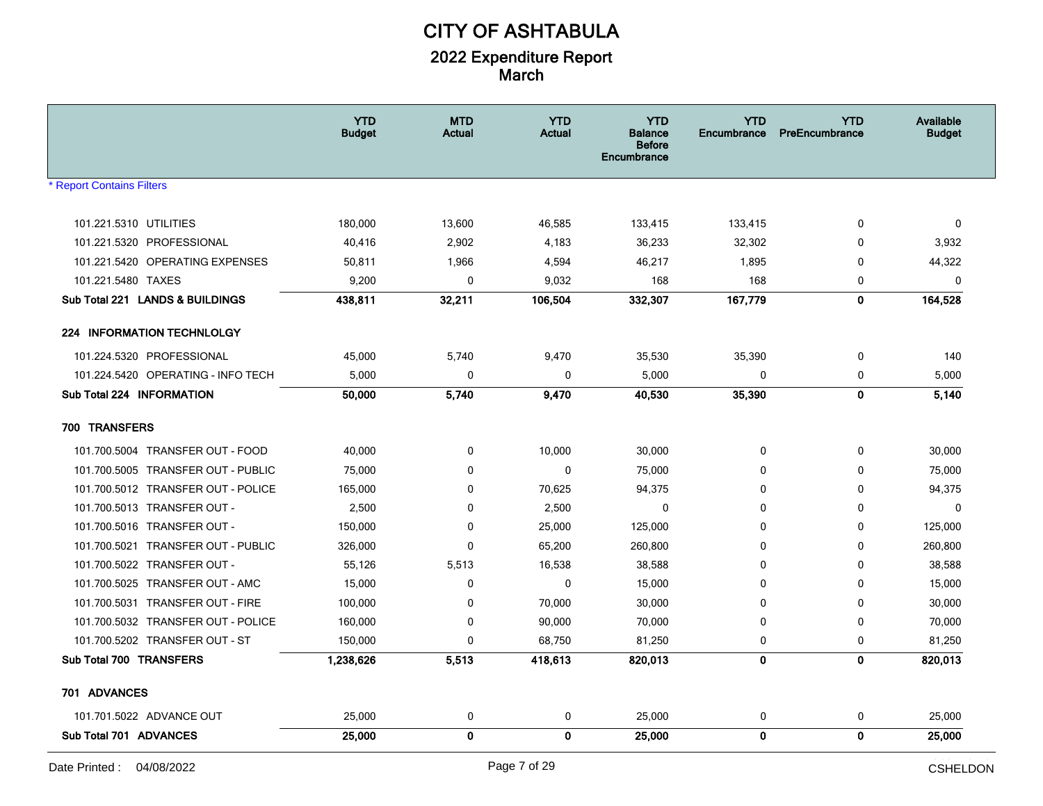# CITY OF ASHTABULA

## 2022 Expenditure Report

## March

| | YTD Budget | MTD Actual | YTD Actual | YTD Balance Before Encumbrance | YTD Encumbrance | YTD PreEncumbrance | Available Budget |
|---|---|---|---|---|---|---|---|
| * Report Contains Filters | | | | | | | |
| 101.221.5310 UTILITIES | 180,000 | 13,600 | 46,585 | 133,415 | 133,415 | 0 | 0 |
| 101.221.5320 PROFESSIONAL | 40,416 | 2,902 | 4,183 | 36,233 | 32,302 | 0 | 3,932 |
| 101.221.5420 OPERATING EXPENSES | 50,811 | 1,966 | 4,594 | 46,217 | 1,895 | 0 | 44,322 |
| 101.221.5480 TAXES | 9,200 | 0 | 9,032 | 168 | 168 | 0 | 0 |
| **Sub Total 221 LANDS & BUILDINGS** | **438,811** | **32,211** | **106,504** | **332,307** | **167,779** | **0** | **164,528** |
| **224 INFORMATION TECHNLOLGY** | | | | | | | |
| 101.224.5320 PROFESSIONAL | 45,000 | 5,740 | 9,470 | 35,530 | 35,390 | 0 | 140 |
| 101.224.5420 OPERATING - INFO TECH | 5,000 | 0 | 0 | 5,000 | 0 | 0 | 5,000 |
| **Sub Total 224 INFORMATION** | **50,000** | **5,740** | **9,470** | **40,530** | **35,390** | **0** | **5,140** |
| **700 TRANSFERS** | | | | | | | |
| 101.700.5004 TRANSFER OUT - FOOD | 40,000 | 0 | 10,000 | 30,000 | 0 | 0 | 30,000 |
| 101.700.5005 TRANSFER OUT - PUBLIC | 75,000 | 0 | 0 | 75,000 | 0 | 0 | 75,000 |
| 101.700.5012 TRANSFER OUT - POLICE | 165,000 | 0 | 70,625 | 94,375 | 0 | 0 | 94,375 |
| 101.700.5013 TRANSFER OUT - | 2,500 | 0 | 2,500 | 0 | 0 | 0 | 0 |
| 101.700.5016 TRANSFER OUT - | 150,000 | 0 | 25,000 | 125,000 | 0 | 0 | 125,000 |
| 101.700.5021 TRANSFER OUT - PUBLIC | 326,000 | 0 | 65,200 | 260,800 | 0 | 0 | 260,800 |
| 101.700.5022 TRANSFER OUT - | 55,126 | 5,513 | 16,538 | 38,588 | 0 | 0 | 38,588 |
| 101.700.5025 TRANSFER OUT - AMC | 15,000 | 0 | 0 | 15,000 | 0 | 0 | 15,000 |
| 101.700.5031 TRANSFER OUT - FIRE | 100,000 | 0 | 70,000 | 30,000 | 0 | 0 | 30,000 |
| 101.700.5032 TRANSFER OUT - POLICE | 160,000 | 0 | 90,000 | 70,000 | 0 | 0 | 70,000 |
| 101.700.5202 TRANSFER OUT - ST | 150,000 | 0 | 68,750 | 81,250 | 0 | 0 | 81,250 |
| **Sub Total 700 TRANSFERS** | **1,238,626** | **5,513** | **418,613** | **820,013** | **0** | **0** | **820,013** |
| **701 ADVANCES** | | | | | | | |
| 101.701.5022 ADVANCE OUT | 25,000 | 0 | 0 | 25,000 | 0 | 0 | 25,000 |
| **Sub Total 701 ADVANCES** | **25,000** | **0** | **0** | **25,000** | **0** | **0** | **25,000** |

Date Printed : 04/08/2022 CSHELDON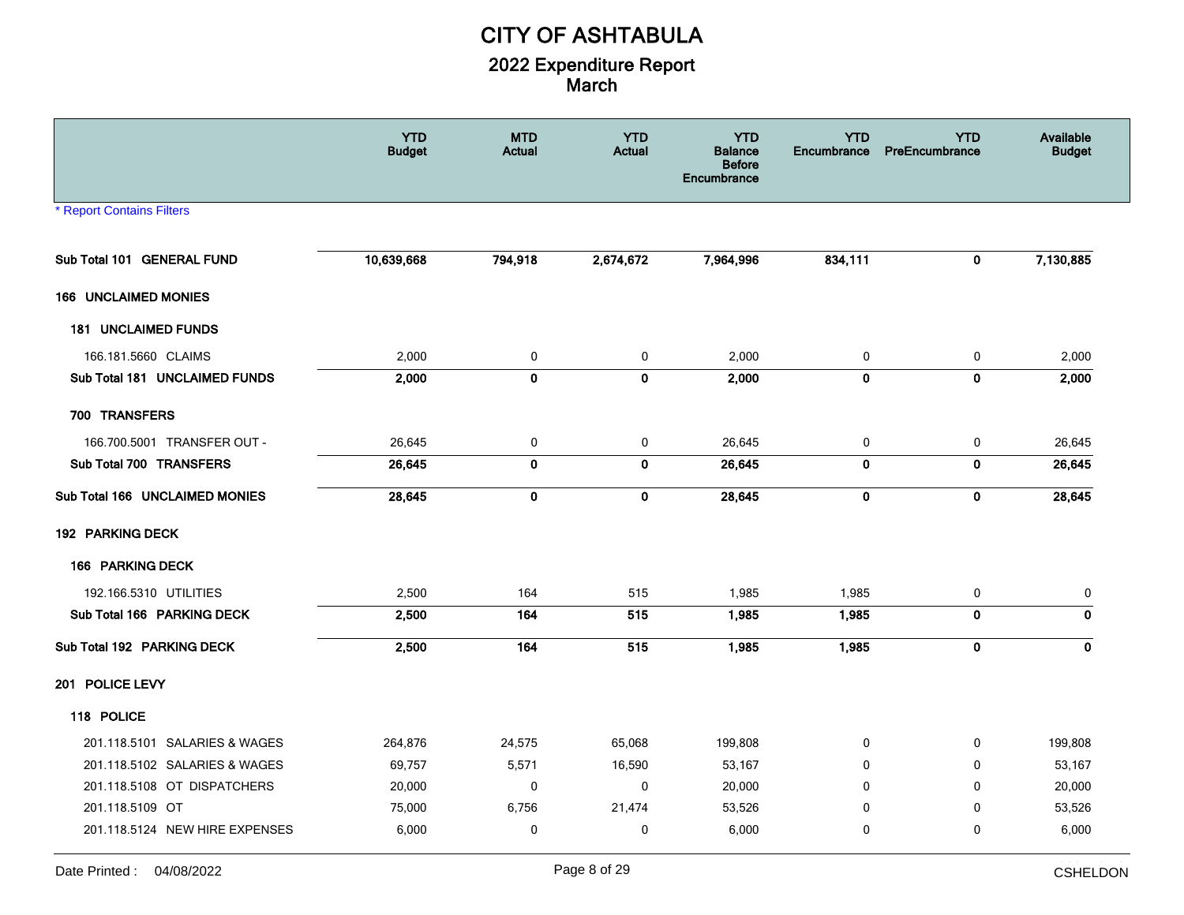# CITY OF ASHTABULA

## 2022 Expenditure Report
## March

| | YTD Budget | MTD Actual | YTD Actual | YTD Balance Before Encumbrance | YTD Encumbrance | YTD PreEncumbrance | Available Budget |
|---|---|---|---|---|---|---|---|
| * Report Contains Filters | | | | | | | |
| **Sub Total 101 GENERAL FUND** | **10,639,668** | **794,918** | **2,674,672** | **7,964,996** | **834,111** | **0** | **7,130,885** |
| **166 UNCLAIMED MONIES** | | | | | | | |
| **181 UNCLAIMED FUNDS** | | | | | | | |
| 166.181.5660 CLAIMS | 2,000 | 0 | 0 | 2,000 | 0 | 0 | 2,000 |
| **Sub Total 181 UNCLAIMED FUNDS** | **2,000** | **0** | **0** | **2,000** | **0** | **0** | **2,000** |
| **700 TRANSFERS** | | | | | | | |
| 166.700.5001 TRANSFER OUT - | 26,645 | 0 | 0 | 26,645 | 0 | 0 | 26,645 |
| **Sub Total 700 TRANSFERS** | **26,645** | **0** | **0** | **26,645** | **0** | **0** | **26,645** |
| **Sub Total 166 UNCLAIMED MONIES** | **28,645** | **0** | **0** | **28,645** | **0** | **0** | **28,645** |
| **192 PARKING DECK** | | | | | | | |
| **166 PARKING DECK** | | | | | | | |
| 192.166.5310 UTILITIES | 2,500 | 164 | 515 | 1,985 | 1,985 | 0 | 0 |
| **Sub Total 166 PARKING DECK** | **2,500** | **164** | **515** | **1,985** | **1,985** | **0** | **0** |
| **Sub Total 192 PARKING DECK** | **2,500** | **164** | **515** | **1,985** | **1,985** | **0** | **0** |
| **201 POLICE LEVY** | | | | | | | |
| **118 POLICE** | | | | | | | |
| 201.118.5101 SALARIES & WAGES | 264,876 | 24,575 | 65,068 | 199,808 | 0 | 0 | 199,808 |
| 201.118.5102 SALARIES & WAGES | 69,757 | 5,571 | 16,590 | 53,167 | 0 | 0 | 53,167 |
| 201.118.5108 OT DISPATCHERS | 20,000 | 0 | 0 | 20,000 | 0 | 0 | 20,000 |
| 201.118.5109 OT | 75,000 | 6,756 | 21,474 | 53,526 | 0 | 0 | 53,526 |
| 201.118.5124 NEW HIRE EXPENSES | 6,000 | 0 | 0 | 6,000 | 0 | 0 | 6,000 |

Date Printed : 04/08/2022 CSHELDON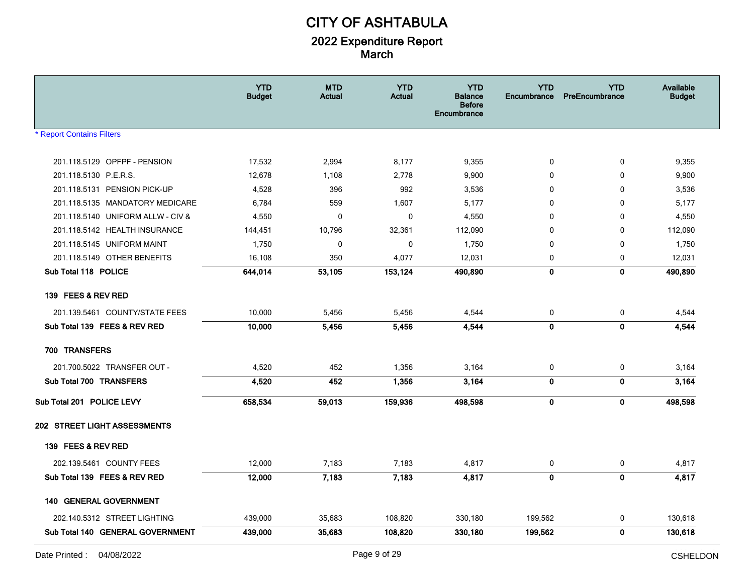# CITY OF ASHTABULA

## 2022 Expenditure Report
## March

| | YTD Budget | MTD Actual | YTD Actual | YTD Balance Before Encumbrance | YTD Encumbrance | YTD PreEncumbrance | Available Budget |
|---|---|---|---|---|---|---|---|
| 201.118.5129 OPFPF - PENSION | 17,532 | 2,994 | 8,177 | 9,355 | 0 | 0 | 9,355 |
| 201.118.5130 P.E.R.S. | 12,678 | 1,108 | 2,778 | 9,900 | 0 | 0 | 9,900 |
| 201.118.5131 PENSION PICK-UP | 4,528 | 396 | 992 | 3,536 | 0 | 0 | 3,536 |
| 201.118.5135 MANDATORY MEDICARE | 6,784 | 559 | 1,607 | 5,177 | 0 | 0 | 5,177 |
| 201.118.5140 UNIFORM ALLW - CIV & | 4,550 | 0 | 0 | 4,550 | 0 | 0 | 4,550 |
| 201.118.5142 HEALTH INSURANCE | 144,451 | 10,796 | 32,361 | 112,090 | 0 | 0 | 112,090 |
| 201.118.5145 UNIFORM MAINT | 1,750 | 0 | 0 | 1,750 | 0 | 0 | 1,750 |
| 201.118.5149 OTHER BENEFITS | 16,108 | 350 | 4,077 | 12,031 | 0 | 0 | 12,031 |
| **Sub Total 118 POLICE** | **644,014** | **53,105** | **153,124** | **490,890** | **0** | **0** | **490,890** |
| **139 FEES & REV RED** | | | | | | | |
| 201.139.5461 COUNTY/STATE FEES | 10,000 | 5,456 | 5,456 | 4,544 | 0 | 0 | 4,544 |
| **Sub Total 139 FEES & REV RED** | **10,000** | **5,456** | **5,456** | **4,544** | **0** | **0** | **4,544** |
| **700 TRANSFERS** | | | | | | | |
| 201.700.5022 TRANSFER OUT - | 4,520 | 452 | 1,356 | 3,164 | 0 | 0 | 3,164 |
| **Sub Total 700 TRANSFERS** | **4,520** | **452** | **1,356** | **3,164** | **0** | **0** | **3,164** |
| **Sub Total 201 POLICE LEVY** | **658,534** | **59,013** | **159,936** | **498,598** | **0** | **0** | **498,598** |
| **202 STREET LIGHT ASSESSMENTS** | | | | | | | |
| **139 FEES & REV RED** | | | | | | | |
| 202.139.5461 COUNTY FEES | 12,000 | 7,183 | 7,183 | 4,817 | 0 | 0 | 4,817 |
| **Sub Total 139 FEES & REV RED** | **12,000** | **7,183** | **7,183** | **4,817** | **0** | **0** | **4,817** |
| **140 GENERAL GOVERNMENT** | | | | | | | |
| 202.140.5312 STREET LIGHTING | 439,000 | 35,683 | 108,820 | 330,180 | 199,562 | 0 | 130,618 |
| **Sub Total 140 GENERAL GOVERNMENT** | **439,000** | **35,683** | **108,820** | **330,180** | **199,562** | **0** | **130,618** |

Date Printed : 04/08/2022 CSHELDON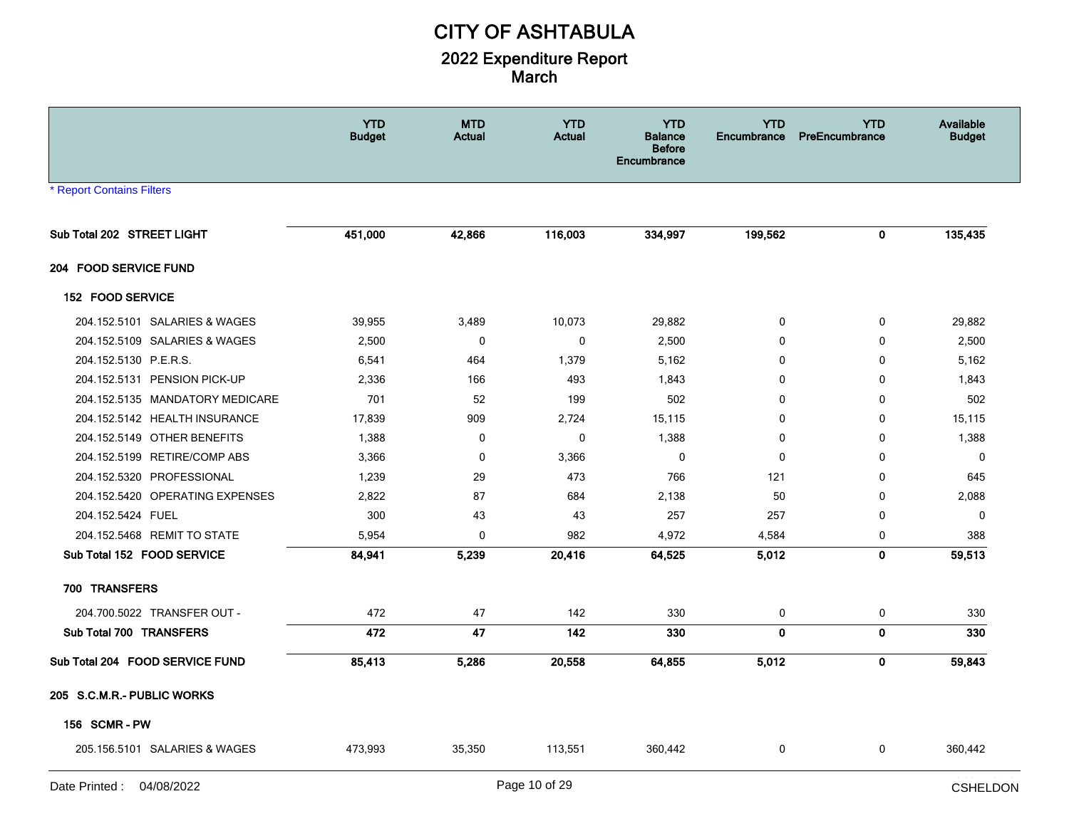# CITY OF ASHTABULA

## 2022 Expenditure Report
## March

* Report Contains Filters

| | YTD Budget | MTD Actual | YTD Actual | YTD Balance Before Encumbrance | YTD Encumbrance | YTD PreEncumbrance | Available Budget |
|---|---|---|---|---|---|---|---|
| **Sub Total 202 STREET LIGHT** | **451,000** | **42,866** | **116,003** | **334,997** | **199,562** | **0** | **135,435** |
| **204 FOOD SERVICE FUND** | | | | | | | |
| **152 FOOD SERVICE** | | | | | | | |
| 204.152.5101 SALARIES & WAGES | 39,955 | 3,489 | 10,073 | 29,882 | 0 | 0 | 29,882 |
| 204.152.5109 SALARIES & WAGES | 2,500 | 0 | 0 | 2,500 | 0 | 0 | 2,500 |
| 204.152.5130 P.E.R.S. | 6,541 | 464 | 1,379 | 5,162 | 0 | 0 | 5,162 |
| 204.152.5131 PENSION PICK-UP | 2,336 | 166 | 493 | 1,843 | 0 | 0 | 1,843 |
| 204.152.5135 MANDATORY MEDICARE | 701 | 52 | 199 | 502 | 0 | 0 | 502 |
| 204.152.5142 HEALTH INSURANCE | 17,839 | 909 | 2,724 | 15,115 | 0 | 0 | 15,115 |
| 204.152.5149 OTHER BENEFITS | 1,388 | 0 | 0 | 1,388 | 0 | 0 | 1,388 |
| 204.152.5199 RETIRE/COMP ABS | 3,366 | 0 | 3,366 | 0 | 0 | 0 | 0 |
| 204.152.5320 PROFESSIONAL | 1,239 | 29 | 473 | 766 | 121 | 0 | 645 |
| 204.152.5420 OPERATING EXPENSES | 2,822 | 87 | 684 | 2,138 | 50 | 0 | 2,088 |
| 204.152.5424 FUEL | 300 | 43 | 43 | 257 | 257 | 0 | 0 |
| 204.152.5468 REMIT TO STATE | 5,954 | 0 | 982 | 4,972 | 4,584 | 0 | 388 |
| **Sub Total 152 FOOD SERVICE** | **84,941** | **5,239** | **20,416** | **64,525** | **5,012** | **0** | **59,513** |
| **700 TRANSFERS** | | | | | | | |
| 204.700.5022 TRANSFER OUT - | 472 | 47 | 142 | 330 | 0 | 0 | 330 |
| **Sub Total 700 TRANSFERS** | **472** | **47** | **142** | **330** | **0** | **0** | **330** |
| **Sub Total 204 FOOD SERVICE FUND** | **85,413** | **5,286** | **20,558** | **64,855** | **5,012** | **0** | **59,843** |
| **205 S.C.M.R.- PUBLIC WORKS** | | | | | | | |
| **156 SCMR - PW** | | | | | | | |
| 205.156.5101 SALARIES & WAGES | 473,993 | 35,350 | 113,551 | 360,442 | 0 | 0 | 360,442 |

Date Printed : 04/08/2022 CSHELDON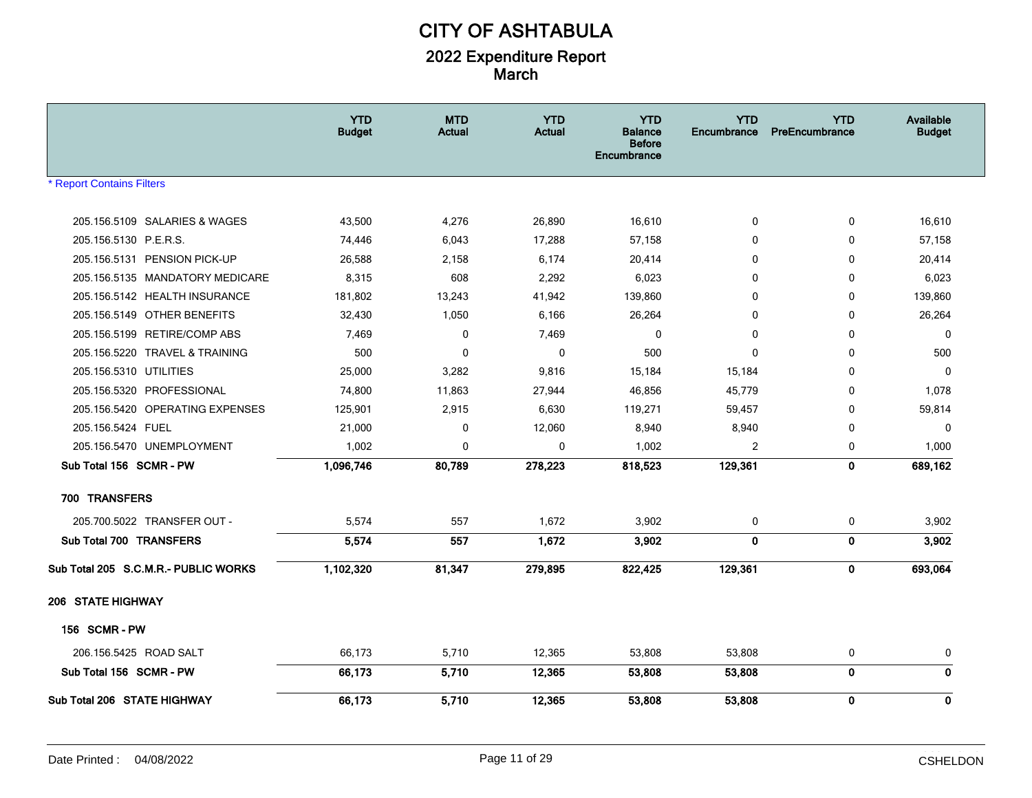# CITY OF ASHTABULA

## 2022 Expenditure Report
## March

* Report Contains Filters

| | YTD Budget | MTD Actual | YTD Actual | YTD Balance Before Encumbrance | YTD Encumbrance | YTD PreEncumbrance | Available Budget |
|---|---|---|---|---|---|---|---|
| 205.156.5109 SALARIES & WAGES | 43,500 | 4,276 | 26,890 | 16,610 | 0 | 0 | 16,610 |
| 205.156.5130 P.E.R.S. | 74,446 | 6,043 | 17,288 | 57,158 | 0 | 0 | 57,158 |
| 205.156.5131 PENSION PICK-UP | 26,588 | 2,158 | 6,174 | 20,414 | 0 | 0 | 20,414 |
| 205.156.5135 MANDATORY MEDICARE | 8,315 | 608 | 2,292 | 6,023 | 0 | 0 | 6,023 |
| 205.156.5142 HEALTH INSURANCE | 181,802 | 13,243 | 41,942 | 139,860 | 0 | 0 | 139,860 |
| 205.156.5149 OTHER BENEFITS | 32,430 | 1,050 | 6,166 | 26,264 | 0 | 0 | 26,264 |
| 205.156.5199 RETIRE/COMP ABS | 7,469 | 0 | 7,469 | 0 | 0 | 0 | 0 |
| 205.156.5220 TRAVEL & TRAINING | 500 | 0 | 0 | 500 | 0 | 0 | 500 |
| 205.156.5310 UTILITIES | 25,000 | 3,282 | 9,816 | 15,184 | 15,184 | 0 | 0 |
| 205.156.5320 PROFESSIONAL | 74,800 | 11,863 | 27,944 | 46,856 | 45,779 | 0 | 1,078 |
| 205.156.5420 OPERATING EXPENSES | 125,901 | 2,915 | 6,630 | 119,271 | 59,457 | 0 | 59,814 |
| 205.156.5424 FUEL | 21,000 | 0 | 12,060 | 8,940 | 8,940 | 0 | 0 |
| 205.156.5470 UNEMPLOYMENT | 1,002 | 0 | 0 | 1,002 | 2 | 0 | 1,000 |
| **Sub Total 156 SCMR - PW** | **1,096,746** | **80,789** | **278,223** | **818,523** | **129,361** | **0** | **689,162** |
| **700 TRANSFERS** | | | | | | | |
| 205.700.5022 TRANSFER OUT - | 5,574 | 557 | 1,672 | 3,902 | 0 | 0 | 3,902 |
| **Sub Total 700 TRANSFERS** | **5,574** | **557** | **1,672** | **3,902** | **0** | **0** | **3,902** |
| **Sub Total 205 S.C.M.R.- PUBLIC WORKS** | **1,102,320** | **81,347** | **279,895** | **822,425** | **129,361** | **0** | **693,064** |
| **206 STATE HIGHWAY** | | | | | | | |
| **156 SCMR - PW** | | | | | | | |
| 206.156.5425 ROAD SALT | 66,173 | 5,710 | 12,365 | 53,808 | 53,808 | 0 | 0 |
| **Sub Total 156 SCMR - PW** | **66,173** | **5,710** | **12,365** | **53,808** | **53,808** | **0** | **0** |
| **Sub Total 206 STATE HIGHWAY** | **66,173** | **5,710** | **12,365** | **53,808** | **53,808** | **0** | **0** |

Date Printed : 04/08/2022 CSHELDON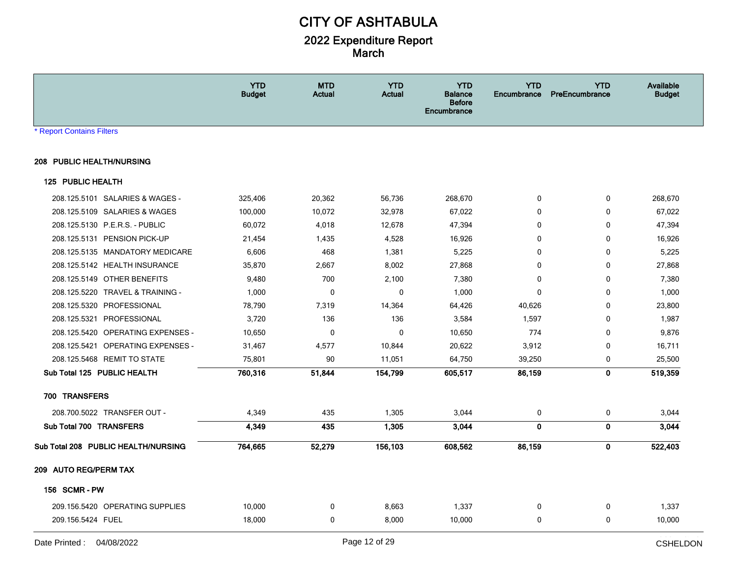# CITY OF ASHTABULA

## 2022 Expenditure Report
## March

| | YTD Budget | MTD Actual | YTD Actual | YTD Balance Before Encumbrance | YTD Encumbrance | YTD PreEncumbrance | Available Budget |
|---|---|---|---|---|---|---|---|
| **208 PUBLIC HEALTH/NURSING** | | | | | | | |
| **125 PUBLIC HEALTH** | | | | | | | |
| 208.125.5101 SALARIES & WAGES - | 325,406 | 20,362 | 56,736 | 268,670 | 0 | 0 | 268,670 |
| 208.125.5109 SALARIES & WAGES | 100,000 | 10,072 | 32,978 | 67,022 | 0 | 0 | 67,022 |
| 208.125.5130 P.E.R.S. - PUBLIC | 60,072 | 4,018 | 12,678 | 47,394 | 0 | 0 | 47,394 |
| 208.125.5131 PENSION PICK-UP | 21,454 | 1,435 | 4,528 | 16,926 | 0 | 0 | 16,926 |
| 208.125.5135 MANDATORY MEDICARE | 6,606 | 468 | 1,381 | 5,225 | 0 | 0 | 5,225 |
| 208.125.5142 HEALTH INSURANCE | 35,870 | 2,667 | 8,002 | 27,868 | 0 | 0 | 27,868 |
| 208.125.5149 OTHER BENEFITS | 9,480 | 700 | 2,100 | 7,380 | 0 | 0 | 7,380 |
| 208.125.5220 TRAVEL & TRAINING - | 1,000 | 0 | 0 | 1,000 | 0 | 0 | 1,000 |
| 208.125.5320 PROFESSIONAL | 78,790 | 7,319 | 14,364 | 64,426 | 40,626 | 0 | 23,800 |
| 208.125.5321 PROFESSIONAL | 3,720 | 136 | 136 | 3,584 | 1,597 | 0 | 1,987 |
| 208.125.5420 OPERATING EXPENSES - | 10,650 | 0 | 0 | 10,650 | 774 | 0 | 9,876 |
| 208.125.5421 OPERATING EXPENSES - | 31,467 | 4,577 | 10,844 | 20,622 | 3,912 | 0 | 16,711 |
| 208.125.5468 REMIT TO STATE | 75,801 | 90 | 11,051 | 64,750 | 39,250 | 0 | 25,500 |
| **Sub Total 125 PUBLIC HEALTH** | **760,316** | **51,844** | **154,799** | **605,517** | **86,159** | **0** | **519,359** |
| **700 TRANSFERS** | | | | | | | |
| 208.700.5022 TRANSFER OUT - | 4,349 | 435 | 1,305 | 3,044 | 0 | 0 | 3,044 |
| **Sub Total 700 TRANSFERS** | **4,349** | **435** | **1,305** | **3,044** | **0** | **0** | **3,044** |
| **Sub Total 208 PUBLIC HEALTH/NURSING** | **764,665** | **52,279** | **156,103** | **608,562** | **86,159** | **0** | **522,403** |
| **209 AUTO REG/PERM TAX** | | | | | | | |
| **156 SCMR - PW** | | | | | | | |
| 209.156.5420 OPERATING SUPPLIES | 10,000 | 0 | 8,663 | 1,337 | 0 | 0 | 1,337 |
| 209.156.5424 FUEL | 18,000 | 0 | 8,000 | 10,000 | 0 | 0 | 10,000 |

* Report Contains Filters

Date Printed : 04/08/2022 CSHELDON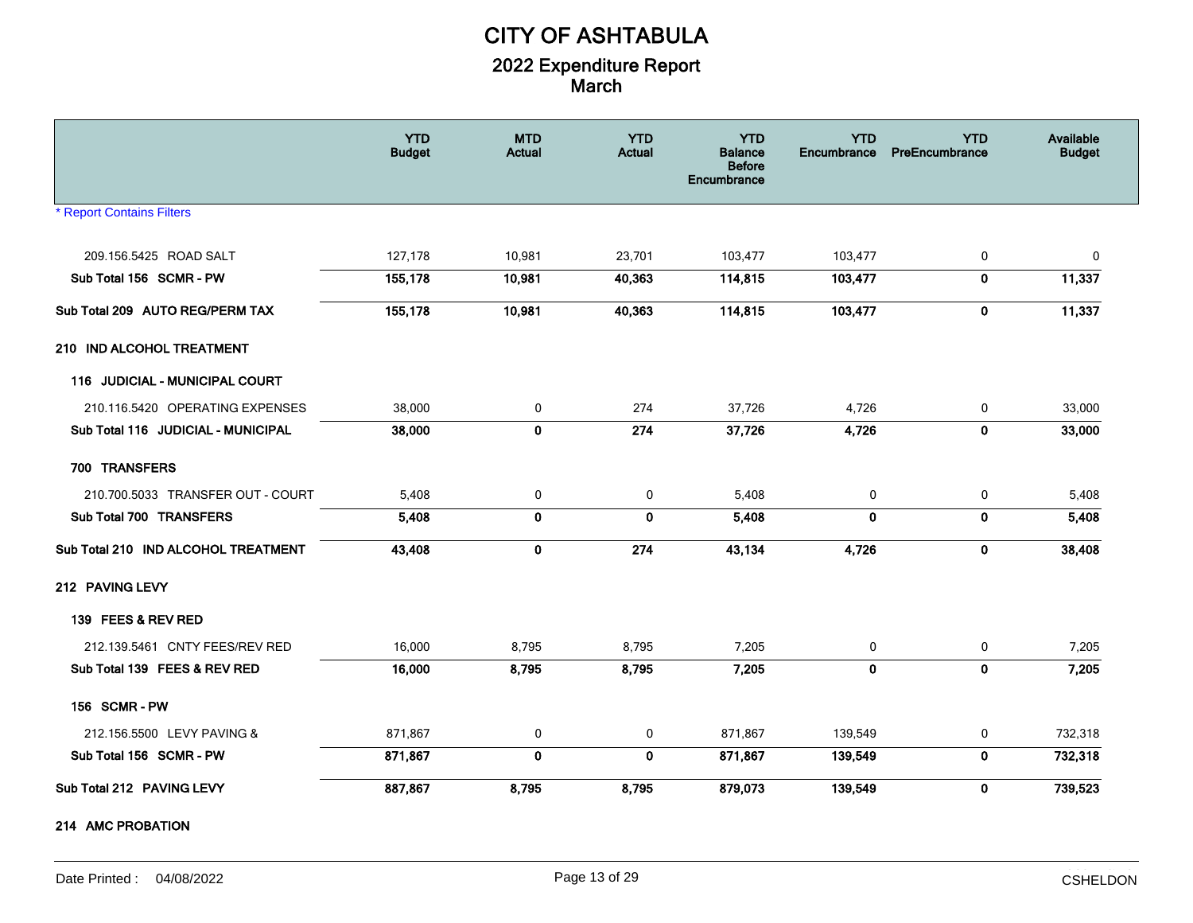# CITY OF ASHTABULA

## 2022 Expenditure Report
## March

* Report Contains Filters

| | YTD Budget | MTD Actual | YTD Actual | YTD Balance Before Encumbrance | YTD Encumbrance | YTD PreEncumbrance | Available Budget |
|---|---|---|---|---|---|---|---|
| 209.156.5425 ROAD SALT | 127,178 | 10,981 | 23,701 | 103,477 | 103,477 | 0 | 0 |
| **Sub Total 156 SCMR - PW** | **155,178** | **10,981** | **40,363** | **114,815** | **103,477** | **0** | **11,337** |
| **Sub Total 209 AUTO REG/PERM TAX** | **155,178** | **10,981** | **40,363** | **114,815** | **103,477** | **0** | **11,337** |
| **210 IND ALCOHOL TREATMENT** | | | | | | | |
| **116 JUDICIAL - MUNICIPAL COURT** | | | | | | | |
| 210.116.5420 OPERATING EXPENSES | 38,000 | 0 | 274 | 37,726 | 4,726 | 0 | 33,000 |
| **Sub Total 116 JUDICIAL - MUNICIPAL** | **38,000** | **0** | **274** | **37,726** | **4,726** | **0** | **33,000** |
| **700 TRANSFERS** | | | | | | | |
| 210.700.5033 TRANSFER OUT - COURT | 5,408 | 0 | 0 | 5,408 | 0 | 0 | 5,408 |
| **Sub Total 700 TRANSFERS** | **5,408** | **0** | **0** | **5,408** | **0** | **0** | **5,408** |
| **Sub Total 210 IND ALCOHOL TREATMENT** | **43,408** | **0** | **274** | **43,134** | **4,726** | **0** | **38,408** |
| **212 PAVING LEVY** | | | | | | | |
| **139 FEES & REV RED** | | | | | | | |
| 212.139.5461 CNTY FEES/REV RED | 16,000 | 8,795 | 8,795 | 7,205 | 0 | 0 | 7,205 |
| **Sub Total 139 FEES & REV RED** | **16,000** | **8,795** | **8,795** | **7,205** | **0** | **0** | **7,205** |
| **156 SCMR - PW** | | | | | | | |
| 212.156.5500 LEVY PAVING & | 871,867 | 0 | 0 | 871,867 | 139,549 | 0 | 732,318 |
| **Sub Total 156 SCMR - PW** | **871,867** | **0** | **0** | **871,867** | **139,549** | **0** | **732,318** |
| **Sub Total 212 PAVING LEVY** | **887,867** | **8,795** | **8,795** | **879,073** | **139,549** | **0** | **739,523** |
| **214 AMC PROBATION** | | | | | | | |

Date Printed : 04/08/2022 CSHELDON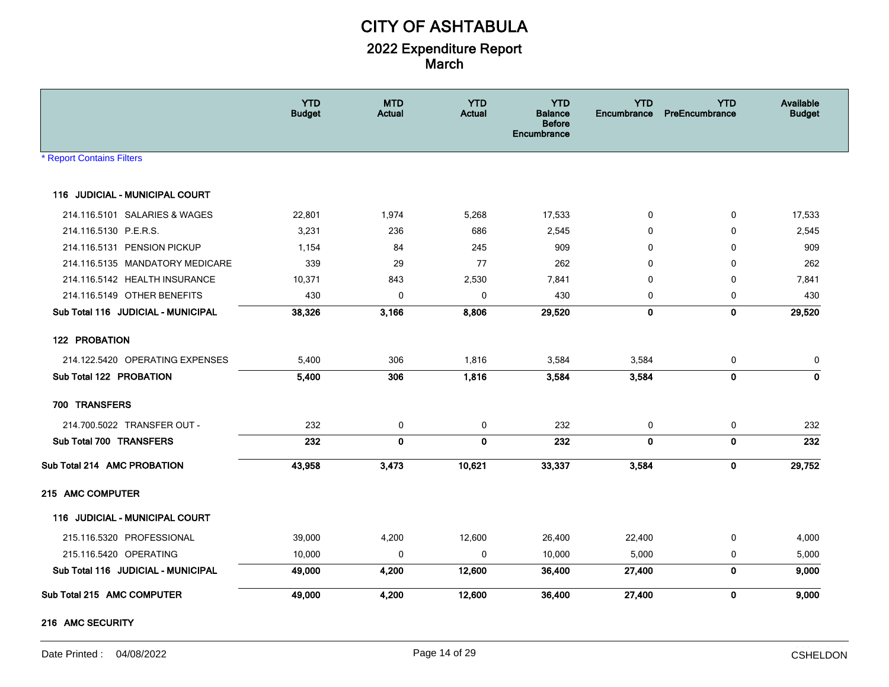# CITY OF ASHTABULA

## 2022 Expenditure Report
## March

|  | YTD Budget | MTD Actual | YTD Actual | YTD Balance Before Encumbrance | YTD Encumbrance | YTD PreEncumbrance | Available Budget |
|---|---|---|---|---|---|---|---|

* Report Contains Filters

|  | YTD Budget | MTD Actual | YTD Actual | YTD Balance Before Encumbrance | YTD Encumbrance | YTD PreEncumbrance | Available Budget |
|---|---|---|---|---|---|---|---|
| **116 JUDICIAL - MUNICIPAL COURT** | | | | | | | |
| 214.116.5101 SALARIES & WAGES | 22,801 | 1,974 | 5,268 | 17,533 | 0 | 0 | 17,533 |
| 214.116.5130 P.E.R.S. | 3,231 | 236 | 686 | 2,545 | 0 | 0 | 2,545 |
| 214.116.5131 PENSION PICKUP | 1,154 | 84 | 245 | 909 | 0 | 0 | 909 |
| 214.116.5135 MANDATORY MEDICARE | 339 | 29 | 77 | 262 | 0 | 0 | 262 |
| 214.116.5142 HEALTH INSURANCE | 10,371 | 843 | 2,530 | 7,841 | 0 | 0 | 7,841 |
| 214.116.5149 OTHER BENEFITS | 430 | 0 | 0 | 430 | 0 | 0 | 430 |
| **Sub Total 116 JUDICIAL - MUNICIPAL** | **38,326** | **3,166** | **8,806** | **29,520** | **0** | **0** | **29,520** |
| **122 PROBATION** | | | | | | | |
| 214.122.5420 OPERATING EXPENSES | 5,400 | 306 | 1,816 | 3,584 | 3,584 | 0 | 0 |
| **Sub Total 122 PROBATION** | **5,400** | **306** | **1,816** | **3,584** | **3,584** | **0** | **0** |
| **700 TRANSFERS** | | | | | | | |
| 214.700.5022 TRANSFER OUT - | 232 | 0 | 0 | 232 | 0 | 0 | 232 |
| **Sub Total 700 TRANSFERS** | **232** | **0** | **0** | **232** | **0** | **0** | **232** |
| **Sub Total 214 AMC PROBATION** | **43,958** | **3,473** | **10,621** | **33,337** | **3,584** | **0** | **29,752** |
| **215 AMC COMPUTER** | | | | | | | |
| **116 JUDICIAL - MUNICIPAL COURT** | | | | | | | |
| 215.116.5320 PROFESSIONAL | 39,000 | 4,200 | 12,600 | 26,400 | 22,400 | 0 | 4,000 |
| 215.116.5420 OPERATING | 10,000 | 0 | 0 | 10,000 | 5,000 | 0 | 5,000 |
| **Sub Total 116 JUDICIAL - MUNICIPAL** | **49,000** | **4,200** | **12,600** | **36,400** | **27,400** | **0** | **9,000** |
| **Sub Total 215 AMC COMPUTER** | **49,000** | **4,200** | **12,600** | **36,400** | **27,400** | **0** | **9,000** |
| **216 AMC SECURITY** | | | | | | | |

Date Printed : 04/08/2022 CSHELDON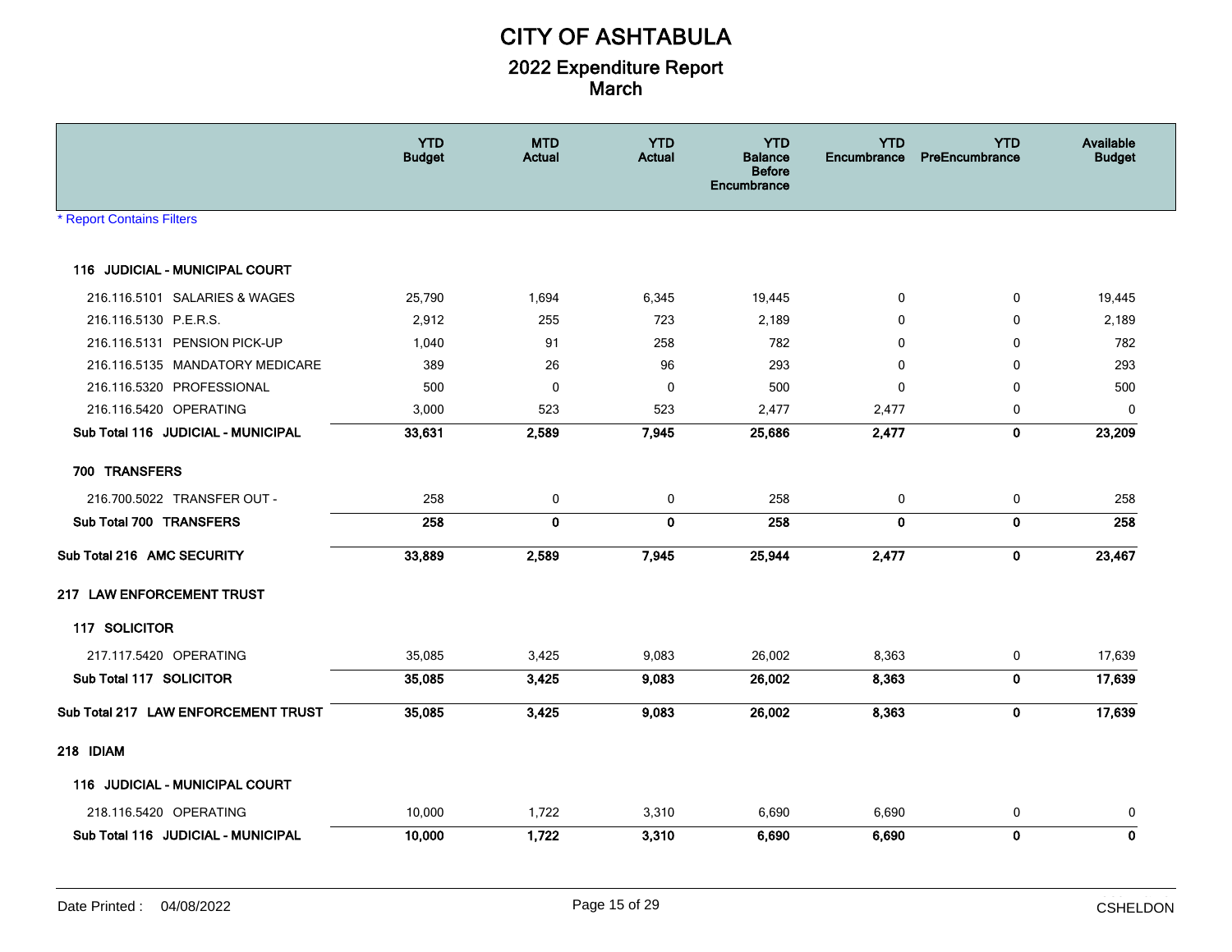# CITY OF ASHTABULA

## 2022 Expenditure Report
## March

| | YTD Budget | MTD Actual | YTD Actual | YTD Balance Before Encumbrance | YTD Encumbrance | YTD PreEncumbrance | Available Budget |
|---|---|---|---|---|---|---|---|
| * Report Contains Filters | | | | | | | |
| **116 JUDICIAL - MUNICIPAL COURT** | | | | | | | |
| 216.116.5101 SALARIES & WAGES | 25,790 | 1,694 | 6,345 | 19,445 | 0 | 0 | 19,445 |
| 216.116.5130 P.E.R.S. | 2,912 | 255 | 723 | 2,189 | 0 | 0 | 2,189 |
| 216.116.5131 PENSION PICK-UP | 1,040 | 91 | 258 | 782 | 0 | 0 | 782 |
| 216.116.5135 MANDATORY MEDICARE | 389 | 26 | 96 | 293 | 0 | 0 | 293 |
| 216.116.5320 PROFESSIONAL | 500 | 0 | 0 | 500 | 0 | 0 | 500 |
| 216.116.5420 OPERATING | 3,000 | 523 | 523 | 2,477 | 2,477 | 0 | 0 |
| **Sub Total 116 JUDICIAL - MUNICIPAL** | **33,631** | **2,589** | **7,945** | **25,686** | **2,477** | **0** | **23,209** |
| **700 TRANSFERS** | | | | | | | |
| 216.700.5022 TRANSFER OUT - | 258 | 0 | 0 | 258 | 0 | 0 | 258 |
| **Sub Total 700 TRANSFERS** | **258** | **0** | **0** | **258** | **0** | **0** | **258** |
| **Sub Total 216 AMC SECURITY** | **33,889** | **2,589** | **7,945** | **25,944** | **2,477** | **0** | **23,467** |
| **217 LAW ENFORCEMENT TRUST** | | | | | | | |
| **117 SOLICITOR** | | | | | | | |
| 217.117.5420 OPERATING | 35,085 | 3,425 | 9,083 | 26,002 | 8,363 | 0 | 17,639 |
| **Sub Total 117 SOLICITOR** | **35,085** | **3,425** | **9,083** | **26,002** | **8,363** | **0** | **17,639** |
| **Sub Total 217 LAW ENFORCEMENT TRUST** | **35,085** | **3,425** | **9,083** | **26,002** | **8,363** | **0** | **17,639** |
| **218 IDIAM** | | | | | | | |
| **116 JUDICIAL - MUNICIPAL COURT** | | | | | | | |
| 218.116.5420 OPERATING | 10,000 | 1,722 | 3,310 | 6,690 | 6,690 | 0 | 0 |
| **Sub Total 116 JUDICIAL - MUNICIPAL** | **10,000** | **1,722** | **3,310** | **6,690** | **6,690** | **0** | **0** |

Date Printed : 04/08/2022 CSHELDON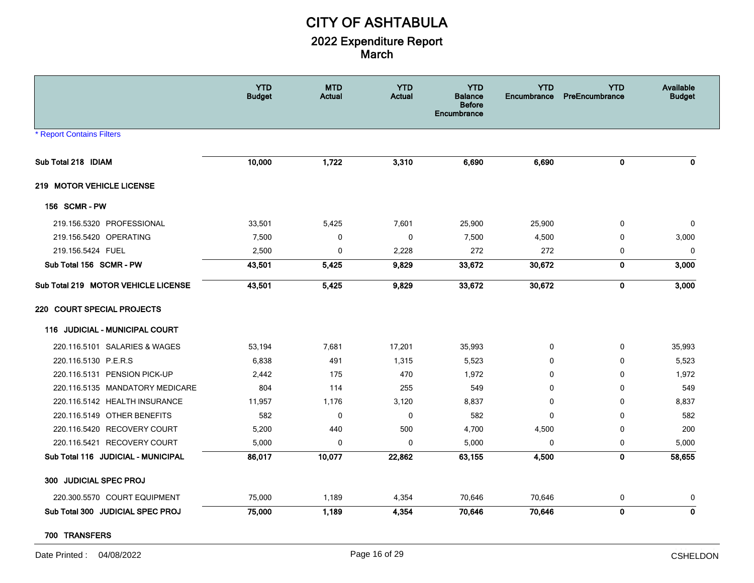# CITY OF ASHTABULA

## 2022 Expenditure Report
## March

* Report Contains Filters

| | YTD Budget | MTD Actual | YTD Actual | YTD Balance Before Encumbrance | YTD Encumbrance | YTD PreEncumbrance | Available Budget |
|---|---|---|---|---|---|---|---|
| **Sub Total 218 IDIAM** | **10,000** | **1,722** | **3,310** | **6,690** | **6,690** | **0** | **0** |
| **219 MOTOR VEHICLE LICENSE** | | | | | | | |
| **156 SCMR - PW** | | | | | | | |
| 219.156.5320 PROFESSIONAL | 33,501 | 5,425 | 7,601 | 25,900 | 25,900 | 0 | 0 |
| 219.156.5420 OPERATING | 7,500 | 0 | 0 | 7,500 | 4,500 | 0 | 3,000 |
| 219.156.5424 FUEL | 2,500 | 0 | 2,228 | 272 | 272 | 0 | 0 |
| **Sub Total 156 SCMR - PW** | **43,501** | **5,425** | **9,829** | **33,672** | **30,672** | **0** | **3,000** |
| **Sub Total 219 MOTOR VEHICLE LICENSE** | **43,501** | **5,425** | **9,829** | **33,672** | **30,672** | **0** | **3,000** |
| **220 COURT SPECIAL PROJECTS** | | | | | | | |
| **116 JUDICIAL - MUNICIPAL COURT** | | | | | | | |
| 220.116.5101 SALARIES & WAGES | 53,194 | 7,681 | 17,201 | 35,993 | 0 | 0 | 35,993 |
| 220.116.5130 P.E.R.S | 6,838 | 491 | 1,315 | 5,523 | 0 | 0 | 5,523 |
| 220.116.5131 PENSION PICK-UP | 2,442 | 175 | 470 | 1,972 | 0 | 0 | 1,972 |
| 220.116.5135 MANDATORY MEDICARE | 804 | 114 | 255 | 549 | 0 | 0 | 549 |
| 220.116.5142 HEALTH INSURANCE | 11,957 | 1,176 | 3,120 | 8,837 | 0 | 0 | 8,837 |
| 220.116.5149 OTHER BENEFITS | 582 | 0 | 0 | 582 | 0 | 0 | 582 |
| 220.116.5420 RECOVERY COURT | 5,200 | 440 | 500 | 4,700 | 4,500 | 0 | 200 |
| 220.116.5421 RECOVERY COURT | 5,000 | 0 | 0 | 5,000 | 0 | 0 | 5,000 |
| **Sub Total 116 JUDICIAL - MUNICIPAL** | **86,017** | **10,077** | **22,862** | **63,155** | **4,500** | **0** | **58,655** |
| **300 JUDICIAL SPEC PROJ** | | | | | | | |
| 220.300.5570 COURT EQUIPMENT | 75,000 | 1,189 | 4,354 | 70,646 | 70,646 | 0 | 0 |
| **Sub Total 300 JUDICIAL SPEC PROJ** | **75,000** | **1,189** | **4,354** | **70,646** | **70,646** | **0** | **0** |
| **700 TRANSFERS** | | | | | | | |

Date Printed : 04/08/2022 CSHELDON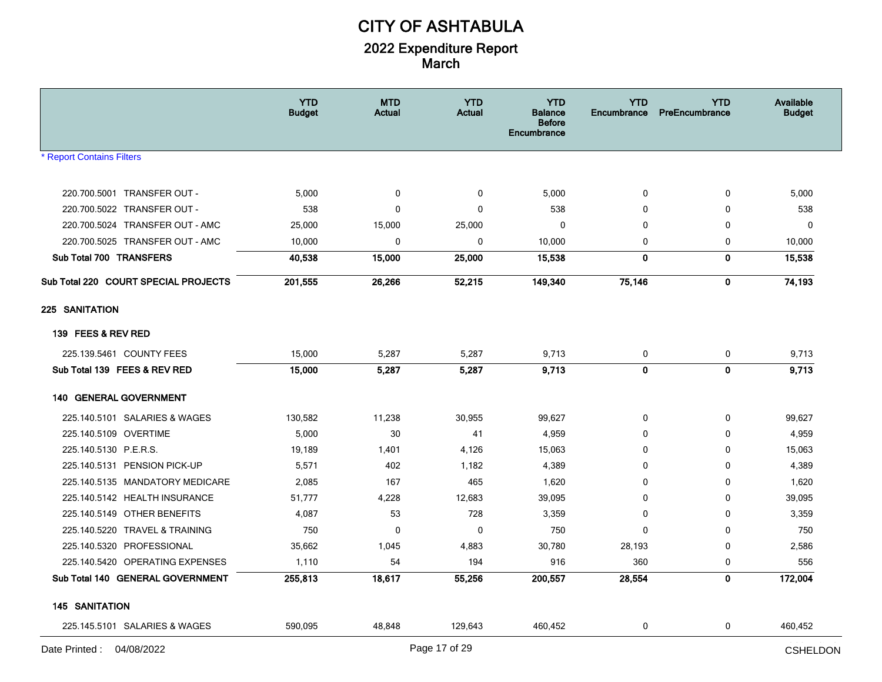# CITY OF ASHTABULA

## 2022 Expenditure Report
## March

| | YTD Budget | MTD Actual | YTD Actual | YTD Balance Before Encumbrance | YTD Encumbrance | YTD PreEncumbrance | Available Budget |
|---|---|---|---|---|---|---|---|
| * Report Contains Filters | | | | | | | |
| 220.700.5001 TRANSFER OUT - | 5,000 | 0 | 0 | 5,000 | 0 | 0 | 5,000 |
| 220.700.5022 TRANSFER OUT - | 538 | 0 | 0 | 538 | 0 | 0 | 538 |
| 220.700.5024 TRANSFER OUT - AMC | 25,000 | 15,000 | 25,000 | 0 | 0 | 0 | 0 |
| 220.700.5025 TRANSFER OUT - AMC | 10,000 | 0 | 0 | 10,000 | 0 | 0 | 10,000 |
| **Sub Total 700 TRANSFERS** | **40,538** | **15,000** | **25,000** | **15,538** | **0** | **0** | **15,538** |
| **Sub Total 220 COURT SPECIAL PROJECTS** | **201,555** | **26,266** | **52,215** | **149,340** | **75,146** | **0** | **74,193** |
| **225 SANITATION** | | | | | | | |
| **139 FEES & REV RED** | | | | | | | |
| 225.139.5461 COUNTY FEES | 15,000 | 5,287 | 5,287 | 9,713 | 0 | 0 | 9,713 |
| **Sub Total 139 FEES & REV RED** | **15,000** | **5,287** | **5,287** | **9,713** | **0** | **0** | **9,713** |
| **140 GENERAL GOVERNMENT** | | | | | | | |
| 225.140.5101 SALARIES & WAGES | 130,582 | 11,238 | 30,955 | 99,627 | 0 | 0 | 99,627 |
| 225.140.5109 OVERTIME | 5,000 | 30 | 41 | 4,959 | 0 | 0 | 4,959 |
| 225.140.5130 P.E.R.S. | 19,189 | 1,401 | 4,126 | 15,063 | 0 | 0 | 15,063 |
| 225.140.5131 PENSION PICK-UP | 5,571 | 402 | 1,182 | 4,389 | 0 | 0 | 4,389 |
| 225.140.5135 MANDATORY MEDICARE | 2,085 | 167 | 465 | 1,620 | 0 | 0 | 1,620 |
| 225.140.5142 HEALTH INSURANCE | 51,777 | 4,228 | 12,683 | 39,095 | 0 | 0 | 39,095 |
| 225.140.5149 OTHER BENEFITS | 4,087 | 53 | 728 | 3,359 | 0 | 0 | 3,359 |
| 225.140.5220 TRAVEL & TRAINING | 750 | 0 | 0 | 750 | 0 | 0 | 750 |
| 225.140.5320 PROFESSIONAL | 35,662 | 1,045 | 4,883 | 30,780 | 28,193 | 0 | 2,586 |
| 225.140.5420 OPERATING EXPENSES | 1,110 | 54 | 194 | 916 | 360 | 0 | 556 |
| **Sub Total 140 GENERAL GOVERNMENT** | **255,813** | **18,617** | **55,256** | **200,557** | **28,554** | **0** | **172,004** |
| **145 SANITATION** | | | | | | | |
| 225.145.5101 SALARIES & WAGES | 590,095 | 48,848 | 129,643 | 460,452 | 0 | 0 | 460,452 |

Date Printed : 04/08/2022 CSHELDON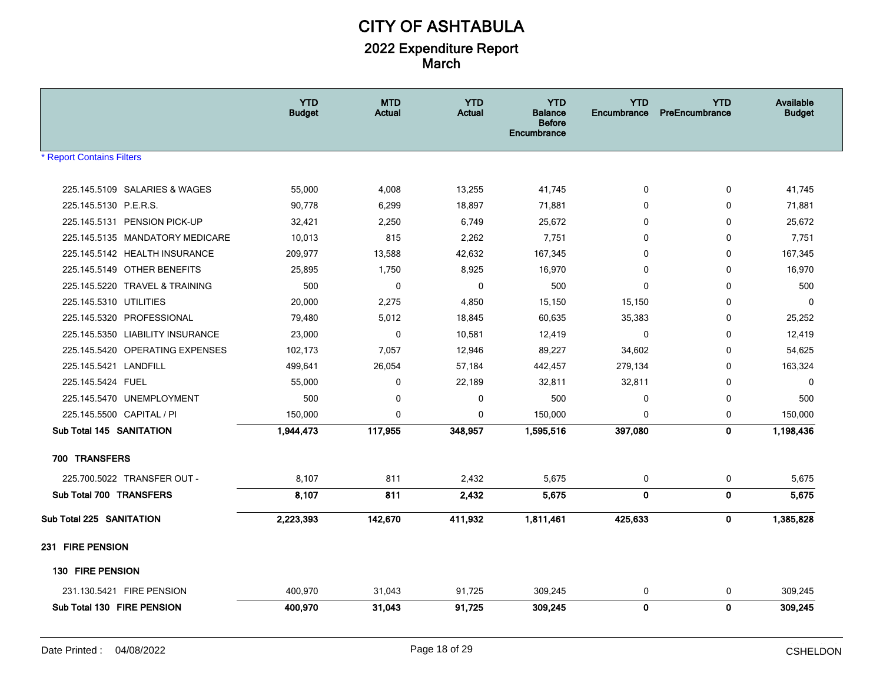# CITY OF ASHTABULA

## 2022 Expenditure Report
## March

| | YTD Budget | MTD Actual | YTD Actual | YTD Balance Before Encumbrance | YTD Encumbrance | YTD PreEncumbrance | Available Budget |
|---|---|---|---|---|---|---|---|
| * Report Contains Filters | | | | | | | |
| 225.145.5109 SALARIES & WAGES | 55,000 | 4,008 | 13,255 | 41,745 | 0 | 0 | 41,745 |
| 225.145.5130 P.E.R.S. | 90,778 | 6,299 | 18,897 | 71,881 | 0 | 0 | 71,881 |
| 225.145.5131 PENSION PICK-UP | 32,421 | 2,250 | 6,749 | 25,672 | 0 | 0 | 25,672 |
| 225.145.5135 MANDATORY MEDICARE | 10,013 | 815 | 2,262 | 7,751 | 0 | 0 | 7,751 |
| 225.145.5142 HEALTH INSURANCE | 209,977 | 13,588 | 42,632 | 167,345 | 0 | 0 | 167,345 |
| 225.145.5149 OTHER BENEFITS | 25,895 | 1,750 | 8,925 | 16,970 | 0 | 0 | 16,970 |
| 225.145.5220 TRAVEL & TRAINING | 500 | 0 | 0 | 500 | 0 | 0 | 500 |
| 225.145.5310 UTILITIES | 20,000 | 2,275 | 4,850 | 15,150 | 15,150 | 0 | 0 |
| 225.145.5320 PROFESSIONAL | 79,480 | 5,012 | 18,845 | 60,635 | 35,383 | 0 | 25,252 |
| 225.145.5350 LIABILITY INSURANCE | 23,000 | 0 | 10,581 | 12,419 | 0 | 0 | 12,419 |
| 225.145.5420 OPERATING EXPENSES | 102,173 | 7,057 | 12,946 | 89,227 | 34,602 | 0 | 54,625 |
| 225.145.5421 LANDFILL | 499,641 | 26,054 | 57,184 | 442,457 | 279,134 | 0 | 163,324 |
| 225.145.5424 FUEL | 55,000 | 0 | 22,189 | 32,811 | 32,811 | 0 | 0 |
| 225.145.5470 UNEMPLOYMENT | 500 | 0 | 0 | 500 | 0 | 0 | 500 |
| 225.145.5500 CAPITAL / PI | 150,000 | 0 | 0 | 150,000 | 0 | 0 | 150,000 |
| **Sub Total 145 SANITATION** | **1,944,473** | **117,955** | **348,957** | **1,595,516** | **397,080** | **0** | **1,198,436** |
| **700 TRANSFERS** | | | | | | | |
| 225.700.5022 TRANSFER OUT - | 8,107 | 811 | 2,432 | 5,675 | 0 | 0 | 5,675 |
| **Sub Total 700 TRANSFERS** | **8,107** | **811** | **2,432** | **5,675** | **0** | **0** | **5,675** |
| **Sub Total 225 SANITATION** | **2,223,393** | **142,670** | **411,932** | **1,811,461** | **425,633** | **0** | **1,385,828** |
| **231 FIRE PENSION** | | | | | | | |
| **130 FIRE PENSION** | | | | | | | |
| 231.130.5421 FIRE PENSION | 400,970 | 31,043 | 91,725 | 309,245 | 0 | 0 | 309,245 |
| **Sub Total 130 FIRE PENSION** | **400,970** | **31,043** | **91,725** | **309,245** | **0** | **0** | **309,245** |

Date Printed : 04/08/2022 CSHELDON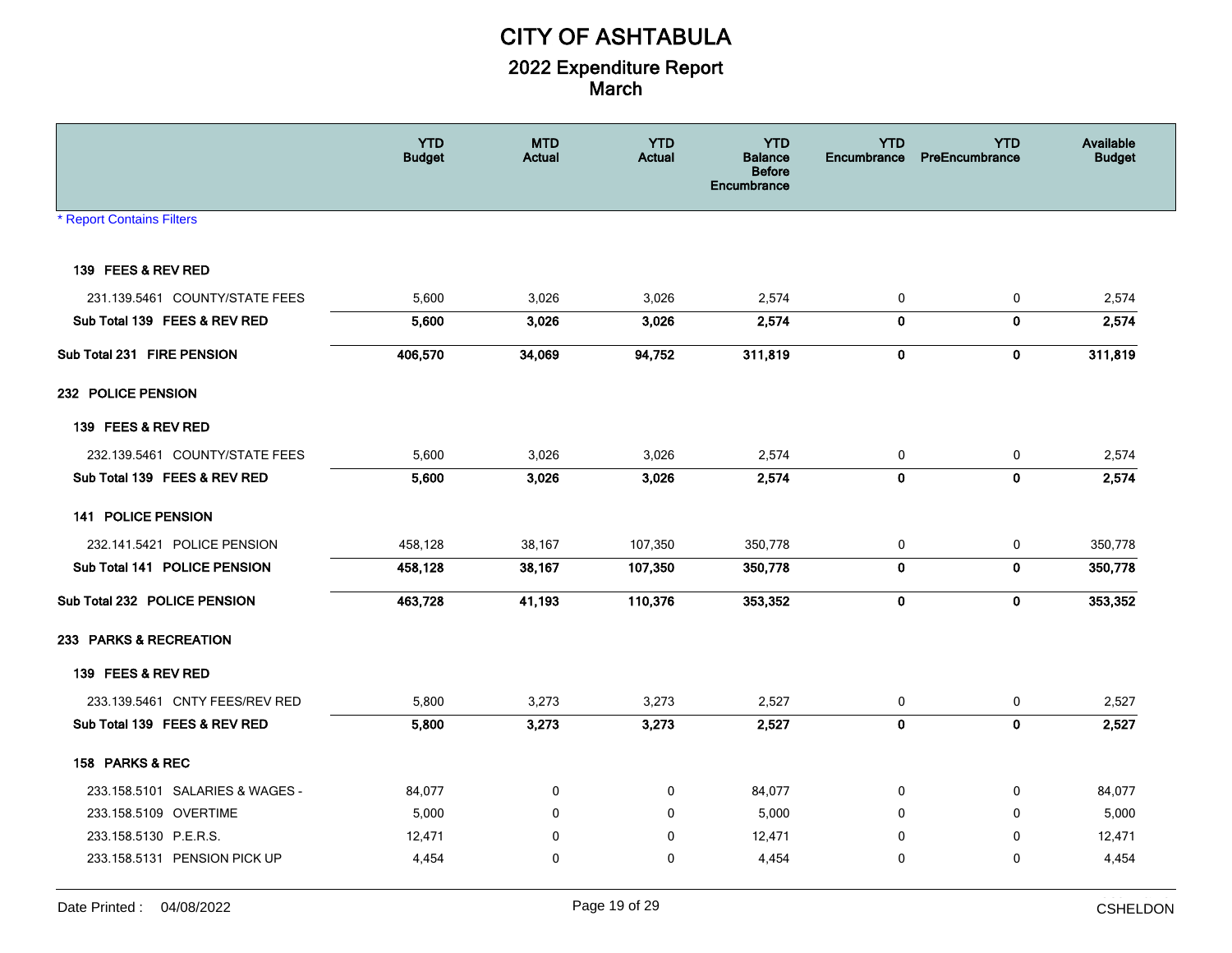# CITY OF ASHTABULA

## 2022 Expenditure Report
## March

| | YTD Budget | MTD Actual | YTD Actual | YTD Balance Before Encumbrance | YTD Encumbrance | YTD PreEncumbrance | Available Budget |
|---|---|---|---|---|---|---|---|
| * Report Contains Filters | | | | | | | |
| **139 FEES & REV RED** | | | | | | | |
| 231.139.5461 COUNTY/STATE FEES | 5,600 | 3,026 | 3,026 | 2,574 | 0 | 0 | 2,574 |
| **Sub Total 139 FEES & REV RED** | **5,600** | **3,026** | **3,026** | **2,574** | **0** | **0** | **2,574** |
| **Sub Total 231 FIRE PENSION** | **406,570** | **34,069** | **94,752** | **311,819** | **0** | **0** | **311,819** |
| **232 POLICE PENSION** | | | | | | | |
| **139 FEES & REV RED** | | | | | | | |
| 232.139.5461 COUNTY/STATE FEES | 5,600 | 3,026 | 3,026 | 2,574 | 0 | 0 | 2,574 |
| **Sub Total 139 FEES & REV RED** | **5,600** | **3,026** | **3,026** | **2,574** | **0** | **0** | **2,574** |
| **141 POLICE PENSION** | | | | | | | |
| 232.141.5421 POLICE PENSION | 458,128 | 38,167 | 107,350 | 350,778 | 0 | 0 | 350,778 |
| **Sub Total 141 POLICE PENSION** | **458,128** | **38,167** | **107,350** | **350,778** | **0** | **0** | **350,778** |
| **Sub Total 232 POLICE PENSION** | **463,728** | **41,193** | **110,376** | **353,352** | **0** | **0** | **353,352** |
| **233 PARKS & RECREATION** | | | | | | | |
| **139 FEES & REV RED** | | | | | | | |
| 233.139.5461 CNTY FEES/REV RED | 5,800 | 3,273 | 3,273 | 2,527 | 0 | 0 | 2,527 |
| **Sub Total 139 FEES & REV RED** | **5,800** | **3,273** | **3,273** | **2,527** | **0** | **0** | **2,527** |
| **158 PARKS & REC** | | | | | | | |
| 233.158.5101 SALARIES & WAGES - | 84,077 | 0 | 0 | 84,077 | 0 | 0 | 84,077 |
| 233.158.5109 OVERTIME | 5,000 | 0 | 0 | 5,000 | 0 | 0 | 5,000 |
| 233.158.5130 P.E.R.S. | 12,471 | 0 | 0 | 12,471 | 0 | 0 | 12,471 |
| 233.158.5131 PENSION PICK UP | 4,454 | 0 | 0 | 4,454 | 0 | 0 | 4,454 |

Date Printed : 04/08/2022 CSHELDON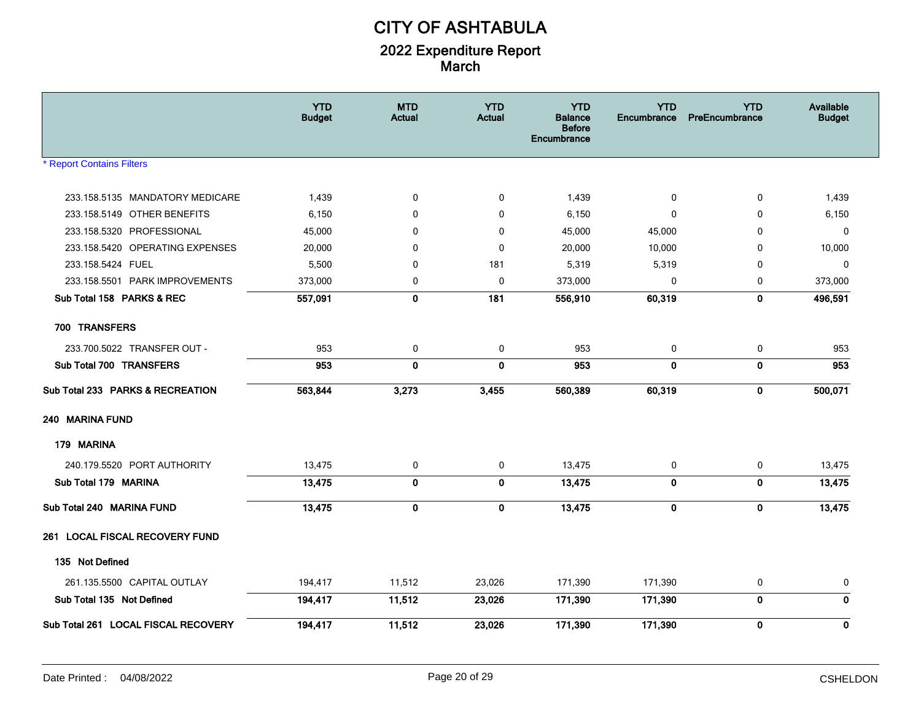# CITY OF ASHTABULA

## 2022 Expenditure Report
## March

| | YTD Budget | MTD Actual | YTD Actual | YTD Balance Before Encumbrance | YTD Encumbrance | YTD PreEncumbrance | Available Budget |
|---|---|---|---|---|---|---|---|
| 233.158.5135 MANDATORY MEDICARE | 1,439 | 0 | 0 | 1,439 | 0 | 0 | 1,439 |
| 233.158.5149 OTHER BENEFITS | 6,150 | 0 | 0 | 6,150 | 0 | 0 | 6,150 |
| 233.158.5320 PROFESSIONAL | 45,000 | 0 | 0 | 45,000 | 45,000 | 0 | 0 |
| 233.158.5420 OPERATING EXPENSES | 20,000 | 0 | 0 | 20,000 | 10,000 | 0 | 10,000 |
| 233.158.5424 FUEL | 5,500 | 0 | 181 | 5,319 | 5,319 | 0 | 0 |
| 233.158.5501 PARK IMPROVEMENTS | 373,000 | 0 | 0 | 373,000 | 0 | 0 | 373,000 |
| **Sub Total 158 PARKS & REC** | **557,091** | **0** | **181** | **556,910** | **60,319** | **0** | **496,591** |
| **700 TRANSFERS** | | | | | | | |
| 233.700.5022 TRANSFER OUT - | 953 | 0 | 0 | 953 | 0 | 0 | 953 |
| **Sub Total 700 TRANSFERS** | **953** | **0** | **0** | **953** | **0** | **0** | **953** |
| **Sub Total 233 PARKS & RECREATION** | **563,844** | **3,273** | **3,455** | **560,389** | **60,319** | **0** | **500,071** |
| **240 MARINA FUND** | | | | | | | |
| **179 MARINA** | | | | | | | |
| 240.179.5520 PORT AUTHORITY | 13,475 | 0 | 0 | 13,475 | 0 | 0 | 13,475 |
| **Sub Total 179 MARINA** | **13,475** | **0** | **0** | **13,475** | **0** | **0** | **13,475** |
| **Sub Total 240 MARINA FUND** | **13,475** | **0** | **0** | **13,475** | **0** | **0** | **13,475** |
| **261 LOCAL FISCAL RECOVERY FUND** | | | | | | | |
| **135 Not Defined** | | | | | | | |
| 261.135.5500 CAPITAL OUTLAY | 194,417 | 11,512 | 23,026 | 171,390 | 171,390 | 0 | 0 |
| **Sub Total 135 Not Defined** | **194,417** | **11,512** | **23,026** | **171,390** | **171,390** | **0** | **0** |
| **Sub Total 261 LOCAL FISCAL RECOVERY** | **194,417** | **11,512** | **23,026** | **171,390** | **171,390** | **0** | **0** |

* Report Contains Filters

Date Printed : 04/08/2022 CSHELDON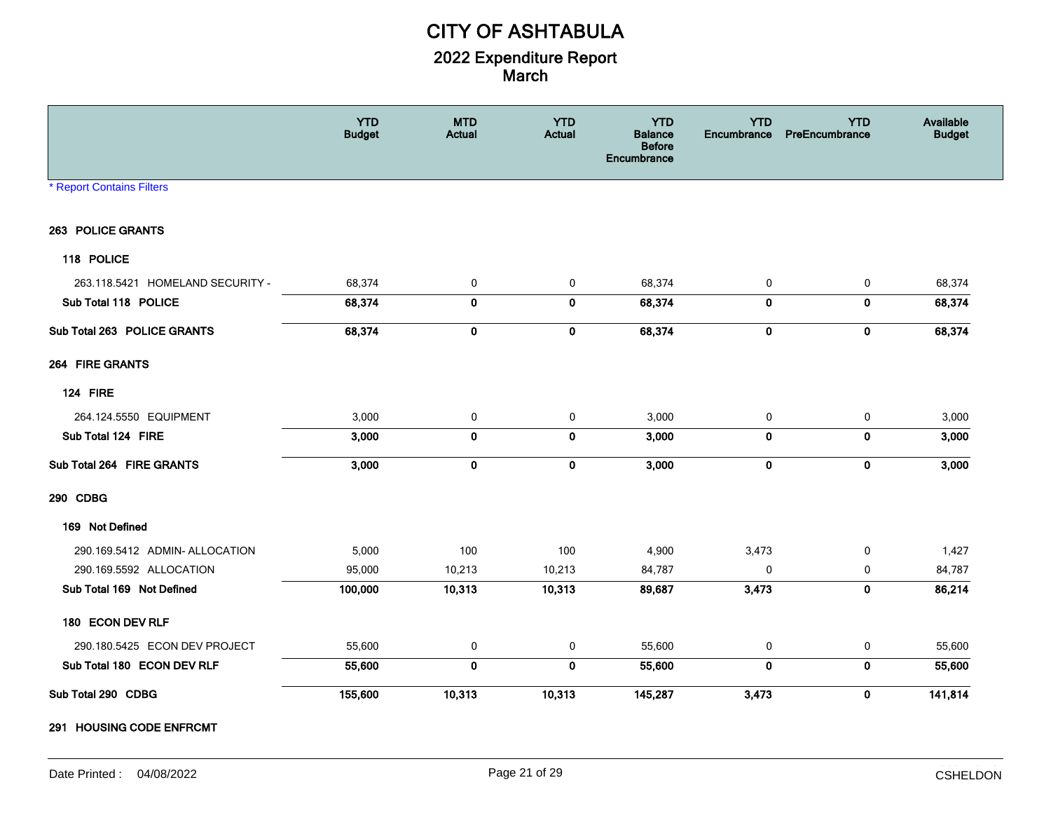# CITY OF ASHTABULA

## 2022 Expenditure Report
## March

| | YTD Budget | MTD Actual | YTD Actual | YTD Balance Before Encumbrance | YTD Encumbrance | YTD PreEncumbrance | Available Budget |
|---|---|---|---|---|---|---|---|
| * Report Contains Filters | | | | | | | |
| **263 POLICE GRANTS** | | | | | | | |
| **118 POLICE** | | | | | | | |
| 263.118.5421 HOMELAND SECURITY - | 68,374 | 0 | 0 | 68,374 | 0 | 0 | 68,374 |
| **Sub Total 118 POLICE** | **68,374** | **0** | **0** | **68,374** | **0** | **0** | **68,374** |
| **Sub Total 263 POLICE GRANTS** | **68,374** | **0** | **0** | **68,374** | **0** | **0** | **68,374** |
| **264 FIRE GRANTS** | | | | | | | |
| **124 FIRE** | | | | | | | |
| 264.124.5550 EQUIPMENT | 3,000 | 0 | 0 | 3,000 | 0 | 0 | 3,000 |
| **Sub Total 124 FIRE** | **3,000** | **0** | **0** | **3,000** | **0** | **0** | **3,000** |
| **Sub Total 264 FIRE GRANTS** | **3,000** | **0** | **0** | **3,000** | **0** | **0** | **3,000** |
| **290 CDBG** | | | | | | | |
| **169 Not Defined** | | | | | | | |
| 290.169.5412 ADMIN- ALLOCATION | 5,000 | 100 | 100 | 4,900 | 3,473 | 0 | 1,427 |
| 290.169.5592 ALLOCATION | 95,000 | 10,213 | 10,213 | 84,787 | 0 | 0 | 84,787 |
| **Sub Total 169 Not Defined** | **100,000** | **10,313** | **10,313** | **89,687** | **3,473** | **0** | **86,214** |
| **180 ECON DEV RLF** | | | | | | | |
| 290.180.5425 ECON DEV PROJECT | 55,600 | 0 | 0 | 55,600 | 0 | 0 | 55,600 |
| **Sub Total 180 ECON DEV RLF** | **55,600** | **0** | **0** | **55,600** | **0** | **0** | **55,600** |
| **Sub Total 290 CDBG** | **155,600** | **10,313** | **10,313** | **145,287** | **3,473** | **0** | **141,814** |
| **291 HOUSING CODE ENFRCMT** | | | | | | | |

Date Printed : 04/08/2022 CSHELDON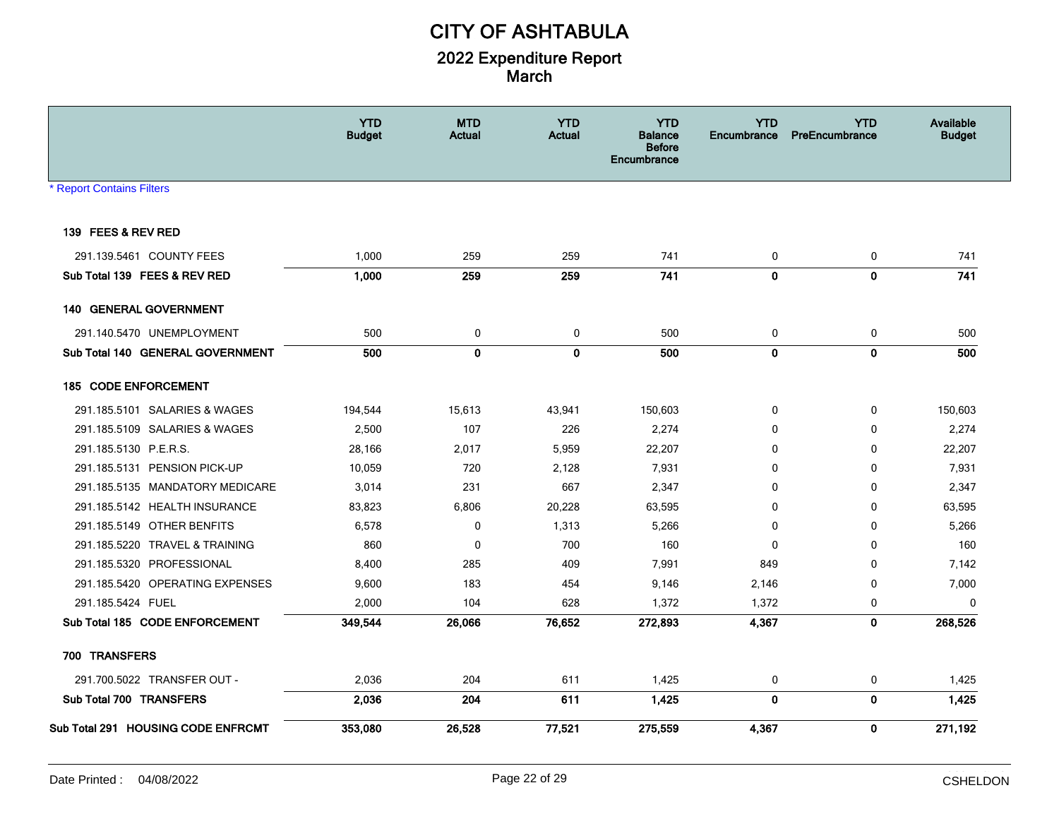# CITY OF ASHTABULA

## 2022 Expenditure Report
## March

| | YTD Budget | MTD Actual | YTD Actual | YTD Balance Before Encumbrance | YTD Encumbrance | YTD PreEncumbrance | Available Budget |
|---|---|---|---|---|---|---|---|
| * Report Contains Filters | | | | | | | |
| **139 FEES & REV RED** | | | | | | | |
| 291.139.5461 COUNTY FEES | 1,000 | 259 | 259 | 741 | 0 | 0 | 741 |
| **Sub Total 139 FEES & REV RED** | **1,000** | **259** | **259** | **741** | **0** | **0** | **741** |
| **140 GENERAL GOVERNMENT** | | | | | | | |
| 291.140.5470 UNEMPLOYMENT | 500 | 0 | 0 | 500 | 0 | 0 | 500 |
| **Sub Total 140 GENERAL GOVERNMENT** | **500** | **0** | **0** | **500** | **0** | **0** | **500** |
| **185 CODE ENFORCEMENT** | | | | | | | |
| 291.185.5101 SALARIES & WAGES | 194,544 | 15,613 | 43,941 | 150,603 | 0 | 0 | 150,603 |
| 291.185.5109 SALARIES & WAGES | 2,500 | 107 | 226 | 2,274 | 0 | 0 | 2,274 |
| 291.185.5130 P.E.R.S. | 28,166 | 2,017 | 5,959 | 22,207 | 0 | 0 | 22,207 |
| 291.185.5131 PENSION PICK-UP | 10,059 | 720 | 2,128 | 7,931 | 0 | 0 | 7,931 |
| 291.185.5135 MANDATORY MEDICARE | 3,014 | 231 | 667 | 2,347 | 0 | 0 | 2,347 |
| 291.185.5142 HEALTH INSURANCE | 83,823 | 6,806 | 20,228 | 63,595 | 0 | 0 | 63,595 |
| 291.185.5149 OTHER BENFITS | 6,578 | 0 | 1,313 | 5,266 | 0 | 0 | 5,266 |
| 291.185.5220 TRAVEL & TRAINING | 860 | 0 | 700 | 160 | 0 | 0 | 160 |
| 291.185.5320 PROFESSIONAL | 8,400 | 285 | 409 | 7,991 | 849 | 0 | 7,142 |
| 291.185.5420 OPERATING EXPENSES | 9,600 | 183 | 454 | 9,146 | 2,146 | 0 | 7,000 |
| 291.185.5424 FUEL | 2,000 | 104 | 628 | 1,372 | 1,372 | 0 | 0 |
| **Sub Total 185 CODE ENFORCEMENT** | **349,544** | **26,066** | **76,652** | **272,893** | **4,367** | **0** | **268,526** |
| **700 TRANSFERS** | | | | | | | |
| 291.700.5022 TRANSFER OUT - | 2,036 | 204 | 611 | 1,425 | 0 | 0 | 1,425 |
| **Sub Total 700 TRANSFERS** | **2,036** | **204** | **611** | **1,425** | **0** | **0** | **1,425** |
| **Sub Total 291 HOUSING CODE ENFRCMT** | **353,080** | **26,528** | **77,521** | **275,559** | **4,367** | **0** | **271,192** |

Date Printed : 04/08/2022 CSHELDON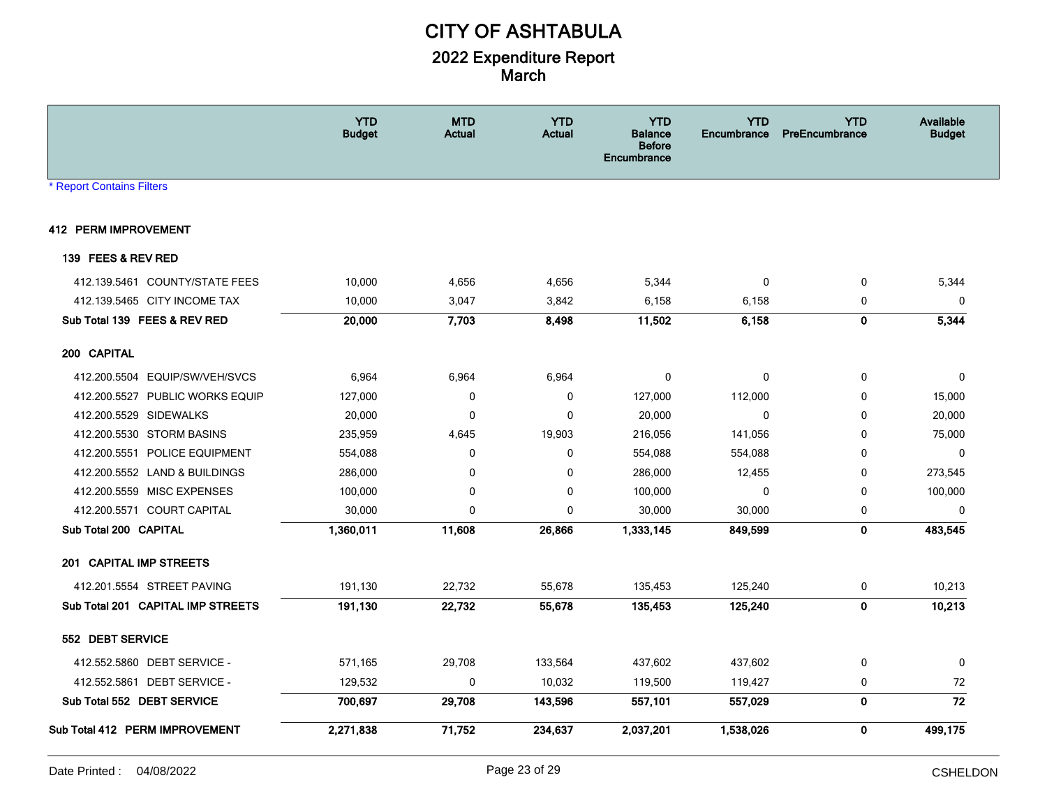# CITY OF ASHTABULA

## 2022 Expenditure Report
## March

* Report Contains Filters

| | YTD Budget | MTD Actual | YTD Actual | YTD Balance Before Encumbrance | YTD Encumbrance | YTD PreEncumbrance | Available Budget |
|---|---|---|---|---|---|---|---|
| **412 PERM IMPROVEMENT** | | | | | | | |
| **139 FEES & REV RED** | | | | | | | |
| 412.139.5461 COUNTY/STATE FEES | 10,000 | 4,656 | 4,656 | 5,344 | 0 | 0 | 5,344 |
| 412.139.5465 CITY INCOME TAX | 10,000 | 3,047 | 3,842 | 6,158 | 6,158 | 0 | 0 |
| **Sub Total 139 FEES & REV RED** | **20,000** | **7,703** | **8,498** | **11,502** | **6,158** | **0** | **5,344** |
| **200 CAPITAL** | | | | | | | |
| 412.200.5504 EQUIP/SW/VEH/SVCS | 6,964 | 6,964 | 6,964 | 0 | 0 | 0 | 0 |
| 412.200.5527 PUBLIC WORKS EQUIP | 127,000 | 0 | 0 | 127,000 | 112,000 | 0 | 15,000 |
| 412.200.5529 SIDEWALKS | 20,000 | 0 | 0 | 20,000 | 0 | 0 | 20,000 |
| 412.200.5530 STORM BASINS | 235,959 | 4,645 | 19,903 | 216,056 | 141,056 | 0 | 75,000 |
| 412.200.5551 POLICE EQUIPMENT | 554,088 | 0 | 0 | 554,088 | 554,088 | 0 | 0 |
| 412.200.5552 LAND & BUILDINGS | 286,000 | 0 | 0 | 286,000 | 12,455 | 0 | 273,545 |
| 412.200.5559 MISC EXPENSES | 100,000 | 0 | 0 | 100,000 | 0 | 0 | 100,000 |
| 412.200.5571 COURT CAPITAL | 30,000 | 0 | 0 | 30,000 | 30,000 | 0 | 0 |
| **Sub Total 200 CAPITAL** | **1,360,011** | **11,608** | **26,866** | **1,333,145** | **849,599** | **0** | **483,545** |
| **201 CAPITAL IMP STREETS** | | | | | | | |
| 412.201.5554 STREET PAVING | 191,130 | 22,732 | 55,678 | 135,453 | 125,240 | 0 | 10,213 |
| **Sub Total 201 CAPITAL IMP STREETS** | **191,130** | **22,732** | **55,678** | **135,453** | **125,240** | **0** | **10,213** |
| **552 DEBT SERVICE** | | | | | | | |
| 412.552.5860 DEBT SERVICE - | 571,165 | 29,708 | 133,564 | 437,602 | 437,602 | 0 | 0 |
| 412.552.5861 DEBT SERVICE - | 129,532 | 0 | 10,032 | 119,500 | 119,427 | 0 | 72 |
| **Sub Total 552 DEBT SERVICE** | **700,697** | **29,708** | **143,596** | **557,101** | **557,029** | **0** | **72** |
| **Sub Total 412 PERM IMPROVEMENT** | **2,271,838** | **71,752** | **234,637** | **2,037,201** | **1,538,026** | **0** | **499,175** |

Date Printed : 04/08/2022 CSHELDON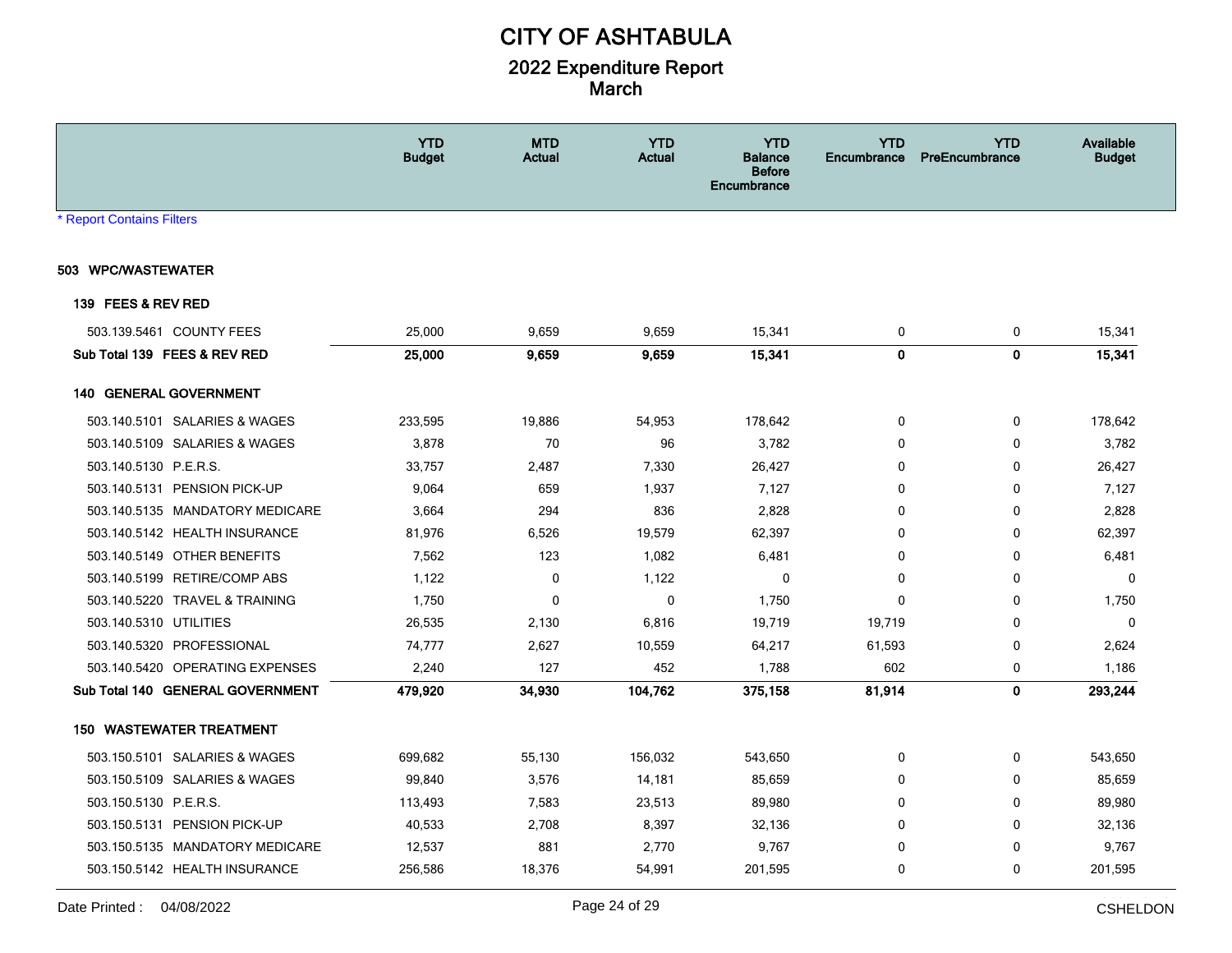# CITY OF ASHTABULA

## 2022 Expenditure Report
## March

|  | YTD Budget | MTD Actual | YTD Actual | YTD Balance Before Encumbrance | YTD Encumbrance | YTD PreEncumbrance | Available Budget |
|---|---|---|---|---|---|---|---|

* Report Contains Filters

**503 WPC/WASTEWATER**

**139 FEES & REV RED**

|  | YTD Budget | MTD Actual | YTD Actual | YTD Balance Before Encumbrance | YTD Encumbrance | YTD PreEncumbrance | Available Budget |
|---|---|---|---|---|---|---|---|
| 503.139.5461 COUNTY FEES | 25,000 | 9,659 | 9,659 | 15,341 | 0 | 0 | 15,341 |
| **Sub Total 139 FEES & REV RED** | **25,000** | **9,659** | **9,659** | **15,341** | **0** | **0** | **15,341** |

**140 GENERAL GOVERNMENT**

|  | YTD Budget | MTD Actual | YTD Actual | YTD Balance Before Encumbrance | YTD Encumbrance | YTD PreEncumbrance | Available Budget |
|---|---|---|---|---|---|---|---|
| 503.140.5101 SALARIES & WAGES | 233,595 | 19,886 | 54,953 | 178,642 | 0 | 0 | 178,642 |
| 503.140.5109 SALARIES & WAGES | 3,878 | 70 | 96 | 3,782 | 0 | 0 | 3,782 |
| 503.140.5130 P.E.R.S. | 33,757 | 2,487 | 7,330 | 26,427 | 0 | 0 | 26,427 |
| 503.140.5131 PENSION PICK-UP | 9,064 | 659 | 1,937 | 7,127 | 0 | 0 | 7,127 |
| 503.140.5135 MANDATORY MEDICARE | 3,664 | 294 | 836 | 2,828 | 0 | 0 | 2,828 |
| 503.140.5142 HEALTH INSURANCE | 81,976 | 6,526 | 19,579 | 62,397 | 0 | 0 | 62,397 |
| 503.140.5149 OTHER BENEFITS | 7,562 | 123 | 1,082 | 6,481 | 0 | 0 | 6,481 |
| 503.140.5199 RETIRE/COMP ABS | 1,122 | 0 | 1,122 | 0 | 0 | 0 | 0 |
| 503.140.5220 TRAVEL & TRAINING | 1,750 | 0 | 0 | 1,750 | 0 | 0 | 1,750 |
| 503.140.5310 UTILITIES | 26,535 | 2,130 | 6,816 | 19,719 | 19,719 | 0 | 0 |
| 503.140.5320 PROFESSIONAL | 74,777 | 2,627 | 10,559 | 64,217 | 61,593 | 0 | 2,624 |
| 503.140.5420 OPERATING EXPENSES | 2,240 | 127 | 452 | 1,788 | 602 | 0 | 1,186 |
| **Sub Total 140 GENERAL GOVERNMENT** | **479,920** | **34,930** | **104,762** | **375,158** | **81,914** | **0** | **293,244** |

**150 WASTEWATER TREATMENT**

|  | YTD Budget | MTD Actual | YTD Actual | YTD Balance Before Encumbrance | YTD Encumbrance | YTD PreEncumbrance | Available Budget |
|---|---|---|---|---|---|---|---|
| 503.150.5101 SALARIES & WAGES | 699,682 | 55,130 | 156,032 | 543,650 | 0 | 0 | 543,650 |
| 503.150.5109 SALARIES & WAGES | 99,840 | 3,576 | 14,181 | 85,659 | 0 | 0 | 85,659 |
| 503.150.5130 P.E.R.S. | 113,493 | 7,583 | 23,513 | 89,980 | 0 | 0 | 89,980 |
| 503.150.5131 PENSION PICK-UP | 40,533 | 2,708 | 8,397 | 32,136 | 0 | 0 | 32,136 |
| 503.150.5135 MANDATORY MEDICARE | 12,537 | 881 | 2,770 | 9,767 | 0 | 0 | 9,767 |
| 503.150.5142 HEALTH INSURANCE | 256,586 | 18,376 | 54,991 | 201,595 | 0 | 0 | 201,595 |

Date Printed : 04/08/2022 CSHELDON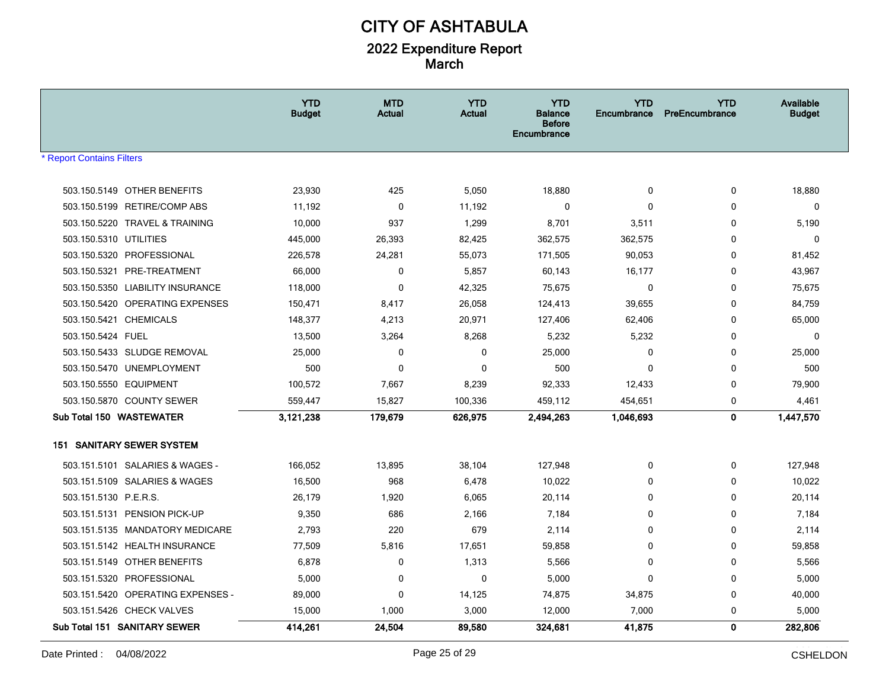# CITY OF ASHTABULA

## 2022 Expenditure Report
## March

| | YTD Budget | MTD Actual | YTD Actual | YTD Balance Before Encumbrance | YTD Encumbrance | YTD PreEncumbrance | Available Budget |
|---|---|---|---|---|---|---|---|
| * Report Contains Filters | | | | | | | |
| 503.150.5149 OTHER BENEFITS | 23,930 | 425 | 5,050 | 18,880 | 0 | 0 | 18,880 |
| 503.150.5199 RETIRE/COMP ABS | 11,192 | 0 | 11,192 | 0 | 0 | 0 | 0 |
| 503.150.5220 TRAVEL & TRAINING | 10,000 | 937 | 1,299 | 8,701 | 3,511 | 0 | 5,190 |
| 503.150.5310 UTILITIES | 445,000 | 26,393 | 82,425 | 362,575 | 362,575 | 0 | 0 |
| 503.150.5320 PROFESSIONAL | 226,578 | 24,281 | 55,073 | 171,505 | 90,053 | 0 | 81,452 |
| 503.150.5321 PRE-TREATMENT | 66,000 | 0 | 5,857 | 60,143 | 16,177 | 0 | 43,967 |
| 503.150.5350 LIABILITY INSURANCE | 118,000 | 0 | 42,325 | 75,675 | 0 | 0 | 75,675 |
| 503.150.5420 OPERATING EXPENSES | 150,471 | 8,417 | 26,058 | 124,413 | 39,655 | 0 | 84,759 |
| 503.150.5421 CHEMICALS | 148,377 | 4,213 | 20,971 | 127,406 | 62,406 | 0 | 65,000 |
| 503.150.5424 FUEL | 13,500 | 3,264 | 8,268 | 5,232 | 5,232 | 0 | 0 |
| 503.150.5433 SLUDGE REMOVAL | 25,000 | 0 | 0 | 25,000 | 0 | 0 | 25,000 |
| 503.150.5470 UNEMPLOYMENT | 500 | 0 | 0 | 500 | 0 | 0 | 500 |
| 503.150.5550 EQUIPMENT | 100,572 | 7,667 | 8,239 | 92,333 | 12,433 | 0 | 79,900 |
| 503.150.5870 COUNTY SEWER | 559,447 | 15,827 | 100,336 | 459,112 | 454,651 | 0 | 4,461 |
| **Sub Total 150 WASTEWATER** | **3,121,238** | **179,679** | **626,975** | **2,494,263** | **1,046,693** | **0** | **1,447,570** |
| **151 SANITARY SEWER SYSTEM** | | | | | | | |
| 503.151.5101 SALARIES & WAGES - | 166,052 | 13,895 | 38,104 | 127,948 | 0 | 0 | 127,948 |
| 503.151.5109 SALARIES & WAGES | 16,500 | 968 | 6,478 | 10,022 | 0 | 0 | 10,022 |
| 503.151.5130 P.E.R.S. | 26,179 | 1,920 | 6,065 | 20,114 | 0 | 0 | 20,114 |
| 503.151.5131 PENSION PICK-UP | 9,350 | 686 | 2,166 | 7,184 | 0 | 0 | 7,184 |
| 503.151.5135 MANDATORY MEDICARE | 2,793 | 220 | 679 | 2,114 | 0 | 0 | 2,114 |
| 503.151.5142 HEALTH INSURANCE | 77,509 | 5,816 | 17,651 | 59,858 | 0 | 0 | 59,858 |
| 503.151.5149 OTHER BENEFITS | 6,878 | 0 | 1,313 | 5,566 | 0 | 0 | 5,566 |
| 503.151.5320 PROFESSIONAL | 5,000 | 0 | 0 | 5,000 | 0 | 0 | 5,000 |
| 503.151.5420 OPERATING EXPENSES - | 89,000 | 0 | 14,125 | 74,875 | 34,875 | 0 | 40,000 |
| 503.151.5426 CHECK VALVES | 15,000 | 1,000 | 3,000 | 12,000 | 7,000 | 0 | 5,000 |
| **Sub Total 151 SANITARY SEWER** | **414,261** | **24,504** | **89,580** | **324,681** | **41,875** | **0** | **282,806** |

Date Printed : 04/08/2022 CSHELDON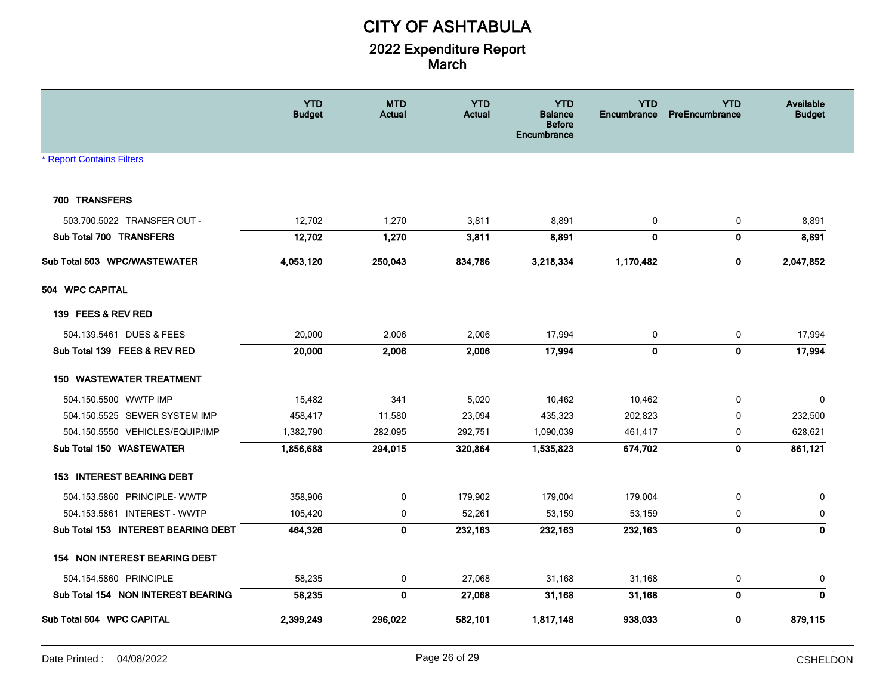# CITY OF ASHTABULA

## 2022 Expenditure Report
## March

* Report Contains Filters

| | YTD Budget | MTD Actual | YTD Actual | YTD Balance Before Encumbrance | YTD Encumbrance | YTD PreEncumbrance | Available Budget |
|---|---|---|---|---|---|---|---|
| **700 TRANSFERS** | | | | | | | |
| 503.700.5022 TRANSFER OUT - | 12,702 | 1,270 | 3,811 | 8,891 | 0 | 0 | 8,891 |
| **Sub Total 700 TRANSFERS** | **12,702** | **1,270** | **3,811** | **8,891** | **0** | **0** | **8,891** |
| **Sub Total 503 WPC/WASTEWATER** | **4,053,120** | **250,043** | **834,786** | **3,218,334** | **1,170,482** | **0** | **2,047,852** |
| **504 WPC CAPITAL** | | | | | | | |
| **139 FEES & REV RED** | | | | | | | |
| 504.139.5461 DUES & FEES | 20,000 | 2,006 | 2,006 | 17,994 | 0 | 0 | 17,994 |
| **Sub Total 139 FEES & REV RED** | **20,000** | **2,006** | **2,006** | **17,994** | **0** | **0** | **17,994** |
| **150 WASTEWATER TREATMENT** | | | | | | | |
| 504.150.5500 WWTP IMP | 15,482 | 341 | 5,020 | 10,462 | 10,462 | 0 | 0 |
| 504.150.5525 SEWER SYSTEM IMP | 458,417 | 11,580 | 23,094 | 435,323 | 202,823 | 0 | 232,500 |
| 504.150.5550 VEHICLES/EQUIP/IMP | 1,382,790 | 282,095 | 292,751 | 1,090,039 | 461,417 | 0 | 628,621 |
| **Sub Total 150 WASTEWATER** | **1,856,688** | **294,015** | **320,864** | **1,535,823** | **674,702** | **0** | **861,121** |
| **153 INTEREST BEARING DEBT** | | | | | | | |
| 504.153.5860 PRINCIPLE- WWTP | 358,906 | 0 | 179,902 | 179,004 | 179,004 | 0 | 0 |
| 504.153.5861 INTEREST - WWTP | 105,420 | 0 | 52,261 | 53,159 | 53,159 | 0 | 0 |
| **Sub Total 153 INTEREST BEARING DEBT** | **464,326** | **0** | **232,163** | **232,163** | **232,163** | **0** | **0** |
| **154 NON INTEREST BEARING DEBT** | | | | | | | |
| 504.154.5860 PRINCIPLE | 58,235 | 0 | 27,068 | 31,168 | 31,168 | 0 | 0 |
| **Sub Total 154 NON INTEREST BEARING** | **58,235** | **0** | **27,068** | **31,168** | **31,168** | **0** | **0** |
| **Sub Total 504 WPC CAPITAL** | **2,399,249** | **296,022** | **582,101** | **1,817,148** | **938,033** | **0** | **879,115** |

Date Printed : 04/08/2022 CSHELDON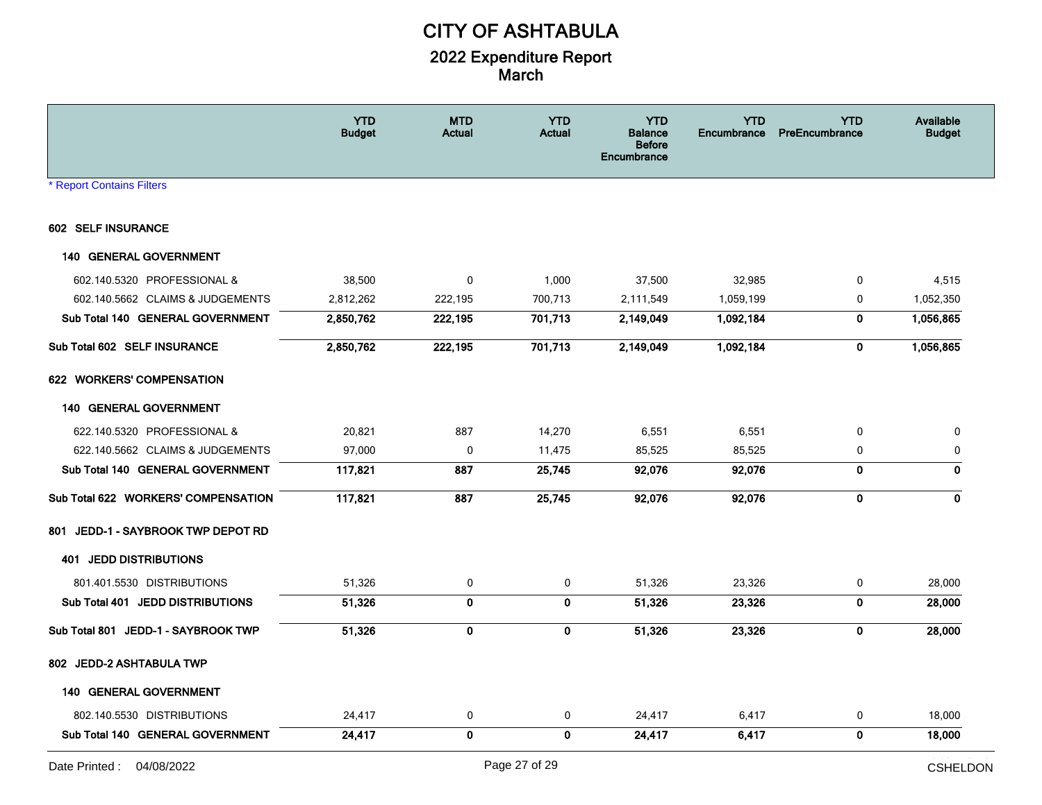# CITY OF ASHTABULA

## 2022 Expenditure Report

## March

| | YTD Budget | MTD Actual | YTD Actual | YTD Balance Before Encumbrance | YTD Encumbrance | YTD PreEncumbrance | Available Budget |
|---|---|---|---|---|---|---|---|
| * Report Contains Filters | | | | | | | |
| **602 SELF INSURANCE** | | | | | | | |
| **140 GENERAL GOVERNMENT** | | | | | | | |
| 602.140.5320 PROFESSIONAL & | 38,500 | 0 | 1,000 | 37,500 | 32,985 | 0 | 4,515 |
| 602.140.5662 CLAIMS & JUDGEMENTS | 2,812,262 | 222,195 | 700,713 | 2,111,549 | 1,059,199 | 0 | 1,052,350 |
| **Sub Total 140 GENERAL GOVERNMENT** | **2,850,762** | **222,195** | **701,713** | **2,149,049** | **1,092,184** | **0** | **1,056,865** |
| **Sub Total 602 SELF INSURANCE** | **2,850,762** | **222,195** | **701,713** | **2,149,049** | **1,092,184** | **0** | **1,056,865** |
| **622 WORKERS' COMPENSATION** | | | | | | | |
| **140 GENERAL GOVERNMENT** | | | | | | | |
| 622.140.5320 PROFESSIONAL & | 20,821 | 887 | 14,270 | 6,551 | 6,551 | 0 | 0 |
| 622.140.5662 CLAIMS & JUDGEMENTS | 97,000 | 0 | 11,475 | 85,525 | 85,525 | 0 | 0 |
| **Sub Total 140 GENERAL GOVERNMENT** | **117,821** | **887** | **25,745** | **92,076** | **92,076** | **0** | **0** |
| **Sub Total 622 WORKERS' COMPENSATION** | **117,821** | **887** | **25,745** | **92,076** | **92,076** | **0** | **0** |
| **801 JEDD-1 - SAYBROOK TWP DEPOT RD** | | | | | | | |
| **401 JEDD DISTRIBUTIONS** | | | | | | | |
| 801.401.5530 DISTRIBUTIONS | 51,326 | 0 | 0 | 51,326 | 23,326 | 0 | 28,000 |
| **Sub Total 401 JEDD DISTRIBUTIONS** | **51,326** | **0** | **0** | **51,326** | **23,326** | **0** | **28,000** |
| **Sub Total 801 JEDD-1 - SAYBROOK TWP** | **51,326** | **0** | **0** | **51,326** | **23,326** | **0** | **28,000** |
| **802 JEDD-2 ASHTABULA TWP** | | | | | | | |
| **140 GENERAL GOVERNMENT** | | | | | | | |
| 802.140.5530 DISTRIBUTIONS | 24,417 | 0 | 0 | 24,417 | 6,417 | 0 | 18,000 |
| **Sub Total 140 GENERAL GOVERNMENT** | **24,417** | **0** | **0** | **24,417** | **6,417** | **0** | **18,000** |

Date Printed : 04/08/2022 CSHELDON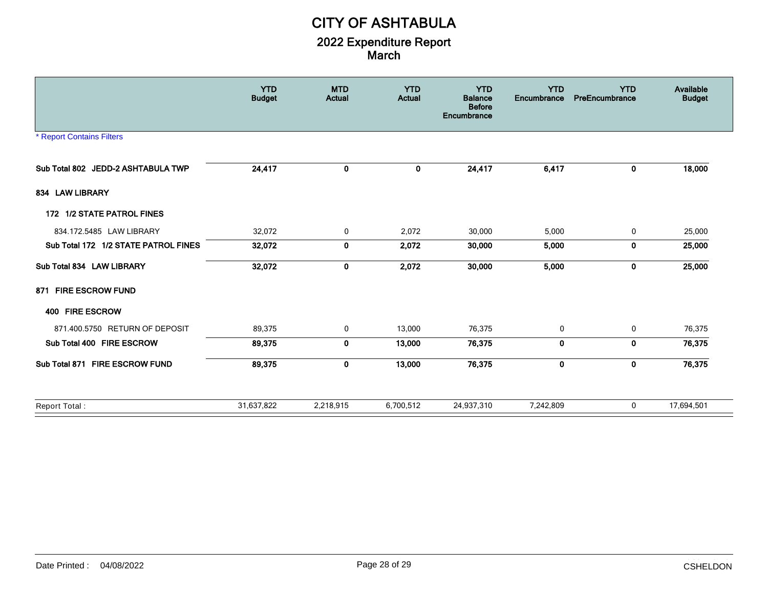# CITY OF ASHTABULA

## 2022 Expenditure Report
## March

| | YTD Budget | MTD Actual | YTD Actual | YTD Balance Before Encumbrance | YTD Encumbrance | YTD PreEncumbrance | Available Budget |
|---|---|---|---|---|---|---|---|
| * Report Contains Filters | | | | | | | |
| **Sub Total 802 JEDD-2 ASHTABULA TWP** | **24,417** | **0** | **0** | **24,417** | **6,417** | **0** | **18,000** |
| **834 LAW LIBRARY** | | | | | | | |
| **172 1/2 STATE PATROL FINES** | | | | | | | |
| 834.172.5485 LAW LIBRARY | 32,072 | 0 | 2,072 | 30,000 | 5,000 | 0 | 25,000 |
| **Sub Total 172 1/2 STATE PATROL FINES** | **32,072** | **0** | **2,072** | **30,000** | **5,000** | **0** | **25,000** |
| **Sub Total 834 LAW LIBRARY** | **32,072** | **0** | **2,072** | **30,000** | **5,000** | **0** | **25,000** |
| **871 FIRE ESCROW FUND** | | | | | | | |
| **400 FIRE ESCROW** | | | | | | | |
| 871.400.5750 RETURN OF DEPOSIT | 89,375 | 0 | 13,000 | 76,375 | 0 | 0 | 76,375 |
| **Sub Total 400 FIRE ESCROW** | **89,375** | **0** | **13,000** | **76,375** | **0** | **0** | **76,375** |
| **Sub Total 871 FIRE ESCROW FUND** | **89,375** | **0** | **13,000** | **76,375** | **0** | **0** | **76,375** |
| Report Total : | 31,637,822 | 2,218,915 | 6,700,512 | 24,937,310 | 7,242,809 | 0 | 17,694,501 |

Date Printed : 04/08/2022

CSHELDON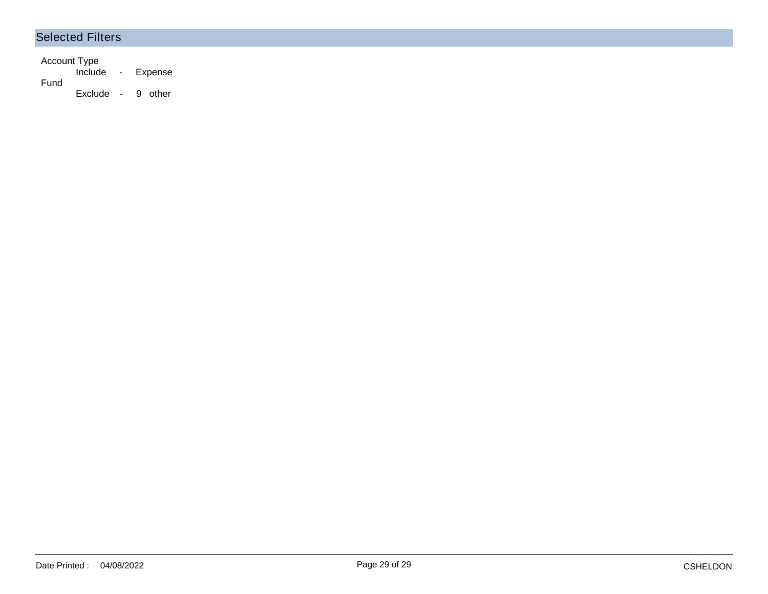## Selected Filters

Account Type

Include - Expense

Fund

Exclude - 9 other